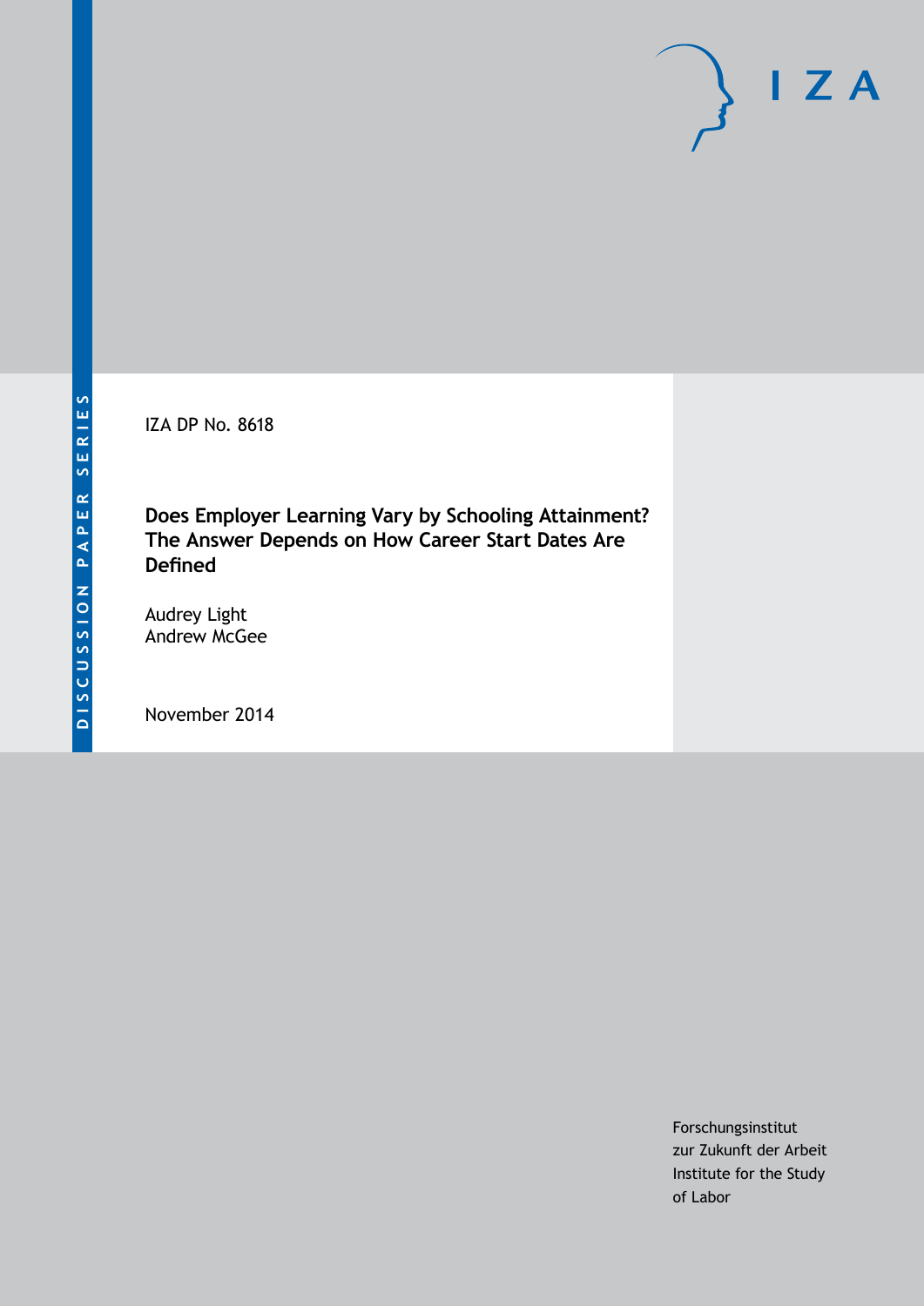DISCUSSION PAPER SERIES

IZA DP No. 8618

# Does Employer Learning Vary by Schooling Attainment? The Answer Depends on How Career Start Dates Are Defined

Audrey Light
Andrew McGee

November 2014

Forschungsinstitut
zur Zukunft der Arbeit
Institute for the Study
of Labor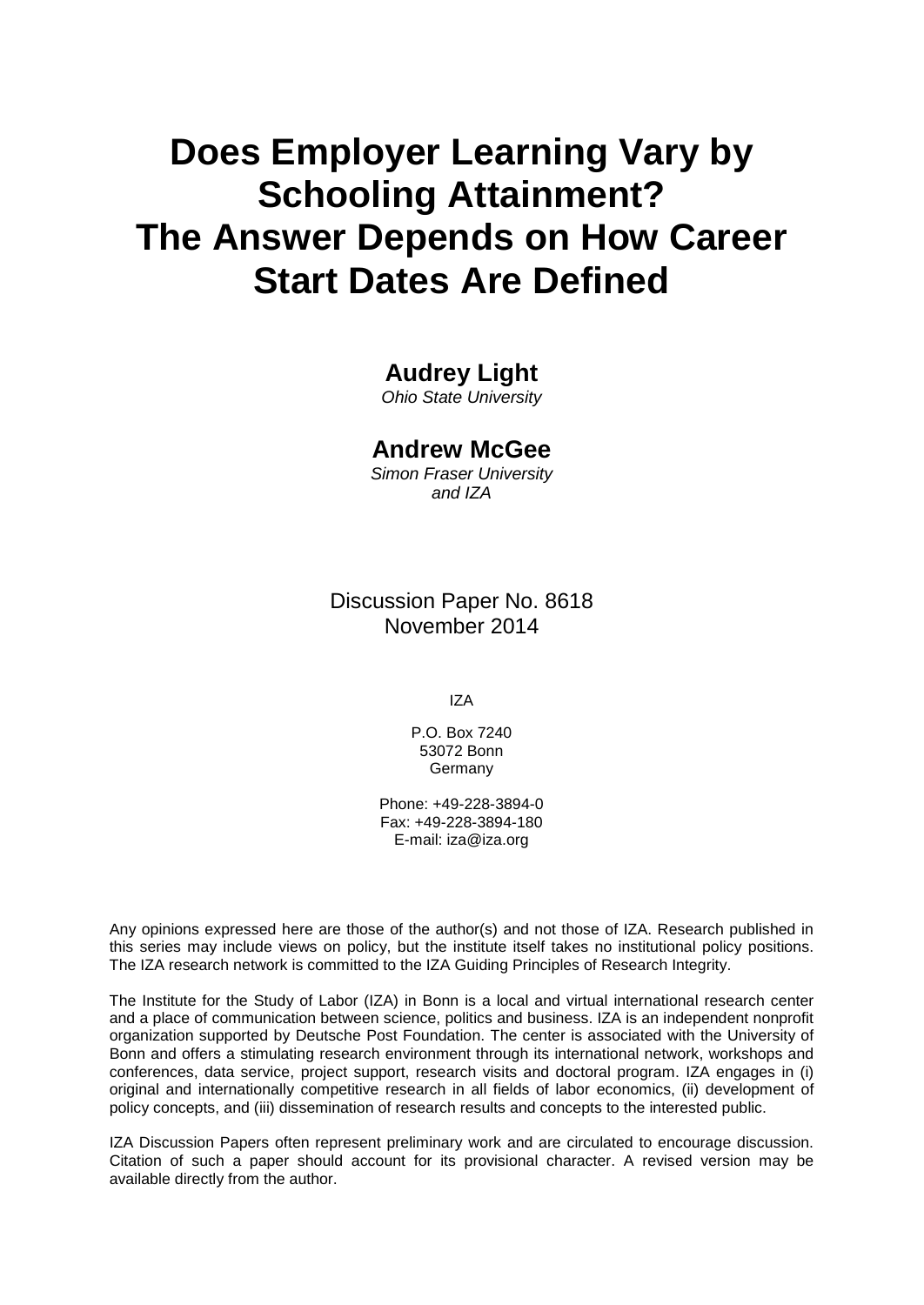# Does Employer Learning Vary by Schooling Attainment? The Answer Depends on How Career Start Dates Are Defined

**Audrey Light**
*Ohio State University*

**Andrew McGee**
*Simon Fraser University and IZA*

Discussion Paper No. 8618
November 2014

IZA

P.O. Box 7240
53072 Bonn
Germany

Phone: +49-228-3894-0
Fax: +49-228-3894-180
E-mail: iza@iza.org

Any opinions expressed here are those of the author(s) and not those of IZA. Research published in this series may include views on policy, but the institute itself takes no institutional policy positions. The IZA research network is committed to the IZA Guiding Principles of Research Integrity.

The Institute for the Study of Labor (IZA) in Bonn is a local and virtual international research center and a place of communication between science, politics and business. IZA is an independent nonprofit organization supported by Deutsche Post Foundation. The center is associated with the University of Bonn and offers a stimulating research environment through its international network, workshops and conferences, data service, project support, research visits and doctoral program. IZA engages in (i) original and internationally competitive research in all fields of labor economics, (ii) development of policy concepts, and (iii) dissemination of research results and concepts to the interested public.

IZA Discussion Papers often represent preliminary work and are circulated to encourage discussion. Citation of such a paper should account for its provisional character. A revised version may be available directly from the author.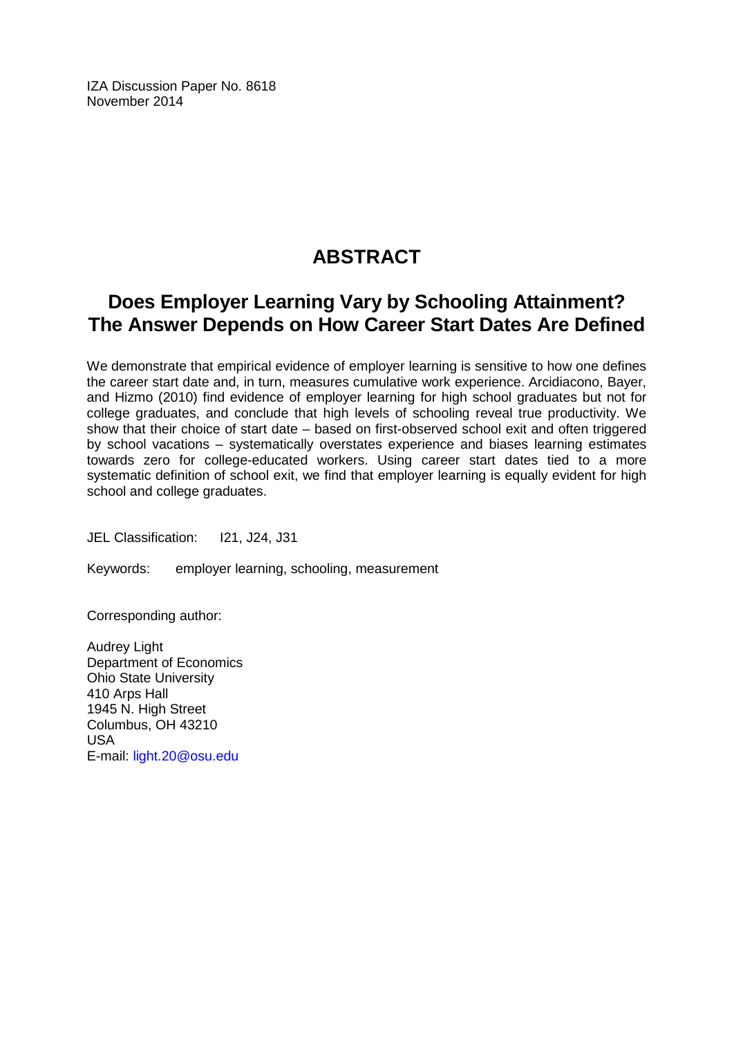IZA Discussion Paper No. 8618
November 2014

# ABSTRACT

## Does Employer Learning Vary by Schooling Attainment? The Answer Depends on How Career Start Dates Are Defined

We demonstrate that empirical evidence of employer learning is sensitive to how one defines the career start date and, in turn, measures cumulative work experience. Arcidiacono, Bayer, and Hizmo (2010) find evidence of employer learning for high school graduates but not for college graduates, and conclude that high levels of schooling reveal true productivity. We show that their choice of start date – based on first-observed school exit and often triggered by school vacations – systematically overstates experience and biases learning estimates towards zero for college-educated workers. Using career start dates tied to a more systematic definition of school exit, we find that employer learning is equally evident for high school and college graduates.

JEL Classification: I21, J24, J31

Keywords: employer learning, schooling, measurement

Corresponding author:

Audrey Light
Department of Economics
Ohio State University
410 Arps Hall
1945 N. High Street
Columbus, OH 43210
USA
E-mail: light.20@osu.edu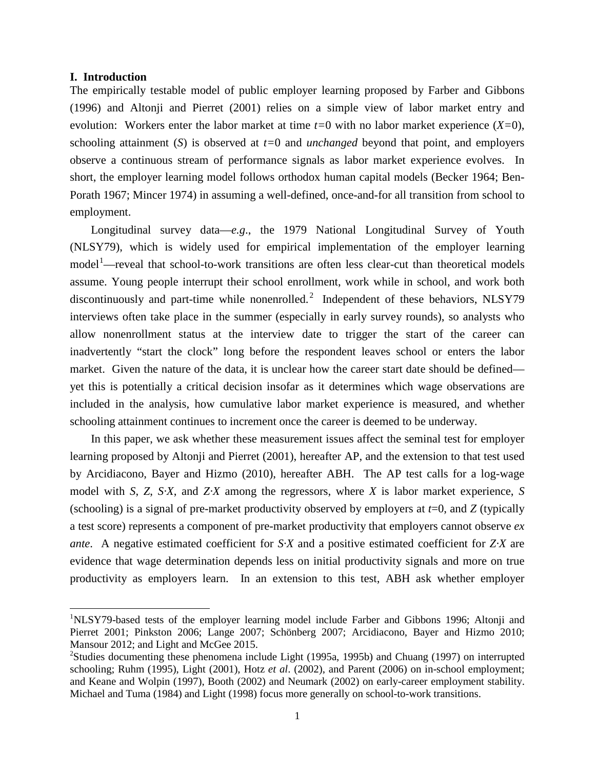## I. Introduction

The empirically testable model of public employer learning proposed by Farber and Gibbons (1996) and Altonji and Pierret (2001) relies on a simple view of labor market entry and evolution: Workers enter the labor market at time $t=0$ with no labor market experience ($X=0$), schooling attainment ($S$) is observed at $t=0$ and *unchanged* beyond that point, and employers observe a continuous stream of performance signals as labor market experience evolves. In short, the employer learning model follows orthodox human capital models (Becker 1964; Ben-Porath 1967; Mincer 1974) in assuming a well-defined, once-and-for all transition from school to employment.

Longitudinal survey data—*e.g*., the 1979 National Longitudinal Survey of Youth (NLSY79), which is widely used for empirical implementation of the employer learning model[1]—reveal that school-to-work transitions are often less clear-cut than theoretical models assume. Young people interrupt their school enrollment, work while in school, and work both discontinuously and part-time while nonenrolled.[2] Independent of these behaviors, NLSY79 interviews often take place in the summer (especially in early survey rounds), so analysts who allow nonenrollment status at the interview date to trigger the start of the career can inadvertently "start the clock" long before the respondent leaves school or enters the labor market. Given the nature of the data, it is unclear how the career start date should be defined—yet this is potentially a critical decision insofar as it determines which wage observations are included in the analysis, how cumulative labor market experience is measured, and whether schooling attainment continues to increment once the career is deemed to be underway.

In this paper, we ask whether these measurement issues affect the seminal test for employer learning proposed by Altonji and Pierret (2001), hereafter AP, and the extension to that test used by Arcidiacono, Bayer and Hizmo (2010), hereafter ABH. The AP test calls for a log-wage model with $S$, $Z$, $S{\cdot}X$, and $Z{\cdot}X$ among the regressors, where $X$ is labor market experience, $S$ (schooling) is a signal of pre-market productivity observed by employers at $t=0$, and $Z$ (typically a test score) represents a component of pre-market productivity that employers cannot observe *ex ante*. A negative estimated coefficient for $S{\cdot}X$ and a positive estimated coefficient for $Z{\cdot}X$ are evidence that wage determination depends less on initial productivity signals and more on true productivity as employers learn. In an extension to this test, ABH ask whether employer

---

[1]NLSY79-based tests of the employer learning model include Farber and Gibbons 1996; Altonji and Pierret 2001; Pinkston 2006; Lange 2007; Schönberg 2007; Arcidiacono, Bayer and Hizmo 2010; Mansour 2012; and Light and McGee 2015.

[2]Studies documenting these phenomena include Light (1995a, 1995b) and Chuang (1997) on interrupted schooling; Ruhm (1995), Light (2001), Hotz *et al*. (2002), and Parent (2006) on in-school employment; and Keane and Wolpin (1997), Booth (2002) and Neumark (2002) on early-career employment stability. Michael and Tuma (1984) and Light (1998) focus more generally on school-to-work transitions.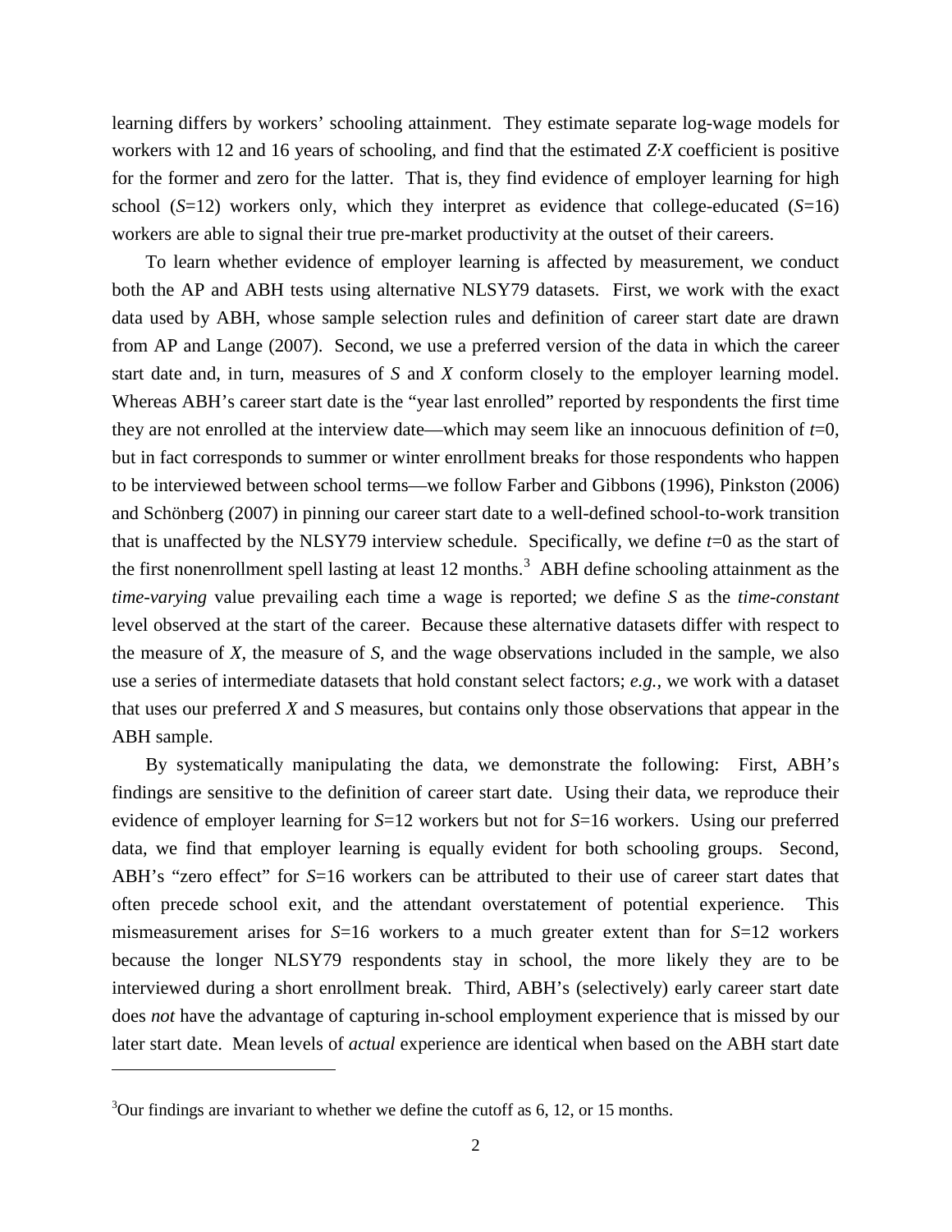learning differs by workers' schooling attainment. They estimate separate log-wage models for workers with 12 and 16 years of schooling, and find that the estimated $Z{\cdot}X$ coefficient is positive for the former and zero for the latter. That is, they find evidence of employer learning for high school ($S$=12) workers only, which they interpret as evidence that college-educated ($S$=16) workers are able to signal their true pre-market productivity at the outset of their careers.

To learn whether evidence of employer learning is affected by measurement, we conduct both the AP and ABH tests using alternative NLSY79 datasets. First, we work with the exact data used by ABH, whose sample selection rules and definition of career start date are drawn from AP and Lange (2007). Second, we use a preferred version of the data in which the career start date and, in turn, measures of $S$ and $X$ conform closely to the employer learning model. Whereas ABH's career start date is the "year last enrolled" reported by respondents the first time they are not enrolled at the interview date—which may seem like an innocuous definition of $t$=0, but in fact corresponds to summer or winter enrollment breaks for those respondents who happen to be interviewed between school terms—we follow Farber and Gibbons (1996), Pinkston (2006) and Schönberg (2007) in pinning our career start date to a well-defined school-to-work transition that is unaffected by the NLSY79 interview schedule. Specifically, we define $t$=0 as the start of the first nonenrollment spell lasting at least 12 months.[3] ABH define schooling attainment as the *time-varying* value prevailing each time a wage is reported; we define $S$ as the *time-constant* level observed at the start of the career. Because these alternative datasets differ with respect to the measure of $X$, the measure of $S$, and the wage observations included in the sample, we also use a series of intermediate datasets that hold constant select factors; *e.g.*, we work with a dataset that uses our preferred $X$ and $S$ measures, but contains only those observations that appear in the ABH sample.

By systematically manipulating the data, we demonstrate the following: First, ABH's findings are sensitive to the definition of career start date. Using their data, we reproduce their evidence of employer learning for $S$=12 workers but not for $S$=16 workers. Using our preferred data, we find that employer learning is equally evident for both schooling groups. Second, ABH's "zero effect" for $S$=16 workers can be attributed to their use of career start dates that often precede school exit, and the attendant overstatement of potential experience. This mismeasurement arises for $S$=16 workers to a much greater extent than for $S$=12 workers because the longer NLSY79 respondents stay in school, the more likely they are to be interviewed during a short enrollment break. Third, ABH's (selectively) early career start date does *not* have the advantage of capturing in-school employment experience that is missed by our later start date. Mean levels of *actual* experience are identical when based on the ABH start date

[3] Our findings are invariant to whether we define the cutoff as 6, 12, or 15 months.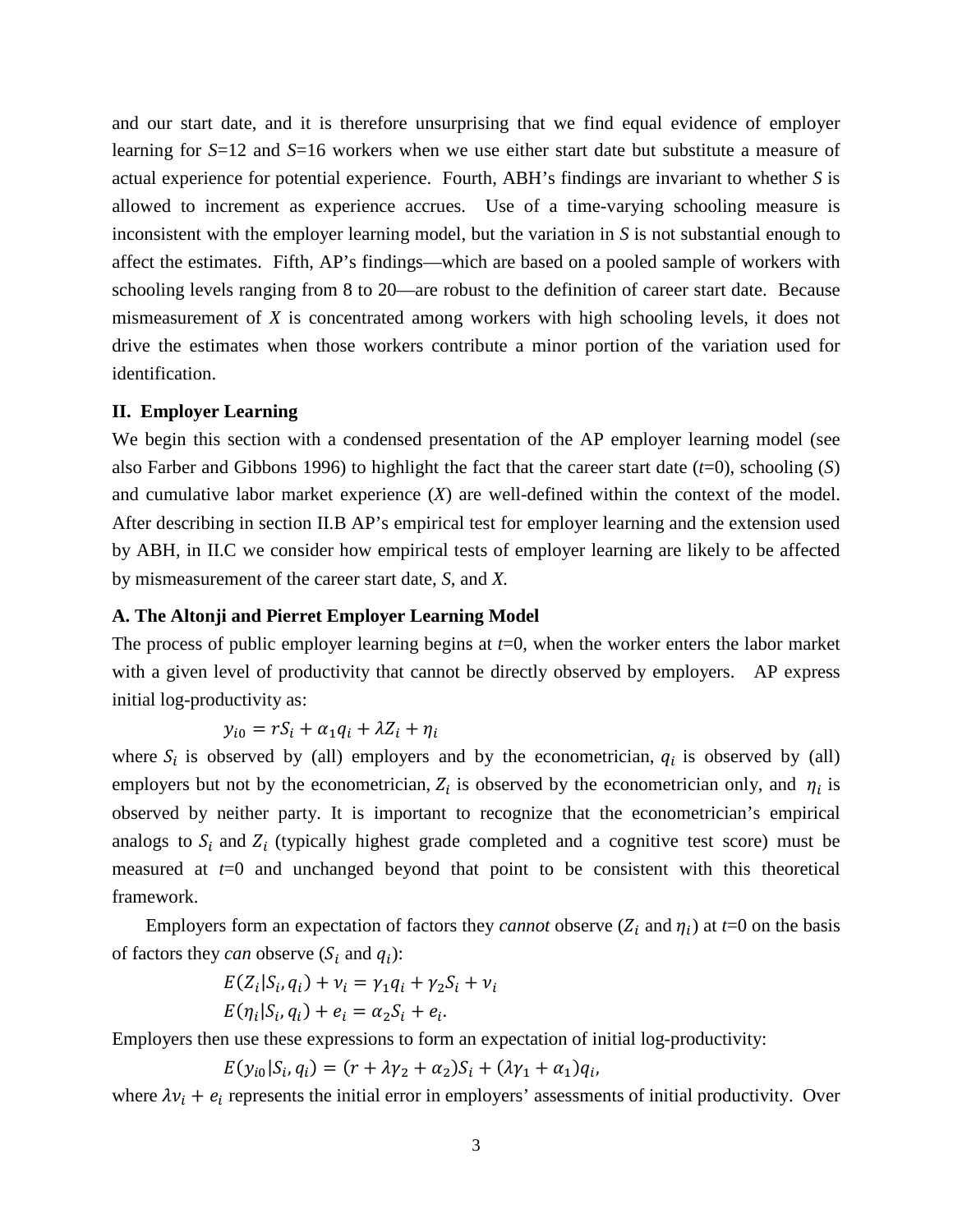and our start date, and it is therefore unsurprising that we find equal evidence of employer learning for *S*=12 and *S*=16 workers when we use either start date but substitute a measure of actual experience for potential experience. Fourth, ABH's findings are invariant to whether *S* is allowed to increment as experience accrues. Use of a time-varying schooling measure is inconsistent with the employer learning model, but the variation in *S* is not substantial enough to affect the estimates. Fifth, AP's findings—which are based on a pooled sample of workers with schooling levels ranging from 8 to 20—are robust to the definition of career start date. Because mismeasurement of *X* is concentrated among workers with high schooling levels, it does not drive the estimates when those workers contribute a minor portion of the variation used for identification.

## II. Employer Learning

We begin this section with a condensed presentation of the AP employer learning model (see also Farber and Gibbons 1996) to highlight the fact that the career start date (*t*=0), schooling (*S*) and cumulative labor market experience (*X*) are well-defined within the context of the model. After describing in section II.B AP's empirical test for employer learning and the extension used by ABH, in II.C we consider how empirical tests of employer learning are likely to be affected by mismeasurement of the career start date, *S*, and *X*.

### A. The Altonji and Pierret Employer Learning Model

The process of public employer learning begins at *t*=0, when the worker enters the labor market with a given level of productivity that cannot be directly observed by employers. AP express initial log-productivity as:

$$y_{i0} = rS_i + \alpha_1 q_i + \lambda Z_i + \eta_i$$

where $S_i$ is observed by (all) employers and by the econometrician, $q_i$ is observed by (all) employers but not by the econometrician, $Z_i$ is observed by the econometrician only, and $\eta_i$ is observed by neither party. It is important to recognize that the econometrician's empirical analogs to $S_i$ and $Z_i$ (typically highest grade completed and a cognitive test score) must be measured at *t*=0 and unchanged beyond that point to be consistent with this theoretical framework.

Employers form an expectation of factors they *cannot* observe ($Z_i$ and $\eta_i$) at *t*=0 on the basis of factors they *can* observe ($S_i$ and $q_i$):

$$E(Z_i|S_i, q_i) + \nu_i = \gamma_1 q_i + \gamma_2 S_i + \nu_i$$

$$E(\eta_i|S_i, q_i) + e_i = \alpha_2 S_i + e_i.$$

Employers then use these expressions to form an expectation of initial log-productivity:

$$E(y_{i0}|S_i, q_i) = (r + \lambda\gamma_2 + \alpha_2)S_i + (\lambda\gamma_1 + \alpha_1)q_i,$$

where $\lambda\nu_i + e_i$ represents the initial error in employers' assessments of initial productivity. Over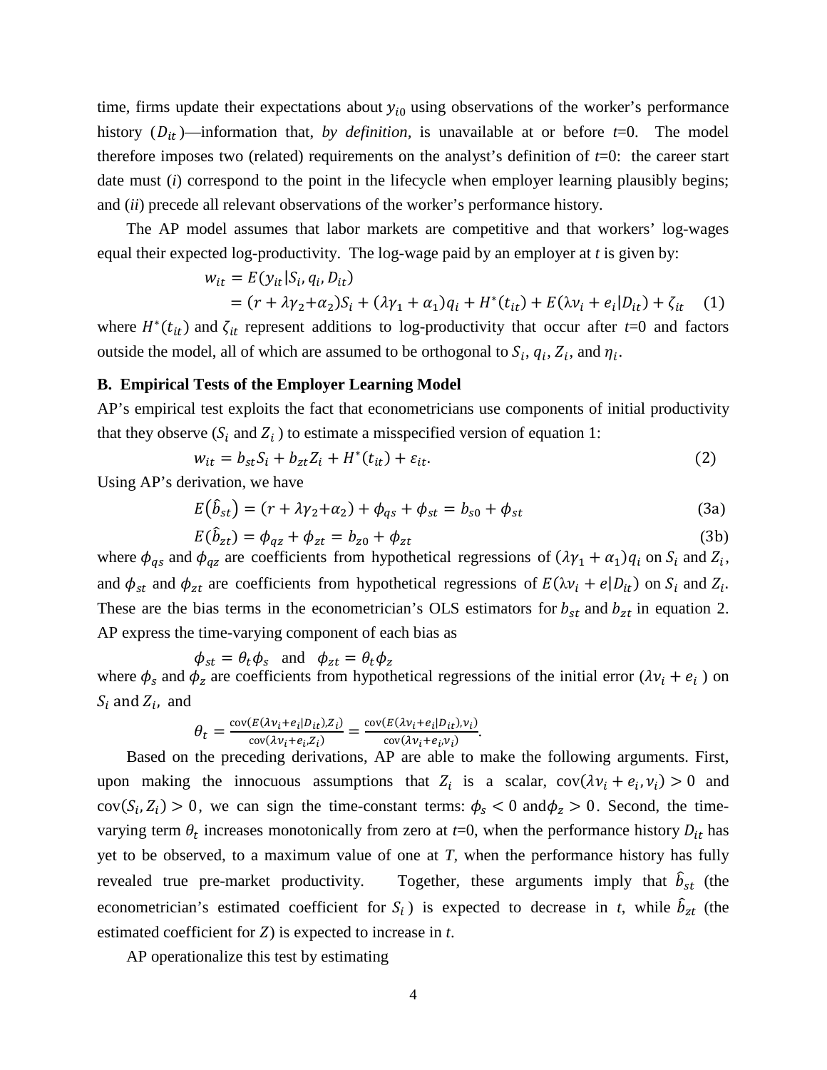time, firms update their expectations about $y_{i0}$ using observations of the worker's performance history ($D_{it}$)—information that, *by definition,* is unavailable at or before $t$=0. The model therefore imposes two (related) requirements on the analyst's definition of $t$=0: the career start date must (*i*) correspond to the point in the lifecycle when employer learning plausibly begins; and (*ii*) precede all relevant observations of the worker's performance history.

The AP model assumes that labor markets are competitive and that workers' log-wages equal their expected log-productivity. The log-wage paid by an employer at $t$ is given by:

$$w_{it} = E(y_{it}|S_i, q_i, D_{it})$$
$$= (r + \lambda\gamma_2 + \alpha_2)S_i + (\lambda\gamma_1 + \alpha_1)q_i + H^*(t_{it}) + E(\lambda\nu_i + e_i|D_{it}) + \zeta_{it} \quad (1)$$

where $H^*(t_{it})$ and $\zeta_{it}$ represent additions to log-productivity that occur after $t$=0 and factors outside the model, all of which are assumed to be orthogonal to $S_i$, $q_i$, $Z_i$, and $\eta_i$.

## B. Empirical Tests of the Employer Learning Model

AP's empirical test exploits the fact that econometricians use components of initial productivity that they observe ($S_i$ and $Z_i$) to estimate a misspecified version of equation 1:

$$w_{it} = b_{st}S_i + b_{zt}Z_i + H^*(t_{it}) + \varepsilon_{it}. \quad (2)$$

Using AP's derivation, we have

$$E(\hat{b}_{st}) = (r + \lambda\gamma_2 + \alpha_2) + \phi_{qs} + \phi_{st} = b_{s0} + \phi_{st} \quad (3a)$$

$$E(\hat{b}_{zt}) = \phi_{qz} + \phi_{zt} = b_{z0} + \phi_{zt} \quad (3b)$$

where $\phi_{qs}$ and $\phi_{qz}$ are coefficients from hypothetical regressions of $(\lambda\gamma_1 + \alpha_1)q_i$ on $S_i$ and $Z_i$, and $\phi_{st}$ and $\phi_{zt}$ are coefficients from hypothetical regressions of $E(\lambda\nu_i + e|D_{it})$ on $S_i$ and $Z_i$. These are the bias terms in the econometrician's OLS estimators for $b_{st}$ and $b_{zt}$ in equation 2. AP express the time-varying component of each bias as

$$\phi_{st} = \theta_t\phi_s \quad \text{and} \quad \phi_{zt} = \theta_t\phi_z$$

where $\phi_s$ and $\phi_z$ are coefficients from hypothetical regressions of the initial error ($\lambda\nu_i + e_i$) on $S_i$ and $Z_i$, and

$$\theta_t = \frac{\text{cov}(E(\lambda\nu_i + e_i|D_{it}), Z_i)}{\text{cov}(\lambda\nu_i + e_i, Z_i)} = \frac{\text{cov}(E(\lambda\nu_i + e_i|D_{it}), \nu_i)}{\text{cov}(\lambda\nu_i + e_i, \nu_i)}.$$

Based on the preceding derivations, AP are able to make the following arguments. First, upon making the innocuous assumptions that $Z_i$ is a scalar, $\text{cov}(\lambda\nu_i + e_i, \nu_i) > 0$ and $\text{cov}(S_i, Z_i) > 0$, we can sign the time-constant terms: $\phi_s < 0$ and $\phi_z > 0$. Second, the time-varying term $\theta_t$ increases monotonically from zero at $t$=0, when the performance history $D_{it}$ has yet to be observed, to a maximum value of one at $T$, when the performance history has fully revealed true pre-market productivity. Together, these arguments imply that $\hat{b}_{st}$ (the econometrician's estimated coefficient for $S_i$) is expected to decrease in $t$, while $\hat{b}_{zt}$ (the estimated coefficient for $Z$) is expected to increase in $t$.

AP operationalize this test by estimating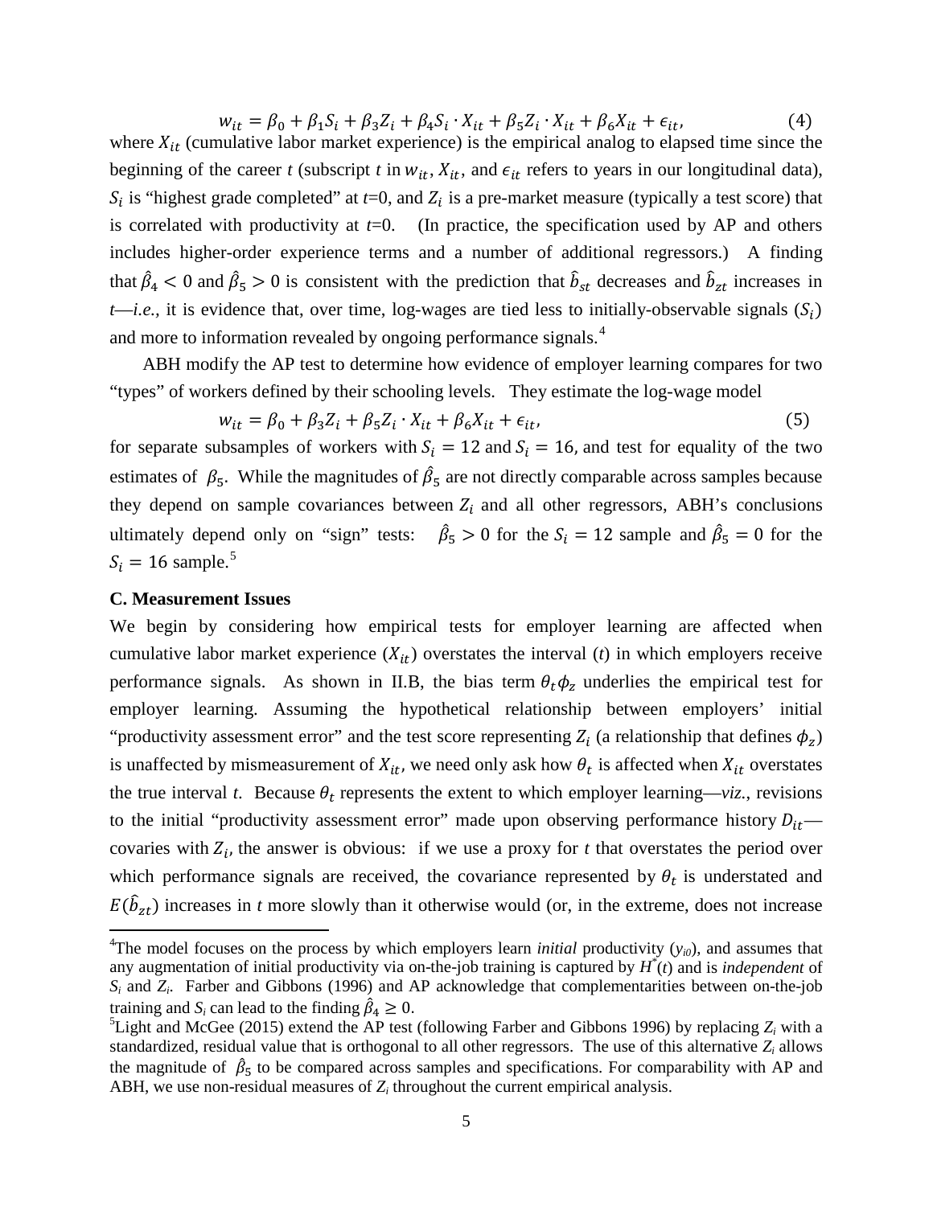$$w_{it} = \beta_0 + \beta_1 S_i + \beta_3 Z_i + \beta_4 S_i \cdot X_{it} + \beta_5 Z_i \cdot X_{it} + \beta_6 X_{it} + \epsilon_{it}, \tag{4}$$

where $X_{it}$ (cumulative labor market experience) is the empirical analog to elapsed time since the beginning of the career *t* (subscript *t* in $w_{it}$, $X_{it}$, and $\epsilon_{it}$ refers to years in our longitudinal data), $S_i$ is "highest grade completed" at *t*=0, and $Z_i$ is a pre-market measure (typically a test score) that is correlated with productivity at *t*=0. (In practice, the specification used by AP and others includes higher-order experience terms and a number of additional regressors.) A finding that $\hat{\beta}_4 < 0$ and $\hat{\beta}_5 > 0$ is consistent with the prediction that $\hat{b}_{st}$ decreases and $\hat{b}_{zt}$ increases in *t*—*i.e.*, it is evidence that, over time, log-wages are tied less to initially-observable signals ($S_i$) and more to information revealed by ongoing performance signals.[4]

ABH modify the AP test to determine how evidence of employer learning compares for two "types" of workers defined by their schooling levels. They estimate the log-wage model

$$w_{it} = \beta_0 + \beta_3 Z_i + \beta_5 Z_i \cdot X_{it} + \beta_6 X_{it} + \epsilon_{it}, \tag{5}$$

for separate subsamples of workers with $S_i = 12$ and $S_i = 16$, and test for equality of the two estimates of $\beta_5$. While the magnitudes of $\hat{\beta}_5$ are not directly comparable across samples because they depend on sample covariances between $Z_i$ and all other regressors, ABH's conclusions ultimately depend only on "sign" tests: $\hat{\beta}_5 > 0$ for the $S_i = 12$ sample and $\hat{\beta}_5 = 0$ for the $S_i = 16$ sample.[5]

### C. Measurement Issues

We begin by considering how empirical tests for employer learning are affected when cumulative labor market experience ($X_{it}$) overstates the interval (*t*) in which employers receive performance signals. As shown in II.B, the bias term $\theta_t \phi_z$ underlies the empirical test for employer learning. Assuming the hypothetical relationship between employers' initial "productivity assessment error" and the test score representing $Z_i$ (a relationship that defines $\phi_z$) is unaffected by mismeasurement of $X_{it}$, we need only ask how $\theta_t$ is affected when $X_{it}$ overstates the true interval *t*. Because $\theta_t$ represents the extent to which employer learning—*viz.*, revisions to the initial "productivity assessment error" made upon observing performance history $D_{it}$—covaries with $Z_i$, the answer is obvious: if we use a proxy for *t* that overstates the period over which performance signals are received, the covariance represented by $\theta_t$ is understated and $E(\hat{b}_{zt})$ increases in *t* more slowly than it otherwise would (or, in the extreme, does not increase

---

[4]The model focuses on the process by which employers learn *initial* productivity ($y_{i0}$), and assumes that any augmentation of initial productivity via on-the-job training is captured by $H^*(t)$ and is *independent* of $S_i$ and $Z_i$. Farber and Gibbons (1996) and AP acknowledge that complementarities between on-the-job training and $S_i$ can lead to the finding $\hat{\beta}_4 \geq 0$.

[5]Light and McGee (2015) extend the AP test (following Farber and Gibbons 1996) by replacing $Z_i$ with a standardized, residual value that is orthogonal to all other regressors. The use of this alternative $Z_i$ allows the magnitude of $\hat{\beta}_5$ to be compared across samples and specifications. For comparability with AP and ABH, we use non-residual measures of $Z_i$ throughout the current empirical analysis.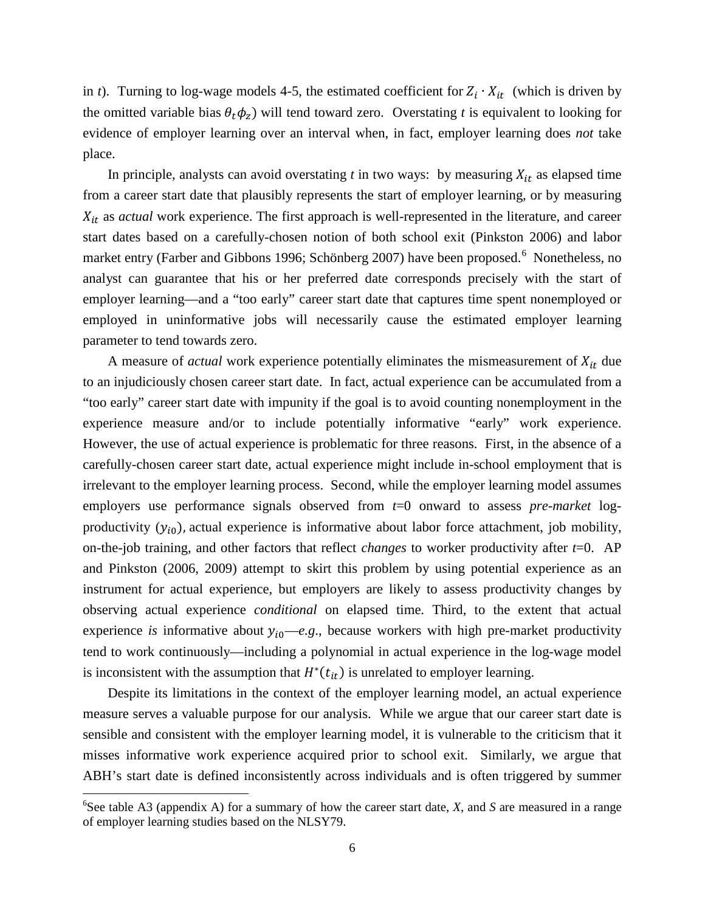in *t*). Turning to log-wage models 4-5, the estimated coefficient for $Z_i \cdot X_{it}$ (which is driven by the omitted variable bias $\theta_t \phi_z$) will tend toward zero. Overstating *t* is equivalent to looking for evidence of employer learning over an interval when, in fact, employer learning does *not* take place.

In principle, analysts can avoid overstating *t* in two ways: by measuring $X_{it}$ as elapsed time from a career start date that plausibly represents the start of employer learning, or by measuring $X_{it}$ as *actual* work experience. The first approach is well-represented in the literature, and career start dates based on a carefully-chosen notion of both school exit (Pinkston 2006) and labor market entry (Farber and Gibbons 1996; Schönberg 2007) have been proposed.[6] Nonetheless, no analyst can guarantee that his or her preferred date corresponds precisely with the start of employer learning—and a "too early" career start date that captures time spent nonemployed or employed in uninformative jobs will necessarily cause the estimated employer learning parameter to tend towards zero.

A measure of *actual* work experience potentially eliminates the mismeasurement of $X_{it}$ due to an injudiciously chosen career start date. In fact, actual experience can be accumulated from a "too early" career start date with impunity if the goal is to avoid counting nonemployment in the experience measure and/or to include potentially informative "early" work experience. However, the use of actual experience is problematic for three reasons. First, in the absence of a carefully-chosen career start date, actual experience might include in-school employment that is irrelevant to the employer learning process. Second, while the employer learning model assumes employers use performance signals observed from *t*=0 onward to assess *pre-market* log-productivity ($y_{i0}$), actual experience is informative about labor force attachment, job mobility, on-the-job training, and other factors that reflect *changes* to worker productivity after *t*=0. AP and Pinkston (2006, 2009) attempt to skirt this problem by using potential experience as an instrument for actual experience, but employers are likely to assess productivity changes by observing actual experience *conditional* on elapsed time. Third, to the extent that actual experience *is* informative about $y_{i0}$—*e.g.*, because workers with high pre-market productivity tend to work continuously—including a polynomial in actual experience in the log-wage model is inconsistent with the assumption that $H^*(t_{it})$ is unrelated to employer learning.

Despite its limitations in the context of the employer learning model, an actual experience measure serves a valuable purpose for our analysis. While we argue that our career start date is sensible and consistent with the employer learning model, it is vulnerable to the criticism that it misses informative work experience acquired prior to school exit. Similarly, we argue that ABH's start date is defined inconsistently across individuals and is often triggered by summer

[6] See table A3 (appendix A) for a summary of how the career start date, *X*, and *S* are measured in a range of employer learning studies based on the NLSY79.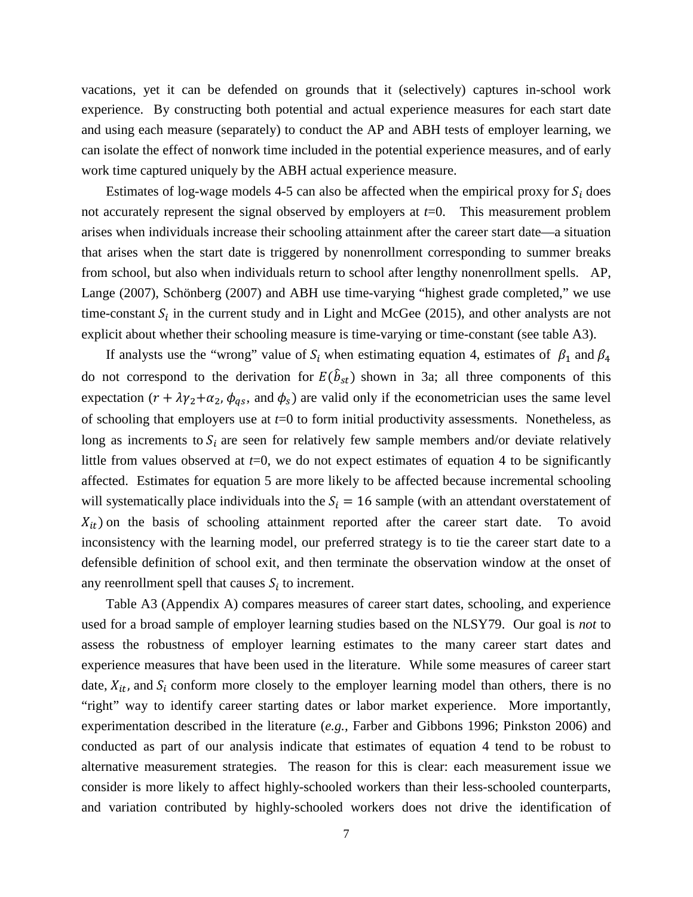vacations, yet it can be defended on grounds that it (selectively) captures in-school work experience. By constructing both potential and actual experience measures for each start date and using each measure (separately) to conduct the AP and ABH tests of employer learning, we can isolate the effect of nonwork time included in the potential experience measures, and of early work time captured uniquely by the ABH actual experience measure.

Estimates of log-wage models 4-5 can also be affected when the empirical proxy for $S_i$ does not accurately represent the signal observed by employers at $t$=0. This measurement problem arises when individuals increase their schooling attainment after the career start date—a situation that arises when the start date is triggered by nonenrollment corresponding to summer breaks from school, but also when individuals return to school after lengthy nonenrollment spells. AP, Lange (2007), Schönberg (2007) and ABH use time-varying "highest grade completed," we use time-constant $S_i$ in the current study and in Light and McGee (2015), and other analysts are not explicit about whether their schooling measure is time-varying or time-constant (see table A3).

If analysts use the "wrong" value of $S_i$ when estimating equation 4, estimates of $\beta_1$ and $\beta_4$ do not correspond to the derivation for $E(\hat{b}_{st})$ shown in 3a; all three components of this expectation ($r + \lambda\gamma_2 + \alpha_2$, $\phi_{qs}$, and $\phi_s$) are valid only if the econometrician uses the same level of schooling that employers use at $t$=0 to form initial productivity assessments. Nonetheless, as long as increments to $S_i$ are seen for relatively few sample members and/or deviate relatively little from values observed at $t$=0, we do not expect estimates of equation 4 to be significantly affected. Estimates for equation 5 are more likely to be affected because incremental schooling will systematically place individuals into the $S_i = 16$ sample (with an attendant overstatement of $X_{it}$) on the basis of schooling attainment reported after the career start date. To avoid inconsistency with the learning model, our preferred strategy is to tie the career start date to a defensible definition of school exit, and then terminate the observation window at the onset of any reenrollment spell that causes $S_i$ to increment.

Table A3 (Appendix A) compares measures of career start dates, schooling, and experience used for a broad sample of employer learning studies based on the NLSY79. Our goal is *not* to assess the robustness of employer learning estimates to the many career start dates and experience measures that have been used in the literature. While some measures of career start date, $X_{it}$, and $S_i$ conform more closely to the employer learning model than others, there is no "right" way to identify career starting dates or labor market experience. More importantly, experimentation described in the literature (*e.g.,* Farber and Gibbons 1996; Pinkston 2006) and conducted as part of our analysis indicate that estimates of equation 4 tend to be robust to alternative measurement strategies. The reason for this is clear: each measurement issue we consider is more likely to affect highly-schooled workers than their less-schooled counterparts, and variation contributed by highly-schooled workers does not drive the identification of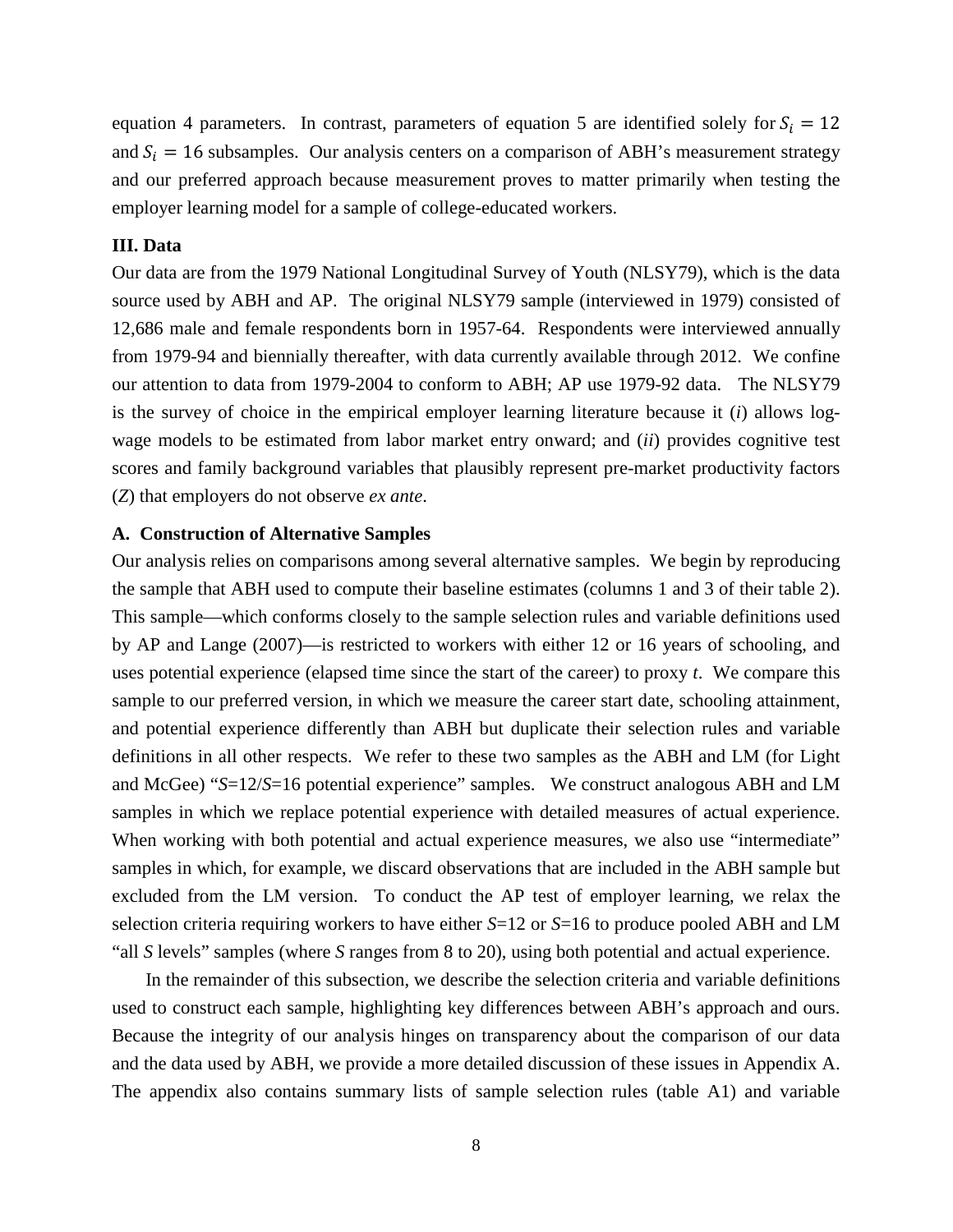equation 4 parameters. In contrast, parameters of equation 5 are identified solely for $S_i = 12$ and $S_i = 16$ subsamples. Our analysis centers on a comparison of ABH's measurement strategy and our preferred approach because measurement proves to matter primarily when testing the employer learning model for a sample of college-educated workers.

## III. Data

Our data are from the 1979 National Longitudinal Survey of Youth (NLSY79), which is the data source used by ABH and AP. The original NLSY79 sample (interviewed in 1979) consisted of 12,686 male and female respondents born in 1957-64. Respondents were interviewed annually from 1979-94 and biennially thereafter, with data currently available through 2012. We confine our attention to data from 1979-2004 to conform to ABH; AP use 1979-92 data. The NLSY79 is the survey of choice in the empirical employer learning literature because it (*i*) allows log-wage models to be estimated from labor market entry onward; and (*ii*) provides cognitive test scores and family background variables that plausibly represent pre-market productivity factors (*Z*) that employers do not observe *ex ante*.

### A. Construction of Alternative Samples

Our analysis relies on comparisons among several alternative samples. We begin by reproducing the sample that ABH used to compute their baseline estimates (columns 1 and 3 of their table 2). This sample—which conforms closely to the sample selection rules and variable definitions used by AP and Lange (2007)—is restricted to workers with either 12 or 16 years of schooling, and uses potential experience (elapsed time since the start of the career) to proxy *t*. We compare this sample to our preferred version, in which we measure the career start date, schooling attainment, and potential experience differently than ABH but duplicate their selection rules and variable definitions in all other respects. We refer to these two samples as the ABH and LM (for Light and McGee) "*S*=12/*S*=16 potential experience" samples. We construct analogous ABH and LM samples in which we replace potential experience with detailed measures of actual experience. When working with both potential and actual experience measures, we also use "intermediate" samples in which, for example, we discard observations that are included in the ABH sample but excluded from the LM version. To conduct the AP test of employer learning, we relax the selection criteria requiring workers to have either *S*=12 or *S*=16 to produce pooled ABH and LM "all *S* levels" samples (where *S* ranges from 8 to 20), using both potential and actual experience.

In the remainder of this subsection, we describe the selection criteria and variable definitions used to construct each sample, highlighting key differences between ABH's approach and ours. Because the integrity of our analysis hinges on transparency about the comparison of our data and the data used by ABH, we provide a more detailed discussion of these issues in Appendix A. The appendix also contains summary lists of sample selection rules (table A1) and variable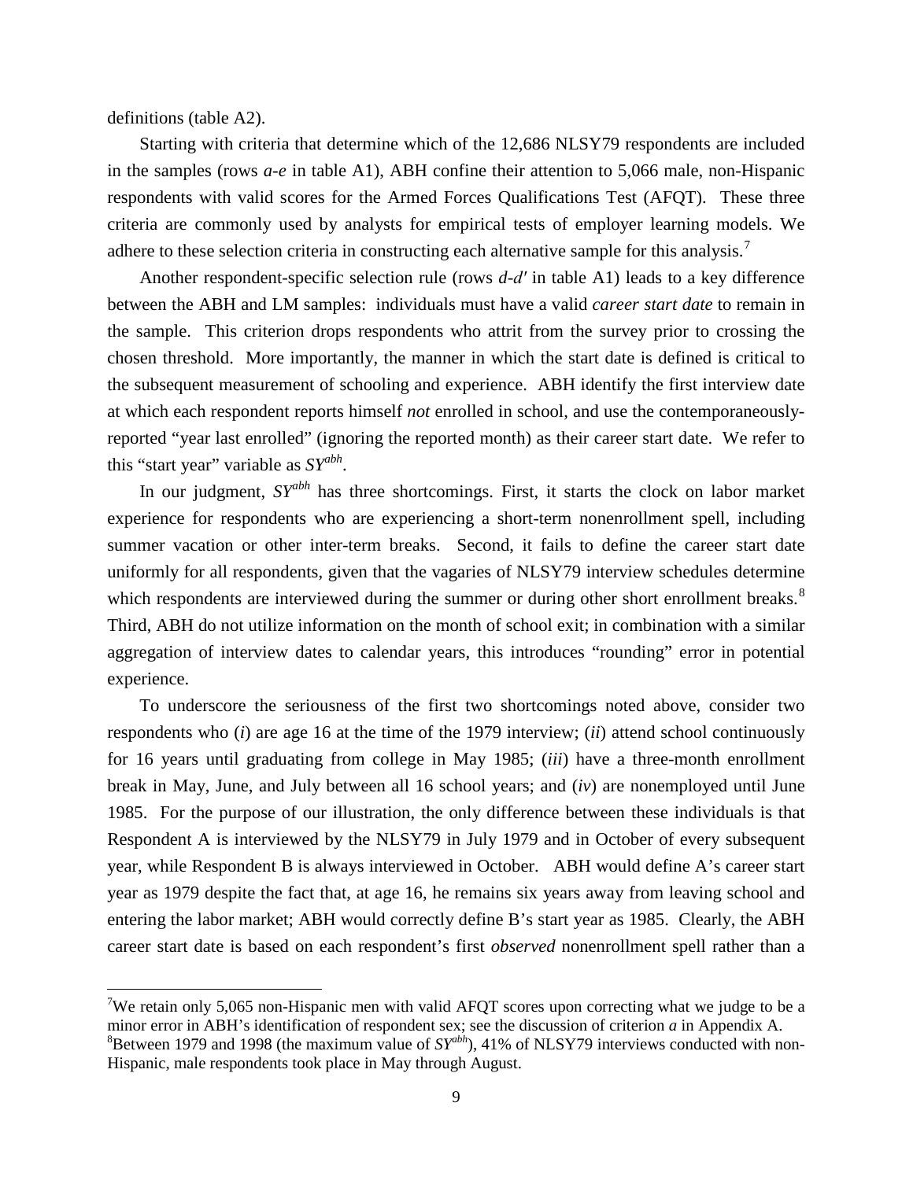definitions (table A2).

Starting with criteria that determine which of the 12,686 NLSY79 respondents are included in the samples (rows *a-e* in table A1), ABH confine their attention to 5,066 male, non-Hispanic respondents with valid scores for the Armed Forces Qualifications Test (AFQT). These three criteria are commonly used by analysts for empirical tests of employer learning models. We adhere to these selection criteria in constructing each alternative sample for this analysis.[7]

Another respondent-specific selection rule (rows *d-d′* in table A1) leads to a key difference between the ABH and LM samples: individuals must have a valid *career start date* to remain in the sample. This criterion drops respondents who attrit from the survey prior to crossing the chosen threshold. More importantly, the manner in which the start date is defined is critical to the subsequent measurement of schooling and experience. ABH identify the first interview date at which each respondent reports himself *not* enrolled in school, and use the contemporaneously-reported "year last enrolled" (ignoring the reported month) as their career start date. We refer to this "start year" variable as $SY^{abh}$.

In our judgment, $SY^{abh}$ has three shortcomings. First, it starts the clock on labor market experience for respondents who are experiencing a short-term nonenrollment spell, including summer vacation or other inter-term breaks. Second, it fails to define the career start date uniformly for all respondents, given that the vagaries of NLSY79 interview schedules determine which respondents are interviewed during the summer or during other short enrollment breaks.[8] Third, ABH do not utilize information on the month of school exit; in combination with a similar aggregation of interview dates to calendar years, this introduces "rounding" error in potential experience.

To underscore the seriousness of the first two shortcomings noted above, consider two respondents who (*i*) are age 16 at the time of the 1979 interview; (*ii*) attend school continuously for 16 years until graduating from college in May 1985; (*iii*) have a three-month enrollment break in May, June, and July between all 16 school years; and (*iv*) are nonemployed until June 1985. For the purpose of our illustration, the only difference between these individuals is that Respondent A is interviewed by the NLSY79 in July 1979 and in October of every subsequent year, while Respondent B is always interviewed in October. ABH would define A's career start year as 1979 despite the fact that, at age 16, he remains six years away from leaving school and entering the labor market; ABH would correctly define B's start year as 1985. Clearly, the ABH career start date is based on each respondent's first *observed* nonenrollment spell rather than a

---

[7]We retain only 5,065 non-Hispanic men with valid AFQT scores upon correcting what we judge to be a minor error in ABH's identification of respondent sex; see the discussion of criterion *a* in Appendix A.

[8]Between 1979 and 1998 (the maximum value of $SY^{abh}$), 41% of NLSY79 interviews conducted with non-Hispanic, male respondents took place in May through August.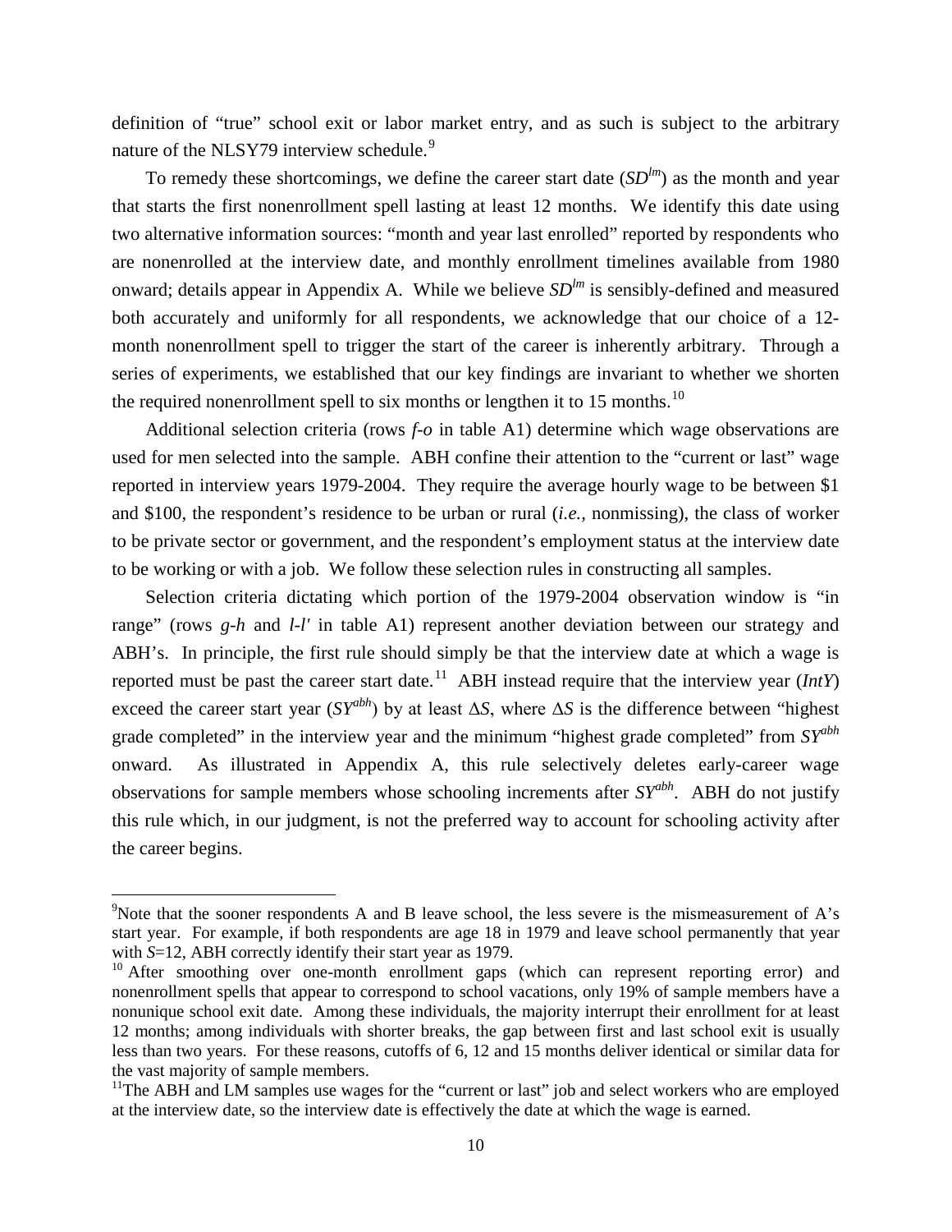definition of "true" school exit or labor market entry, and as such is subject to the arbitrary nature of the NLSY79 interview schedule.[9]

To remedy these shortcomings, we define the career start date ($SD^{lm}$) as the month and year that starts the first nonenrollment spell lasting at least 12 months. We identify this date using two alternative information sources: "month and year last enrolled" reported by respondents who are nonenrolled at the interview date, and monthly enrollment timelines available from 1980 onward; details appear in Appendix A. While we believe $SD^{lm}$ is sensibly-defined and measured both accurately and uniformly for all respondents, we acknowledge that our choice of a 12-month nonenrollment spell to trigger the start of the career is inherently arbitrary. Through a series of experiments, we established that our key findings are invariant to whether we shorten the required nonenrollment spell to six months or lengthen it to 15 months.[10]

Additional selection criteria (rows *f-o* in table A1) determine which wage observations are used for men selected into the sample. ABH confine their attention to the "current or last" wage reported in interview years 1979-2004. They require the average hourly wage to be between \$1 and \$100, the respondent's residence to be urban or rural (*i.e.,* nonmissing), the class of worker to be private sector or government, and the respondent's employment status at the interview date to be working or with a job. We follow these selection rules in constructing all samples.

Selection criteria dictating which portion of the 1979-2004 observation window is "in range" (rows *g-h* and *l-l'* in table A1) represent another deviation between our strategy and ABH's. In principle, the first rule should simply be that the interview date at which a wage is reported must be past the career start date.[11] ABH instead require that the interview year (*IntY*) exceed the career start year ($SY^{abh}$) by at least $\Delta S$, where $\Delta S$ is the difference between "highest grade completed" in the interview year and the minimum "highest grade completed" from $SY^{abh}$ onward. As illustrated in Appendix A, this rule selectively deletes early-career wage observations for sample members whose schooling increments after $SY^{abh}$. ABH do not justify this rule which, in our judgment, is not the preferred way to account for schooling activity after the career begins.

---

[9] Note that the sooner respondents A and B leave school, the less severe is the mismeasurement of A's start year. For example, if both respondents are age 18 in 1979 and leave school permanently that year with $S$=12, ABH correctly identify their start year as 1979.

[10] After smoothing over one-month enrollment gaps (which can represent reporting error) and nonenrollment spells that appear to correspond to school vacations, only 19% of sample members have a nonunique school exit date. Among these individuals, the majority interrupt their enrollment for at least 12 months; among individuals with shorter breaks, the gap between first and last school exit is usually less than two years. For these reasons, cutoffs of 6, 12 and 15 months deliver identical or similar data for the vast majority of sample members.

[11] The ABH and LM samples use wages for the "current or last" job and select workers who are employed at the interview date, so the interview date is effectively the date at which the wage is earned.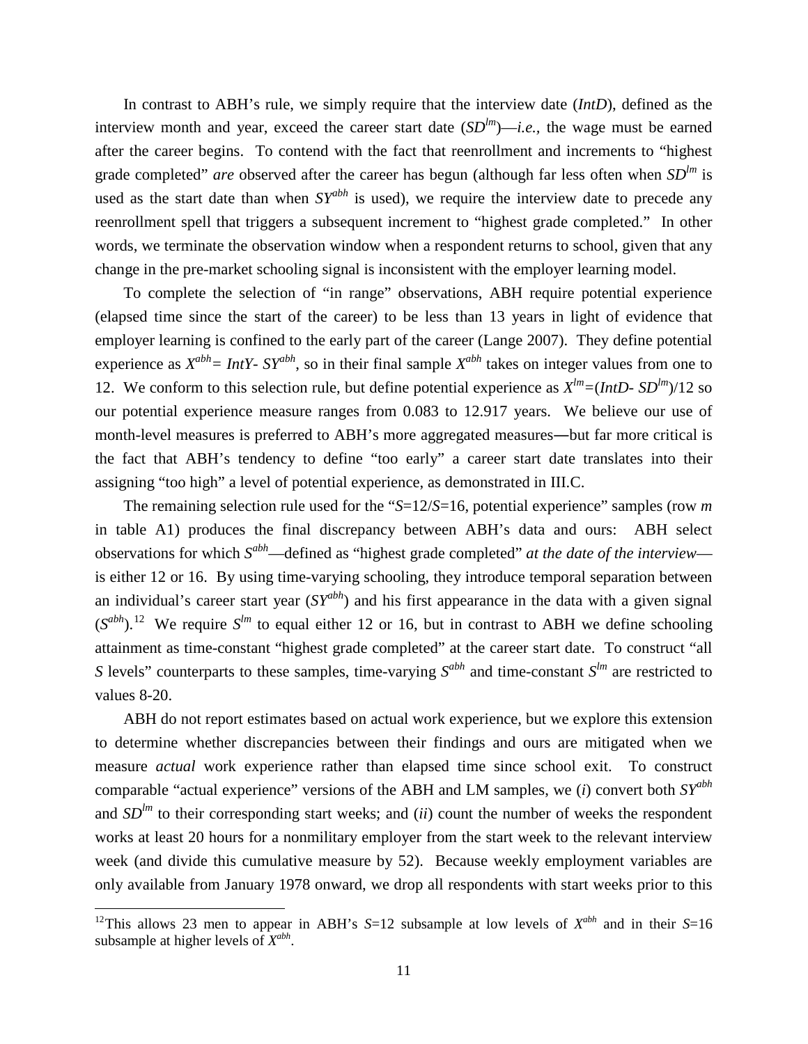In contrast to ABH's rule, we simply require that the interview date (*IntD*), defined as the interview month and year, exceed the career start date ($SD^{lm}$)—*i.e.,* the wage must be earned after the career begins. To contend with the fact that reenrollment and increments to "highest grade completed" *are* observed after the career has begun (although far less often when $SD^{lm}$ is used as the start date than when $SY^{abh}$ is used), we require the interview date to precede any reenrollment spell that triggers a subsequent increment to "highest grade completed." In other words, we terminate the observation window when a respondent returns to school, given that any change in the pre-market schooling signal is inconsistent with the employer learning model.

To complete the selection of "in range" observations, ABH require potential experience (elapsed time since the start of the career) to be less than 13 years in light of evidence that employer learning is confined to the early part of the career (Lange 2007). They define potential experience as $X^{abh} = IntY - SY^{abh}$, so in their final sample $X^{abh}$ takes on integer values from one to 12. We conform to this selection rule, but define potential experience as $X^{lm} = (IntD - SD^{lm})/12$ so our potential experience measure ranges from 0.083 to 12.917 years. We believe our use of month-level measures is preferred to ABH's more aggregated measures—but far more critical is the fact that ABH's tendency to define "too early" a career start date translates into their assigning "too high" a level of potential experience, as demonstrated in III.C.

The remaining selection rule used for the "$S$=12/$S$=16, potential experience" samples (row *m* in table A1) produces the final discrepancy between ABH's data and ours: ABH select observations for which $S^{abh}$—defined as "highest grade completed" *at the date of the interview*—is either 12 or 16. By using time-varying schooling, they introduce temporal separation between an individual's career start year ($SY^{abh}$) and his first appearance in the data with a given signal ($S^{abh}$).[12] We require $S^{lm}$ to equal either 12 or 16, but in contrast to ABH we define schooling attainment as time-constant "highest grade completed" at the career start date. To construct "all $S$ levels" counterparts to these samples, time-varying $S^{abh}$ and time-constant $S^{lm}$ are restricted to values 8-20.

ABH do not report estimates based on actual work experience, but we explore this extension to determine whether discrepancies between their findings and ours are mitigated when we measure *actual* work experience rather than elapsed time since school exit. To construct comparable "actual experience" versions of the ABH and LM samples, we (*i*) convert both $SY^{abh}$ and $SD^{lm}$ to their corresponding start weeks; and (*ii*) count the number of weeks the respondent works at least 20 hours for a nonmilitary employer from the start week to the relevant interview week (and divide this cumulative measure by 52). Because weekly employment variables are only available from January 1978 onward, we drop all respondents with start weeks prior to this

[12]This allows 23 men to appear in ABH's $S$=12 subsample at low levels of $X^{abh}$ and in their $S$=16 subsample at higher levels of $X^{abh}$.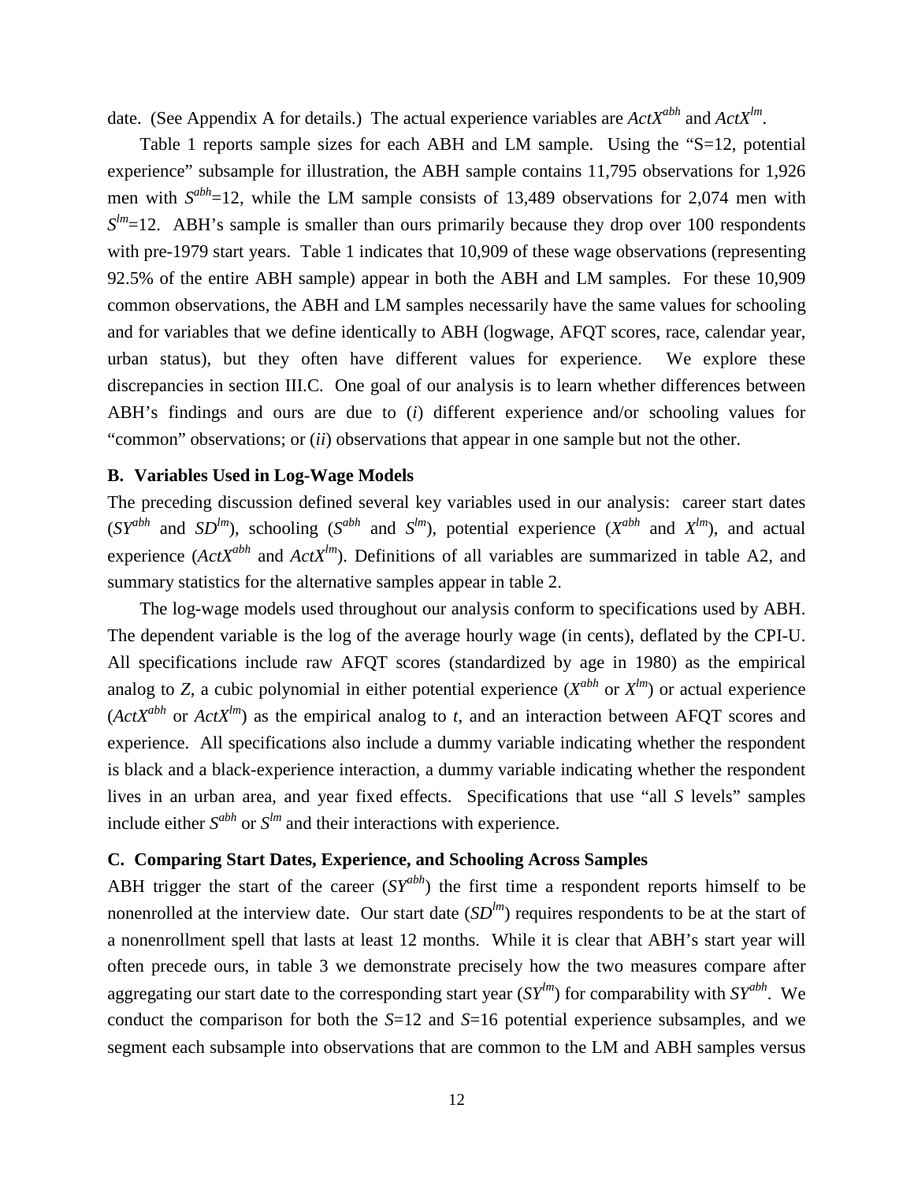date. (See Appendix A for details.) The actual experience variables are $ActX^{abh}$ and $ActX^{lm}$.

Table 1 reports sample sizes for each ABH and LM sample. Using the "S=12, potential experience" subsample for illustration, the ABH sample contains 11,795 observations for 1,926 men with $S^{abh}$=12, while the LM sample consists of 13,489 observations for 2,074 men with $S^{lm}$=12. ABH's sample is smaller than ours primarily because they drop over 100 respondents with pre-1979 start years. Table 1 indicates that 10,909 of these wage observations (representing 92.5% of the entire ABH sample) appear in both the ABH and LM samples. For these 10,909 common observations, the ABH and LM samples necessarily have the same values for schooling and for variables that we define identically to ABH (logwage, AFQT scores, race, calendar year, urban status), but they often have different values for experience. We explore these discrepancies in section III.C. One goal of our analysis is to learn whether differences between ABH's findings and ours are due to (*i*) different experience and/or schooling values for "common" observations; or (*ii*) observations that appear in one sample but not the other.

### B. Variables Used in Log-Wage Models

The preceding discussion defined several key variables used in our analysis: career start dates ($SY^{abh}$ and $SD^{lm}$), schooling ($S^{abh}$ and $S^{lm}$), potential experience ($X^{abh}$ and $X^{lm}$), and actual experience ($ActX^{abh}$ and $ActX^{lm}$). Definitions of all variables are summarized in table A2, and summary statistics for the alternative samples appear in table 2.

The log-wage models used throughout our analysis conform to specifications used by ABH. The dependent variable is the log of the average hourly wage (in cents), deflated by the CPI-U. All specifications include raw AFQT scores (standardized by age in 1980) as the empirical analog to $Z$, a cubic polynomial in either potential experience ($X^{abh}$ or $X^{lm}$) or actual experience ($ActX^{abh}$ or $ActX^{lm}$) as the empirical analog to $t$, and an interaction between AFQT scores and experience. All specifications also include a dummy variable indicating whether the respondent is black and a black-experience interaction, a dummy variable indicating whether the respondent lives in an urban area, and year fixed effects. Specifications that use "all $S$ levels" samples include either $S^{abh}$ or $S^{lm}$ and their interactions with experience.

### C. Comparing Start Dates, Experience, and Schooling Across Samples

ABH trigger the start of the career ($SY^{abh}$) the first time a respondent reports himself to be nonenrolled at the interview date. Our start date ($SD^{lm}$) requires respondents to be at the start of a nonenrollment spell that lasts at least 12 months. While it is clear that ABH's start year will often precede ours, in table 3 we demonstrate precisely how the two measures compare after aggregating our start date to the corresponding start year ($SY^{lm}$) for comparability with $SY^{abh}$. We conduct the comparison for both the $S$=12 and $S$=16 potential experience subsamples, and we segment each subsample into observations that are common to the LM and ABH samples versus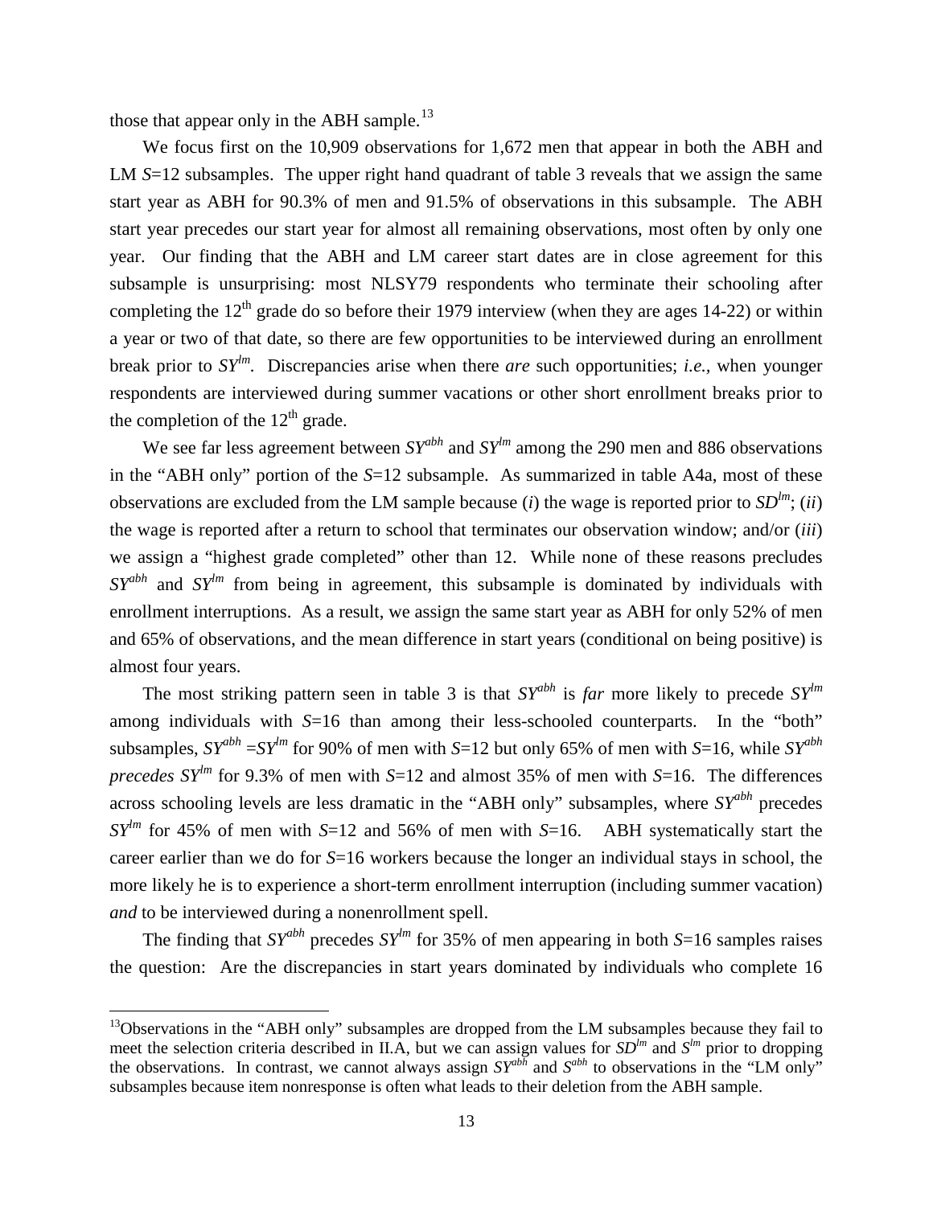those that appear only in the ABH sample.[13]

We focus first on the 10,909 observations for 1,672 men that appear in both the ABH and LM *S*=12 subsamples. The upper right hand quadrant of table 3 reveals that we assign the same start year as ABH for 90.3% of men and 91.5% of observations in this subsample. The ABH start year precedes our start year for almost all remaining observations, most often by only one year. Our finding that the ABH and LM career start dates are in close agreement for this subsample is unsurprising: most NLSY79 respondents who terminate their schooling after completing the 12th grade do so before their 1979 interview (when they are ages 14-22) or within a year or two of that date, so there are few opportunities to be interviewed during an enrollment break prior to $SY^{lm}$. Discrepancies arise when there *are* such opportunities; *i.e.*, when younger respondents are interviewed during summer vacations or other short enrollment breaks prior to the completion of the 12th grade.

We see far less agreement between $SY^{abh}$ and $SY^{lm}$ among the 290 men and 886 observations in the "ABH only" portion of the *S*=12 subsample. As summarized in table A4a, most of these observations are excluded from the LM sample because (*i*) the wage is reported prior to $SD^{lm}$; (*ii*) the wage is reported after a return to school that terminates our observation window; and/or (*iii*) we assign a "highest grade completed" other than 12. While none of these reasons precludes $SY^{abh}$ and $SY^{lm}$ from being in agreement, this subsample is dominated by individuals with enrollment interruptions. As a result, we assign the same start year as ABH for only 52% of men and 65% of observations, and the mean difference in start years (conditional on being positive) is almost four years.

The most striking pattern seen in table 3 is that $SY^{abh}$ is *far* more likely to precede $SY^{lm}$ among individuals with *S*=16 than among their less-schooled counterparts. In the "both" subsamples, $SY^{abh} = SY^{lm}$ for 90% of men with *S*=12 but only 65% of men with *S*=16, while $SY^{abh}$ *precedes* $SY^{lm}$ for 9.3% of men with *S*=12 and almost 35% of men with *S*=16. The differences across schooling levels are less dramatic in the "ABH only" subsamples, where $SY^{abh}$ precedes $SY^{lm}$ for 45% of men with *S*=12 and 56% of men with *S*=16. ABH systematically start the career earlier than we do for *S*=16 workers because the longer an individual stays in school, the more likely he is to experience a short-term enrollment interruption (including summer vacation) *and* to be interviewed during a nonenrollment spell.

The finding that $SY^{abh}$ precedes $SY^{lm}$ for 35% of men appearing in both *S*=16 samples raises the question: Are the discrepancies in start years dominated by individuals who complete 16

[13]Observations in the "ABH only" subsamples are dropped from the LM subsamples because they fail to meet the selection criteria described in II.A, but we can assign values for $SD^{lm}$ and $S^{lm}$ prior to dropping the observations. In contrast, we cannot always assign $SY^{abh}$ and $S^{abh}$ to observations in the "LM only" subsamples because item nonresponse is often what leads to their deletion from the ABH sample.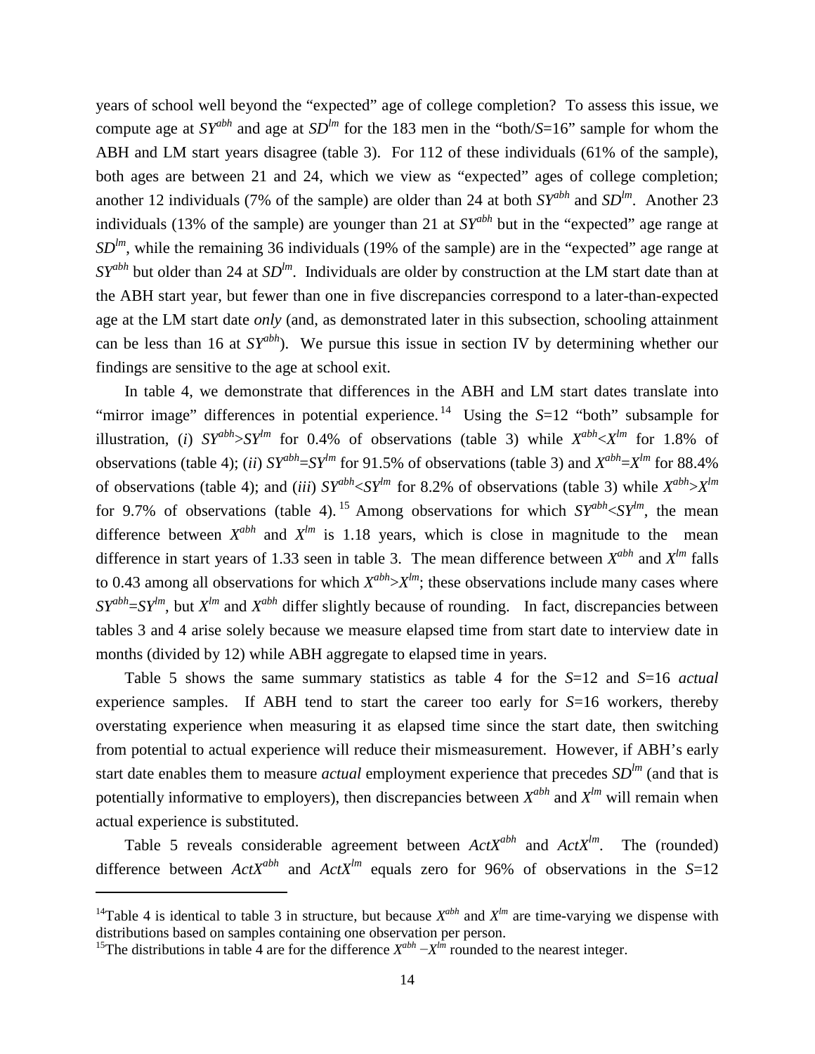years of school well beyond the "expected" age of college completion? To assess this issue, we compute age at $SY^{abh}$ and age at $SD^{lm}$ for the 183 men in the "both/$S$=16" sample for whom the ABH and LM start years disagree (table 3). For 112 of these individuals (61% of the sample), both ages are between 21 and 24, which we view as "expected" ages of college completion; another 12 individuals (7% of the sample) are older than 24 at both $SY^{abh}$ and $SD^{lm}$. Another 23 individuals (13% of the sample) are younger than 21 at $SY^{abh}$ but in the "expected" age range at $SD^{lm}$, while the remaining 36 individuals (19% of the sample) are in the "expected" age range at $SY^{abh}$ but older than 24 at $SD^{lm}$. Individuals are older by construction at the LM start date than at the ABH start year, but fewer than one in five discrepancies correspond to a later-than-expected age at the LM start date *only* (and, as demonstrated later in this subsection, schooling attainment can be less than 16 at $SY^{abh}$). We pursue this issue in section IV by determining whether our findings are sensitive to the age at school exit.

In table 4, we demonstrate that differences in the ABH and LM start dates translate into "mirror image" differences in potential experience.[14] Using the $S$=12 "both" subsample for illustration, (*i*) $SY^{abh}>SY^{lm}$ for 0.4% of observations (table 3) while $X^{abh}<X^{lm}$ for 1.8% of observations (table 4); (*ii*) $SY^{abh}=SY^{lm}$ for 91.5% of observations (table 3) and $X^{abh}=X^{lm}$ for 88.4% of observations (table 4); and (*iii*) $SY^{abh}<SY^{lm}$ for 8.2% of observations (table 3) while $X^{abh}>X^{lm}$ for 9.7% of observations (table 4).[15] Among observations for which $SY^{abh}<SY^{lm}$, the mean difference between $X^{abh}$ and $X^{lm}$ is 1.18 years, which is close in magnitude to the mean difference in start years of 1.33 seen in table 3. The mean difference between $X^{abh}$ and $X^{lm}$ falls to 0.43 among all observations for which $X^{abh}>X^{lm}$; these observations include many cases where $SY^{abh}=SY^{lm}$, but $X^{lm}$ and $X^{abh}$ differ slightly because of rounding. In fact, discrepancies between tables 3 and 4 arise solely because we measure elapsed time from start date to interview date in months (divided by 12) while ABH aggregate to elapsed time in years.

Table 5 shows the same summary statistics as table 4 for the $S$=12 and $S$=16 *actual* experience samples. If ABH tend to start the career too early for $S$=16 workers, thereby overstating experience when measuring it as elapsed time since the start date, then switching from potential to actual experience will reduce their mismeasurement. However, if ABH's early start date enables them to measure *actual* employment experience that precedes $SD^{lm}$ (and that is potentially informative to employers), then discrepancies between $X^{abh}$ and $X^{lm}$ will remain when actual experience is substituted.

Table 5 reveals considerable agreement between $ActX^{abh}$ and $ActX^{lm}$. The (rounded) difference between $ActX^{abh}$ and $ActX^{lm}$ equals zero for 96% of observations in the $S$=12

[14] Table 4 is identical to table 3 in structure, but because $X^{abh}$ and $X^{lm}$ are time-varying we dispense with distributions based on samples containing one observation per person.

[15] The distributions in table 4 are for the difference $X^{abh} - X^{lm}$ rounded to the nearest integer.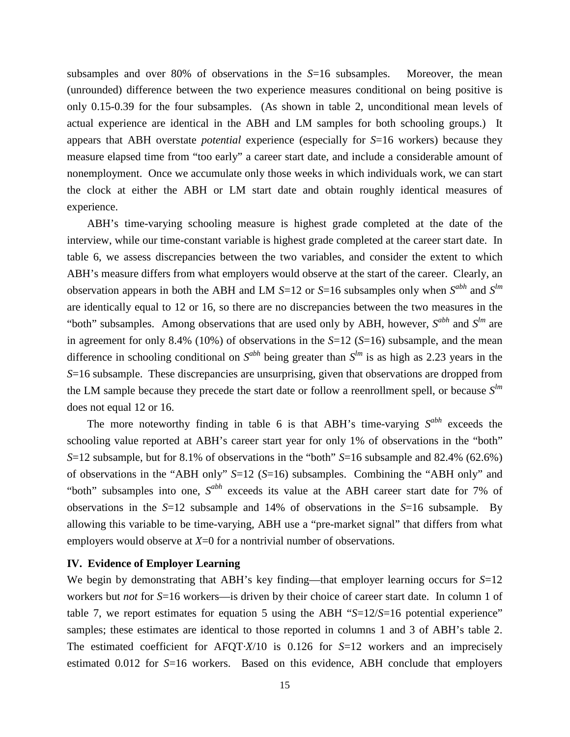subsamples and over 80% of observations in the *S*=16 subsamples. Moreover, the mean (unrounded) difference between the two experience measures conditional on being positive is only 0.15-0.39 for the four subsamples. (As shown in table 2, unconditional mean levels of actual experience are identical in the ABH and LM samples for both schooling groups.) It appears that ABH overstate *potential* experience (especially for *S*=16 workers) because they measure elapsed time from "too early" a career start date, and include a considerable amount of nonemployment. Once we accumulate only those weeks in which individuals work, we can start the clock at either the ABH or LM start date and obtain roughly identical measures of experience.

ABH's time-varying schooling measure is highest grade completed at the date of the interview, while our time-constant variable is highest grade completed at the career start date. In table 6, we assess discrepancies between the two variables, and consider the extent to which ABH's measure differs from what employers would observe at the start of the career. Clearly, an observation appears in both the ABH and LM *S*=12 or *S*=16 subsamples only when $S^{abh}$ and $S^{lm}$ are identically equal to 12 or 16, so there are no discrepancies between the two measures in the "both" subsamples. Among observations that are used only by ABH, however, $S^{abh}$ and $S^{lm}$ are in agreement for only 8.4% (10%) of observations in the *S*=12 (*S*=16) subsample, and the mean difference in schooling conditional on $S^{abh}$ being greater than $S^{lm}$ is as high as 2.23 years in the *S*=16 subsample. These discrepancies are unsurprising, given that observations are dropped from the LM sample because they precede the start date or follow a reenrollment spell, or because $S^{lm}$ does not equal 12 or 16.

The more noteworthy finding in table 6 is that ABH's time-varying $S^{abh}$ exceeds the schooling value reported at ABH's career start year for only 1% of observations in the "both" *S*=12 subsample, but for 8.1% of observations in the "both" *S*=16 subsample and 82.4% (62.6%) of observations in the "ABH only" *S*=12 (*S*=16) subsamples. Combining the "ABH only" and "both" subsamples into one, $S^{abh}$ exceeds its value at the ABH career start date for 7% of observations in the *S*=12 subsample and 14% of observations in the *S*=16 subsample. By allowing this variable to be time-varying, ABH use a "pre-market signal" that differs from what employers would observe at *X*=0 for a nontrivial number of observations.

## IV. Evidence of Employer Learning

We begin by demonstrating that ABH's key finding—that employer learning occurs for *S*=12 workers but *not* for *S*=16 workers—is driven by their choice of career start date. In column 1 of table 7, we report estimates for equation 5 using the ABH "*S*=12/*S*=16 potential experience" samples; these estimates are identical to those reported in columns 1 and 3 of ABH's table 2. The estimated coefficient for AFQT·*X*/10 is 0.126 for *S*=12 workers and an imprecisely estimated 0.012 for *S*=16 workers. Based on this evidence, ABH conclude that employers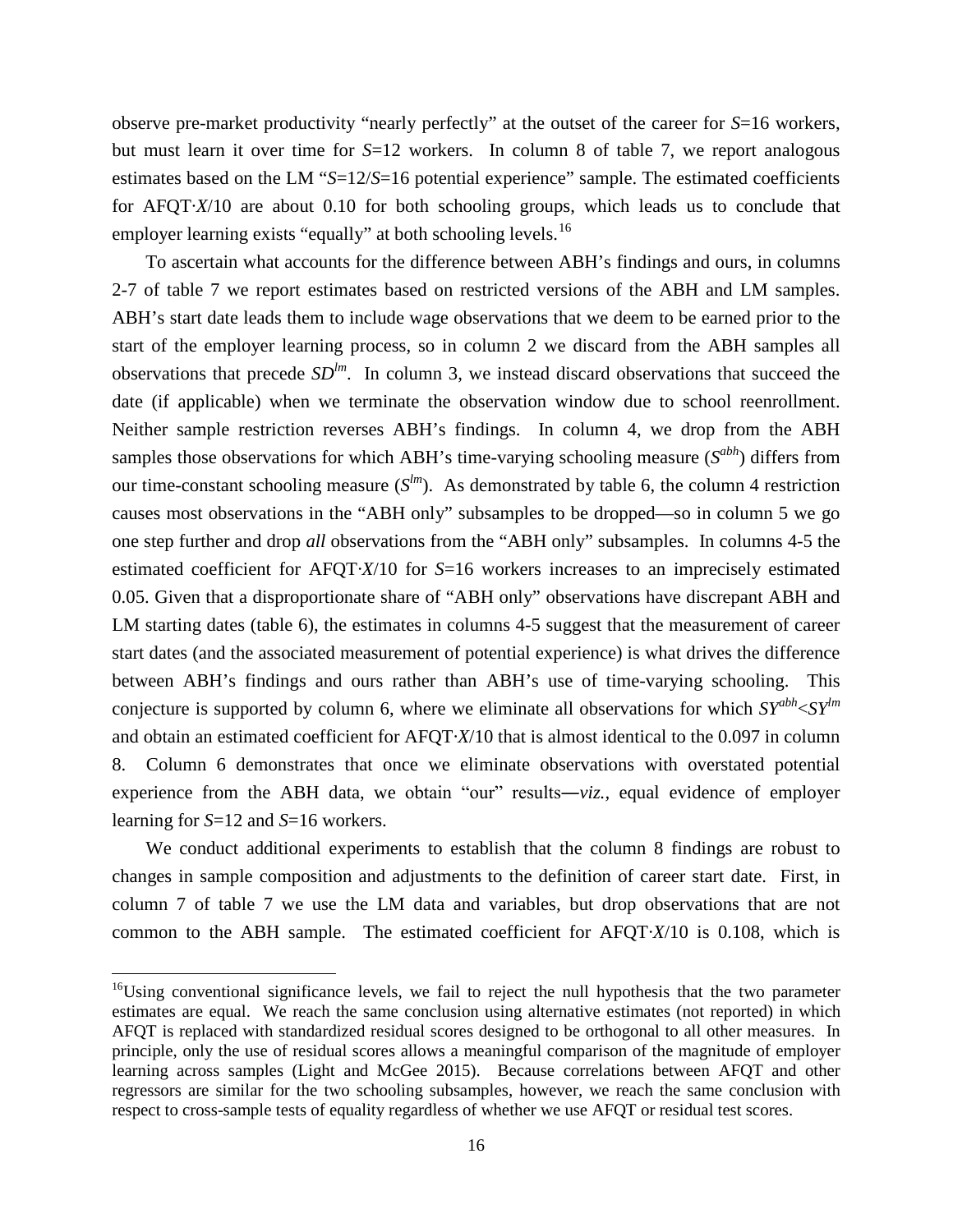observe pre-market productivity "nearly perfectly" at the outset of the career for $S$=16 workers, but must learn it over time for $S$=12 workers. In column 8 of table 7, we report analogous estimates based on the LM "$S$=12/$S$=16 potential experience" sample. The estimated coefficients for AFQT·$X$/10 are about 0.10 for both schooling groups, which leads us to conclude that employer learning exists "equally" at both schooling levels.[16]

To ascertain what accounts for the difference between ABH's findings and ours, in columns 2-7 of table 7 we report estimates based on restricted versions of the ABH and LM samples. ABH's start date leads them to include wage observations that we deem to be earned prior to the start of the employer learning process, so in column 2 we discard from the ABH samples all observations that precede $SD^{lm}$. In column 3, we instead discard observations that succeed the date (if applicable) when we terminate the observation window due to school reenrollment. Neither sample restriction reverses ABH's findings. In column 4, we drop from the ABH samples those observations for which ABH's time-varying schooling measure ($S^{abh}$) differs from our time-constant schooling measure ($S^{lm}$). As demonstrated by table 6, the column 4 restriction causes most observations in the "ABH only" subsamples to be dropped—so in column 5 we go one step further and drop *all* observations from the "ABH only" subsamples. In columns 4-5 the estimated coefficient for AFQT·$X$/10 for $S$=16 workers increases to an imprecisely estimated 0.05. Given that a disproportionate share of "ABH only" observations have discrepant ABH and LM starting dates (table 6), the estimates in columns 4-5 suggest that the measurement of career start dates (and the associated measurement of potential experience) is what drives the difference between ABH's findings and ours rather than ABH's use of time-varying schooling. This conjecture is supported by column 6, where we eliminate all observations for which $SY^{abh}$<$SY^{lm}$ and obtain an estimated coefficient for AFQT·$X$/10 that is almost identical to the 0.097 in column 8. Column 6 demonstrates that once we eliminate observations with overstated potential experience from the ABH data, we obtain "our" results—*viz.*, equal evidence of employer learning for $S$=12 and $S$=16 workers.

We conduct additional experiments to establish that the column 8 findings are robust to changes in sample composition and adjustments to the definition of career start date. First, in column 7 of table 7 we use the LM data and variables, but drop observations that are not common to the ABH sample. The estimated coefficient for AFQT·$X$/10 is 0.108, which is

[16]Using conventional significance levels, we fail to reject the null hypothesis that the two parameter estimates are equal. We reach the same conclusion using alternative estimates (not reported) in which AFQT is replaced with standardized residual scores designed to be orthogonal to all other measures. In principle, only the use of residual scores allows a meaningful comparison of the magnitude of employer learning across samples (Light and McGee 2015). Because correlations between AFQT and other regressors are similar for the two schooling subsamples, however, we reach the same conclusion with respect to cross-sample tests of equality regardless of whether we use AFQT or residual test scores.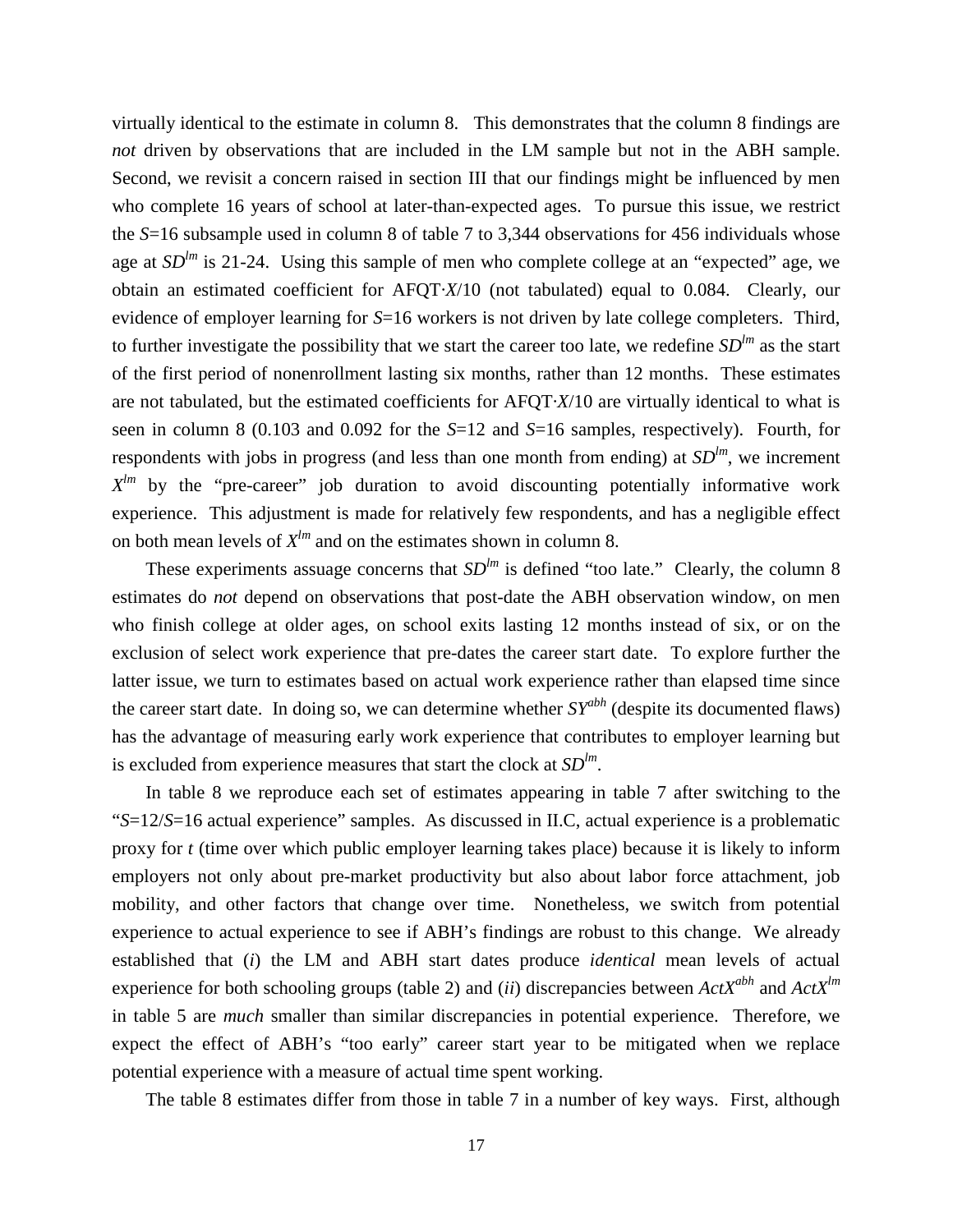virtually identical to the estimate in column 8. This demonstrates that the column 8 findings are *not* driven by observations that are included in the LM sample but not in the ABH sample. Second, we revisit a concern raised in section III that our findings might be influenced by men who complete 16 years of school at later-than-expected ages. To pursue this issue, we restrict the $S$=16 subsample used in column 8 of table 7 to 3,344 observations for 456 individuals whose age at $SD^{lm}$ is 21-24. Using this sample of men who complete college at an "expected" age, we obtain an estimated coefficient for AFQT·$X$/10 (not tabulated) equal to 0.084. Clearly, our evidence of employer learning for $S$=16 workers is not driven by late college completers. Third, to further investigate the possibility that we start the career too late, we redefine $SD^{lm}$ as the start of the first period of nonenrollment lasting six months, rather than 12 months. These estimates are not tabulated, but the estimated coefficients for AFQT·$X$/10 are virtually identical to what is seen in column 8 (0.103 and 0.092 for the $S$=12 and $S$=16 samples, respectively). Fourth, for respondents with jobs in progress (and less than one month from ending) at $SD^{lm}$, we increment $X^{lm}$ by the "pre-career" job duration to avoid discounting potentially informative work experience. This adjustment is made for relatively few respondents, and has a negligible effect on both mean levels of $X^{lm}$ and on the estimates shown in column 8.

These experiments assuage concerns that $SD^{lm}$ is defined "too late." Clearly, the column 8 estimates do *not* depend on observations that post-date the ABH observation window, on men who finish college at older ages, on school exits lasting 12 months instead of six, or on the exclusion of select work experience that pre-dates the career start date. To explore further the latter issue, we turn to estimates based on actual work experience rather than elapsed time since the career start date. In doing so, we can determine whether $SY^{abh}$ (despite its documented flaws) has the advantage of measuring early work experience that contributes to employer learning but is excluded from experience measures that start the clock at $SD^{lm}$.

In table 8 we reproduce each set of estimates appearing in table 7 after switching to the "$S$=12/$S$=16 actual experience" samples. As discussed in II.C, actual experience is a problematic proxy for $t$ (time over which public employer learning takes place) because it is likely to inform employers not only about pre-market productivity but also about labor force attachment, job mobility, and other factors that change over time. Nonetheless, we switch from potential experience to actual experience to see if ABH's findings are robust to this change. We already established that (*i*) the LM and ABH start dates produce *identical* mean levels of actual experience for both schooling groups (table 2) and (*ii*) discrepancies between $ActX^{abh}$ and $ActX^{lm}$ in table 5 are *much* smaller than similar discrepancies in potential experience. Therefore, we expect the effect of ABH's "too early" career start year to be mitigated when we replace potential experience with a measure of actual time spent working.

The table 8 estimates differ from those in table 7 in a number of key ways. First, although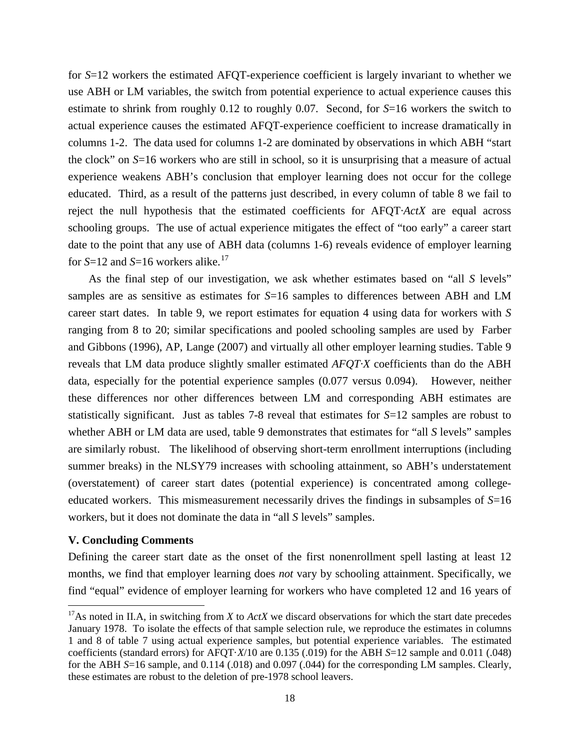for $S$=12 workers the estimated AFQT-experience coefficient is largely invariant to whether we use ABH or LM variables, the switch from potential experience to actual experience causes this estimate to shrink from roughly 0.12 to roughly 0.07. Second, for $S$=16 workers the switch to actual experience causes the estimated AFQT-experience coefficient to increase dramatically in columns 1-2. The data used for columns 1-2 are dominated by observations in which ABH "start the clock" on $S$=16 workers who are still in school, so it is unsurprising that a measure of actual experience weakens ABH's conclusion that employer learning does not occur for the college educated. Third, as a result of the patterns just described, in every column of table 8 we fail to reject the null hypothesis that the estimated coefficients for AFQT·*ActX* are equal across schooling groups. The use of actual experience mitigates the effect of "too early" a career start date to the point that any use of ABH data (columns 1-6) reveals evidence of employer learning for $S$=12 and $S$=16 workers alike.[17]

As the final step of our investigation, we ask whether estimates based on "all $S$ levels" samples are as sensitive as estimates for $S$=16 samples to differences between ABH and LM career start dates. In table 9, we report estimates for equation 4 using data for workers with $S$ ranging from 8 to 20; similar specifications and pooled schooling samples are used by Farber and Gibbons (1996), AP, Lange (2007) and virtually all other employer learning studies. Table 9 reveals that LM data produce slightly smaller estimated *AFQT·X* coefficients than do the ABH data, especially for the potential experience samples (0.077 versus 0.094). However, neither these differences nor other differences between LM and corresponding ABH estimates are statistically significant. Just as tables 7-8 reveal that estimates for $S$=12 samples are robust to whether ABH or LM data are used, table 9 demonstrates that estimates for "all $S$ levels" samples are similarly robust. The likelihood of observing short-term enrollment interruptions (including summer breaks) in the NLSY79 increases with schooling attainment, so ABH's understatement (overstatement) of career start dates (potential experience) is concentrated among college-educated workers. This mismeasurement necessarily drives the findings in subsamples of $S$=16 workers, but it does not dominate the data in "all $S$ levels" samples.

### V. Concluding Comments

Defining the career start date as the onset of the first nonenrollment spell lasting at least 12 months, we find that employer learning does *not* vary by schooling attainment. Specifically, we find "equal" evidence of employer learning for workers who have completed 12 and 16 years of

[17] As noted in II.A, in switching from $X$ to *ActX* we discard observations for which the start date precedes January 1978. To isolate the effects of that sample selection rule, we reproduce the estimates in columns 1 and 8 of table 7 using actual experience samples, but potential experience variables. The estimated coefficients (standard errors) for AFQT·$X$/10 are 0.135 (.019) for the ABH $S$=12 sample and 0.011 (.048) for the ABH $S$=16 sample, and 0.114 (.018) and 0.097 (.044) for the corresponding LM samples. Clearly, these estimates are robust to the deletion of pre-1978 school leavers.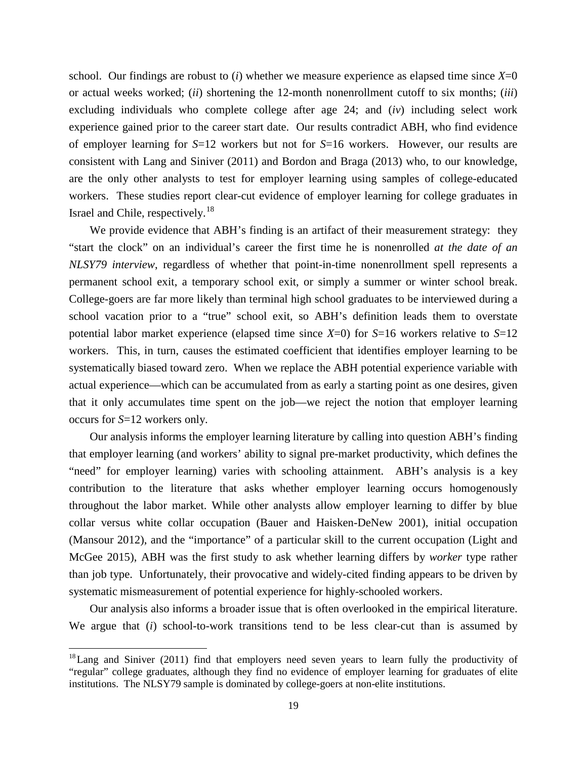school. Our findings are robust to (*i*) whether we measure experience as elapsed time since $X$=0 or actual weeks worked; (*ii*) shortening the 12-month nonenrollment cutoff to six months; (*iii*) excluding individuals who complete college after age 24; and (*iv*) including select work experience gained prior to the career start date. Our results contradict ABH, who find evidence of employer learning for $S$=12 workers but not for $S$=16 workers. However, our results are consistent with Lang and Siniver (2011) and Bordon and Braga (2013) who, to our knowledge, are the only other analysts to test for employer learning using samples of college-educated workers. These studies report clear-cut evidence of employer learning for college graduates in Israel and Chile, respectively.[18]

We provide evidence that ABH's finding is an artifact of their measurement strategy: they "start the clock" on an individual's career the first time he is nonenrolled *at the date of an NLSY79 interview*, regardless of whether that point-in-time nonenrollment spell represents a permanent school exit, a temporary school exit, or simply a summer or winter school break. College-goers are far more likely than terminal high school graduates to be interviewed during a school vacation prior to a "true" school exit, so ABH's definition leads them to overstate potential labor market experience (elapsed time since $X$=0) for $S$=16 workers relative to $S$=12 workers. This, in turn, causes the estimated coefficient that identifies employer learning to be systematically biased toward zero. When we replace the ABH potential experience variable with actual experience—which can be accumulated from as early a starting point as one desires, given that it only accumulates time spent on the job—we reject the notion that employer learning occurs for $S$=12 workers only.

Our analysis informs the employer learning literature by calling into question ABH's finding that employer learning (and workers' ability to signal pre-market productivity, which defines the "need" for employer learning) varies with schooling attainment. ABH's analysis is a key contribution to the literature that asks whether employer learning occurs homogenously throughout the labor market. While other analysts allow employer learning to differ by blue collar versus white collar occupation (Bauer and Haisken-DeNew 2001), initial occupation (Mansour 2012), and the "importance" of a particular skill to the current occupation (Light and McGee 2015), ABH was the first study to ask whether learning differs by *worker* type rather than job type. Unfortunately, their provocative and widely-cited finding appears to be driven by systematic mismeasurement of potential experience for highly-schooled workers.

Our analysis also informs a broader issue that is often overlooked in the empirical literature. We argue that (*i*) school-to-work transitions tend to be less clear-cut than is assumed by

[18] Lang and Siniver (2011) find that employers need seven years to learn fully the productivity of "regular" college graduates, although they find no evidence of employer learning for graduates of elite institutions. The NLSY79 sample is dominated by college-goers at non-elite institutions.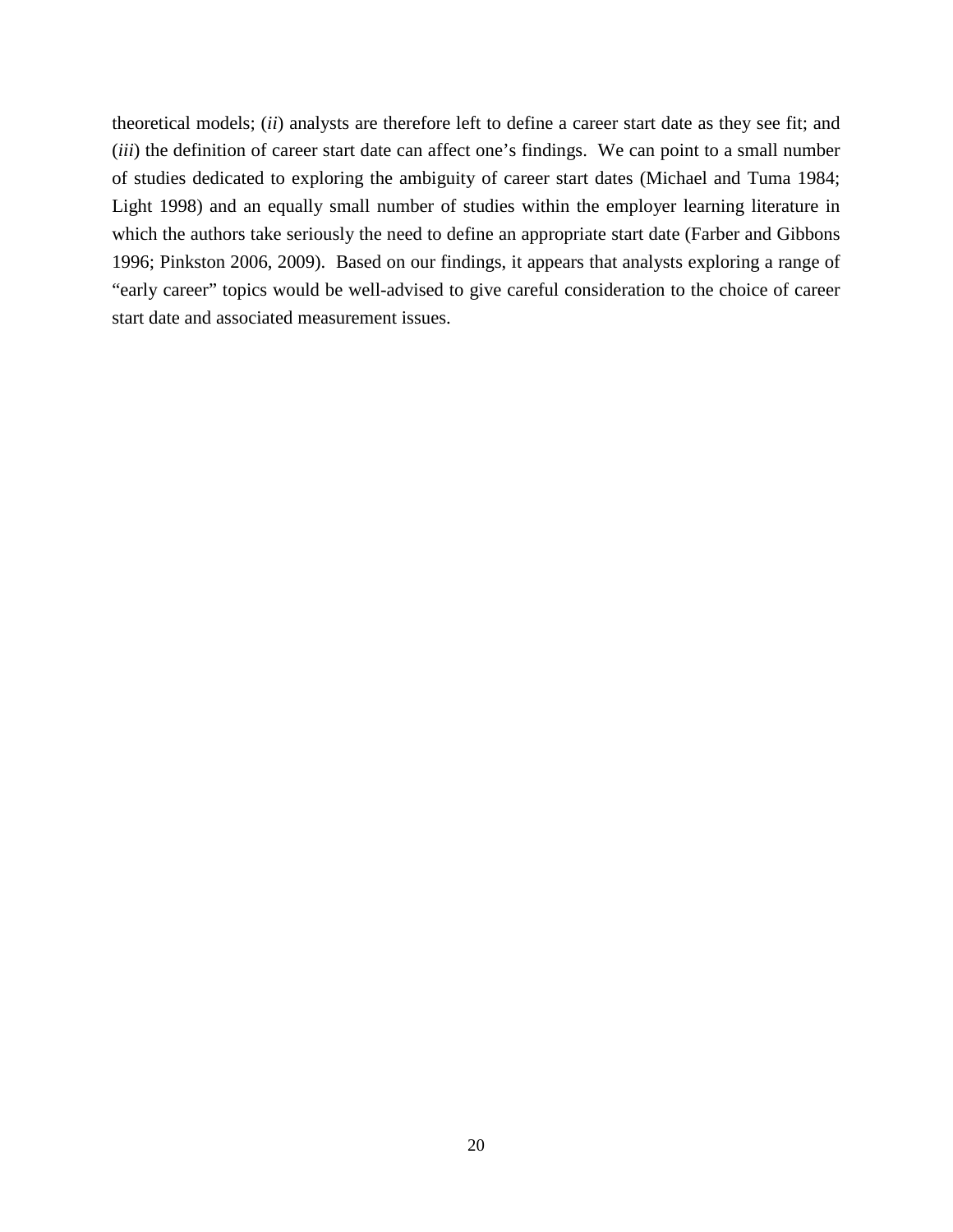theoretical models; (*ii*) analysts are therefore left to define a career start date as they see fit; and (*iii*) the definition of career start date can affect one's findings. We can point to a small number of studies dedicated to exploring the ambiguity of career start dates (Michael and Tuma 1984; Light 1998) and an equally small number of studies within the employer learning literature in which the authors take seriously the need to define an appropriate start date (Farber and Gibbons 1996; Pinkston 2006, 2009). Based on our findings, it appears that analysts exploring a range of "early career" topics would be well-advised to give careful consideration to the choice of career start date and associated measurement issues.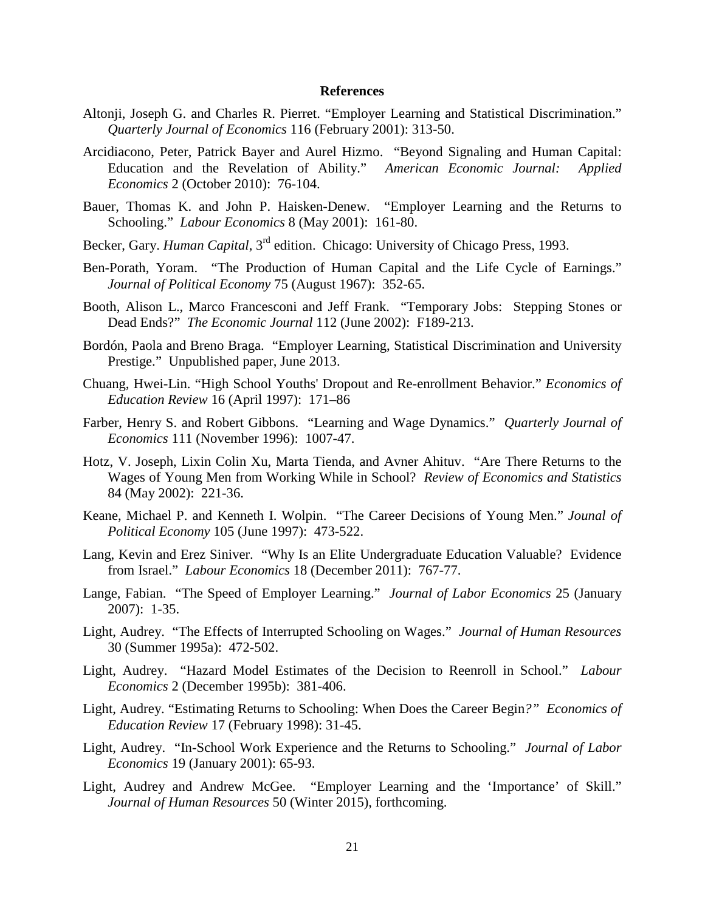## References

Altonji, Joseph G. and Charles R. Pierret. "Employer Learning and Statistical Discrimination." *Quarterly Journal of Economics* 116 (February 2001): 313-50.

Arcidiacono, Peter, Patrick Bayer and Aurel Hizmo. "Beyond Signaling and Human Capital: Education and the Revelation of Ability." *American Economic Journal: Applied Economics* 2 (October 2010): 76-104.

Bauer, Thomas K. and John P. Haisken-Denew. "Employer Learning and the Returns to Schooling." *Labour Economics* 8 (May 2001): 161-80.

Becker, Gary. *Human Capital*, 3rd edition. Chicago: University of Chicago Press, 1993.

Ben-Porath, Yoram. "The Production of Human Capital and the Life Cycle of Earnings." *Journal of Political Economy* 75 (August 1967): 352-65.

Booth, Alison L., Marco Francesconi and Jeff Frank. "Temporary Jobs: Stepping Stones or Dead Ends?" *The Economic Journal* 112 (June 2002): F189-213.

Bordón, Paola and Breno Braga. "Employer Learning, Statistical Discrimination and University Prestige." Unpublished paper, June 2013.

Chuang, Hwei-Lin. "High School Youths' Dropout and Re-enrollment Behavior." *Economics of Education Review* 16 (April 1997): 171–86

Farber, Henry S. and Robert Gibbons. "Learning and Wage Dynamics." *Quarterly Journal of Economics* 111 (November 1996): 1007-47.

Hotz, V. Joseph, Lixin Colin Xu, Marta Tienda, and Avner Ahituv. "Are There Returns to the Wages of Young Men from Working While in School? *Review of Economics and Statistics* 84 (May 2002): 221-36.

Keane, Michael P. and Kenneth I. Wolpin. "The Career Decisions of Young Men." *Jounal of Political Economy* 105 (June 1997): 473-522.

Lang, Kevin and Erez Siniver. "Why Is an Elite Undergraduate Education Valuable? Evidence from Israel." *Labour Economics* 18 (December 2011): 767-77.

Lange, Fabian. "The Speed of Employer Learning." *Journal of Labor Economics* 25 (January 2007): 1-35.

Light, Audrey. "The Effects of Interrupted Schooling on Wages." *Journal of Human Resources* 30 (Summer 1995a): 472-502.

Light, Audrey. "Hazard Model Estimates of the Decision to Reenroll in School." *Labour Economics* 2 (December 1995b): 381-406.

Light, Audrey. "Estimating Returns to Schooling: When Does the Career Begin?" *Economics of Education Review* 17 (February 1998): 31-45.

Light, Audrey. "In-School Work Experience and the Returns to Schooling." *Journal of Labor Economics* 19 (January 2001): 65-93.

Light, Audrey and Andrew McGee. "Employer Learning and the 'Importance' of Skill." *Journal of Human Resources* 50 (Winter 2015), forthcoming.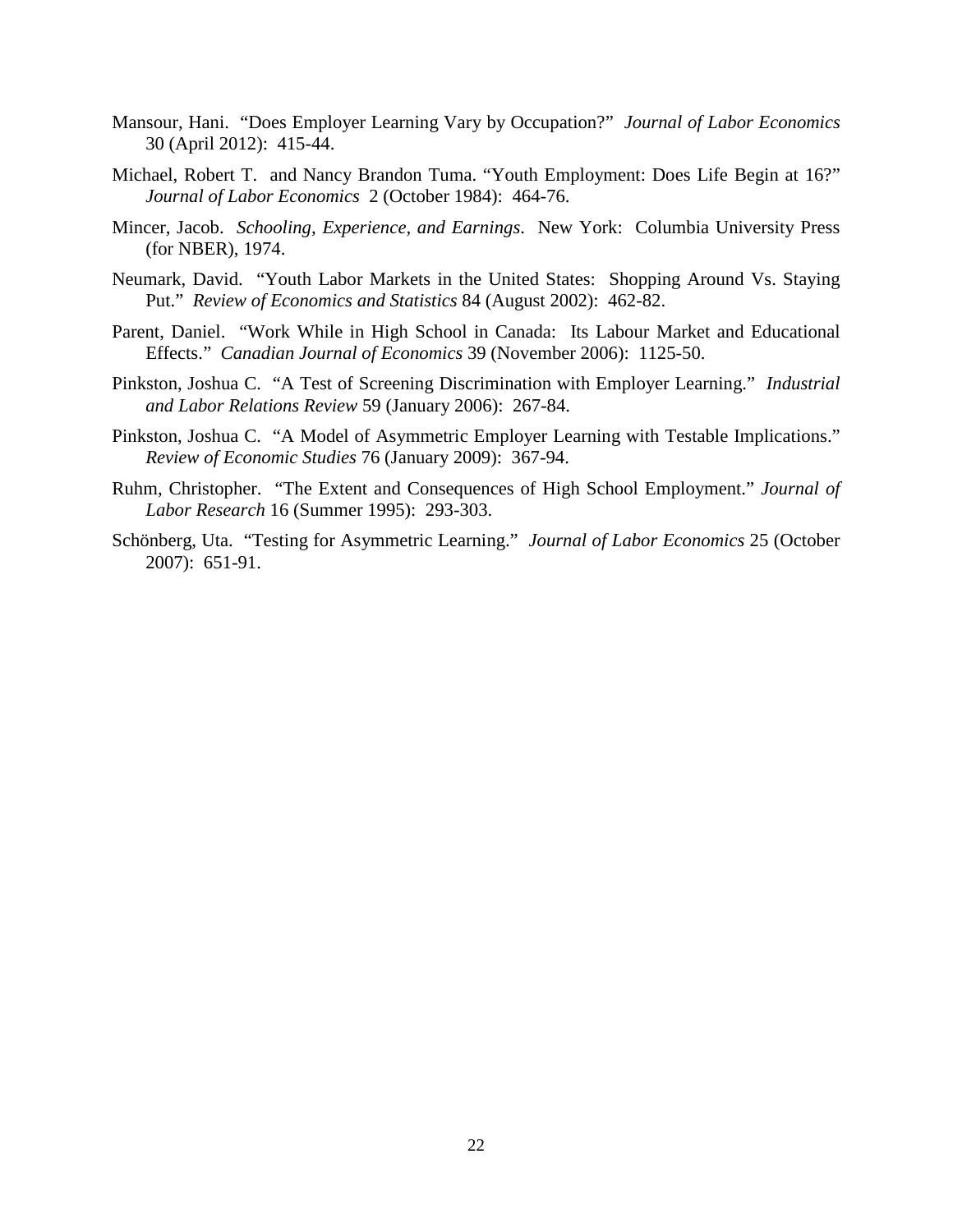Mansour, Hani. "Does Employer Learning Vary by Occupation?" *Journal of Labor Economics* 30 (April 2012): 415-44.

Michael, Robert T. and Nancy Brandon Tuma. "Youth Employment: Does Life Begin at 16?" *Journal of Labor Economics* 2 (October 1984): 464-76.

Mincer, Jacob. *Schooling, Experience, and Earnings*. New York: Columbia University Press (for NBER), 1974.

Neumark, David. "Youth Labor Markets in the United States: Shopping Around Vs. Staying Put." *Review of Economics and Statistics* 84 (August 2002): 462-82.

Parent, Daniel. "Work While in High School in Canada: Its Labour Market and Educational Effects." *Canadian Journal of Economics* 39 (November 2006): 1125-50.

Pinkston, Joshua C. "A Test of Screening Discrimination with Employer Learning." *Industrial and Labor Relations Review* 59 (January 2006): 267-84.

Pinkston, Joshua C. "A Model of Asymmetric Employer Learning with Testable Implications." *Review of Economic Studies* 76 (January 2009): 367-94.

Ruhm, Christopher. "The Extent and Consequences of High School Employment." *Journal of Labor Research* 16 (Summer 1995): 293-303.

Schönberg, Uta. "Testing for Asymmetric Learning." *Journal of Labor Economics* 25 (October 2007): 651-91.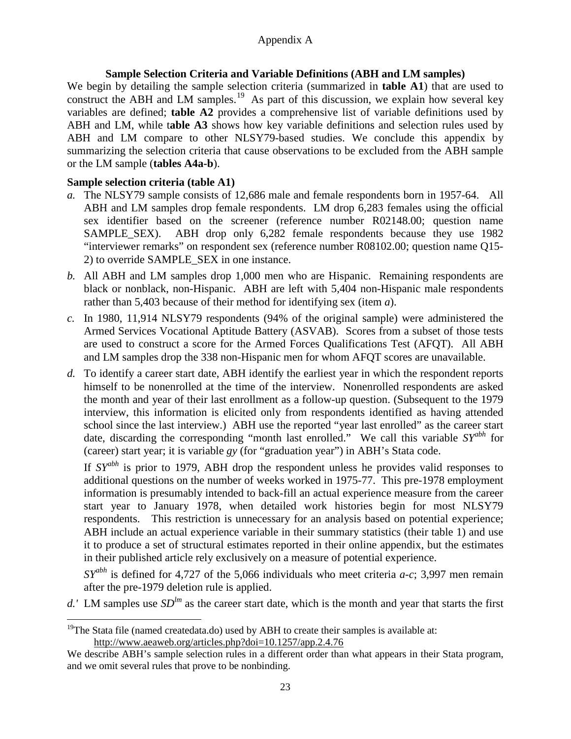Appendix A

## Sample Selection Criteria and Variable Definitions (ABH and LM samples)

We begin by detailing the sample selection criteria (summarized in **table A1**) that are used to construct the ABH and LM samples.[19] As part of this discussion, we explain how several key variables are defined; **table A2** provides a comprehensive list of variable definitions used by ABH and LM, while t**able A3** shows how key variable definitions and selection rules used by ABH and LM compare to other NLSY79-based studies. We conclude this appendix by summarizing the selection criteria that cause observations to be excluded from the ABH sample or the LM sample (**tables A4a-b**).

### Sample selection criteria (table A1)

*a.* The NLSY79 sample consists of 12,686 male and female respondents born in 1957-64. All ABH and LM samples drop female respondents. LM drop 6,283 females using the official sex identifier based on the screener (reference number R02148.00; question name SAMPLE_SEX). ABH drop only 6,282 female respondents because they use 1982 "interviewer remarks" on respondent sex (reference number R08102.00; question name Q15-2) to override SAMPLE_SEX in one instance.

*b.* All ABH and LM samples drop 1,000 men who are Hispanic. Remaining respondents are black or nonblack, non-Hispanic. ABH are left with 5,404 non-Hispanic male respondents rather than 5,403 because of their method for identifying sex (item *a*).

*c.* In 1980, 11,914 NLSY79 respondents (94% of the original sample) were administered the Armed Services Vocational Aptitude Battery (ASVAB). Scores from a subset of those tests are used to construct a score for the Armed Forces Qualifications Test (AFQT). All ABH and LM samples drop the 338 non-Hispanic men for whom AFQT scores are unavailable.

*d.* To identify a career start date, ABH identify the earliest year in which the respondent reports himself to be nonenrolled at the time of the interview. Nonenrolled respondents are asked the month and year of their last enrollment as a follow-up question. (Subsequent to the 1979 interview, this information is elicited only from respondents identified as having attended school since the last interview.) ABH use the reported "year last enrolled" as the career start date, discarding the corresponding "month last enrolled." We call this variable $SY^{abh}$ for (career) start year; it is variable *gy* (for "graduation year") in ABH's Stata code.

   If $SY^{abh}$ is prior to 1979, ABH drop the respondent unless he provides valid responses to additional questions on the number of weeks worked in 1975-77. This pre-1978 employment information is presumably intended to back-fill an actual experience measure from the career start year to January 1978, when detailed work histories begin for most NLSY79 respondents. This restriction is unnecessary for an analysis based on potential experience; ABH include an actual experience variable in their summary statistics (their table 1) and use it to produce a set of structural estimates reported in their online appendix, but the estimates in their published article rely exclusively on a measure of potential experience.

   $SY^{abh}$ is defined for 4,727 of the 5,066 individuals who meet criteria *a-c*; 3,997 men remain after the pre-1979 deletion rule is applied.

*d.'* LM samples use $SD^{lm}$ as the career start date, which is the month and year that starts the first

---

[19] The Stata file (named createdata.do) used by ABH to create their samples is available at: http://www.aeaweb.org/articles.php?doi=10.1257/app.2.4.76

We describe ABH's sample selection rules in a different order than what appears in their Stata program, and we omit several rules that prove to be nonbinding.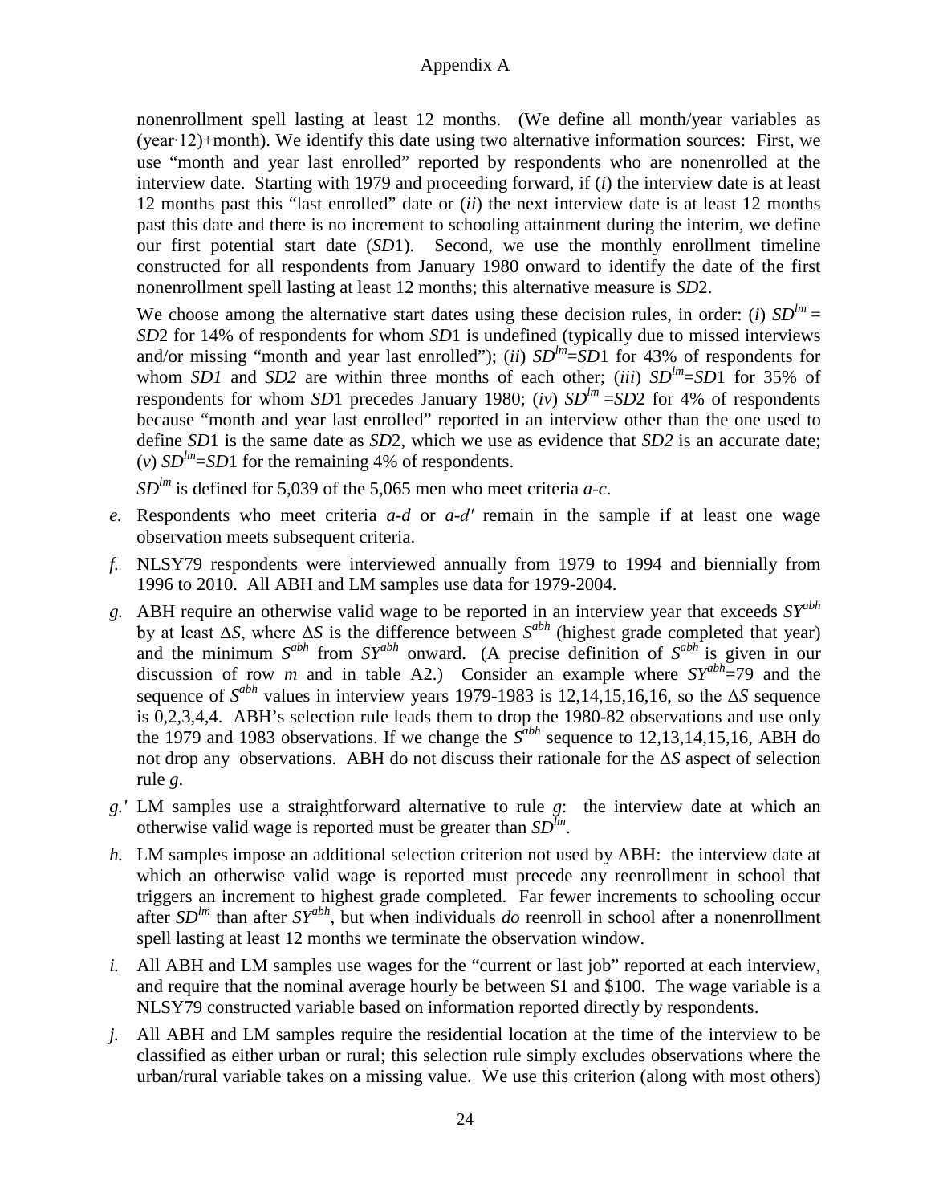nonenrollment spell lasting at least 12 months. (We define all month/year variables as (year·12)+month). We identify this date using two alternative information sources: First, we use "month and year last enrolled" reported by respondents who are nonenrolled at the interview date. Starting with 1979 and proceeding forward, if (*i*) the interview date is at least 12 months past this "last enrolled" date or (*ii*) the next interview date is at least 12 months past this date and there is no increment to schooling attainment during the interim, we define our first potential start date (*SD*1). Second, we use the monthly enrollment timeline constructed for all respondents from January 1980 onward to identify the date of the first nonenrollment spell lasting at least 12 months; this alternative measure is *SD*2.

We choose among the alternative start dates using these decision rules, in order: (*i*) $SD^{lm} = SD2$ for 14% of respondents for whom *SD*1 is undefined (typically due to missed interviews and/or missing "month and year last enrolled"); (*ii*) $SD^{lm}=SD1$ for 43% of respondents for whom *SD1* and *SD2* are within three months of each other; (*iii*) $SD^{lm}=SD1$ for 35% of respondents for whom *SD*1 precedes January 1980; (*iv*) $SD^{lm} =SD2$ for 4% of respondents because "month and year last enrolled" reported in an interview other than the one used to define *SD*1 is the same date as *SD*2, which we use as evidence that *SD2* is an accurate date; (*v*) $SD^{lm}=SD1$ for the remaining 4% of respondents.

$SD^{lm}$ is defined for 5,039 of the 5,065 men who meet criteria *a-c*.

*e.* Respondents who meet criteria *a-d* or *a-d′* remain in the sample if at least one wage observation meets subsequent criteria.

*f.* NLSY79 respondents were interviewed annually from 1979 to 1994 and biennially from 1996 to 2010. All ABH and LM samples use data for 1979-2004.

*g.* ABH require an otherwise valid wage to be reported in an interview year that exceeds $SY^{abh}$ by at least $\Delta S$, where $\Delta S$ is the difference between $S^{abh}$ (highest grade completed that year) and the minimum $S^{abh}$ from $SY^{abh}$ onward. (A precise definition of $S^{abh}$ is given in our discussion of row *m* and in table A2.) Consider an example where $SY^{abh}$=79 and the sequence of $S^{abh}$ values in interview years 1979-1983 is 12,14,15,16,16, so the $\Delta S$ sequence is 0,2,3,4,4. ABH's selection rule leads them to drop the 1980-82 observations and use only the 1979 and 1983 observations. If we change the $S^{abh}$ sequence to 12,13,14,15,16, ABH do not drop any observations. ABH do not discuss their rationale for the $\Delta S$ aspect of selection rule *g*.

*g.′* LM samples use a straightforward alternative to rule *g*: the interview date at which an otherwise valid wage is reported must be greater than $SD^{lm}$.

*h.* LM samples impose an additional selection criterion not used by ABH: the interview date at which an otherwise valid wage is reported must precede any reenrollment in school that triggers an increment to highest grade completed. Far fewer increments to schooling occur after $SD^{lm}$ than after $SY^{abh}$, but when individuals *do* reenroll in school after a nonenrollment spell lasting at least 12 months we terminate the observation window.

*i.* All ABH and LM samples use wages for the "current or last job" reported at each interview, and require that the nominal average hourly be between \$1 and \$100. The wage variable is a NLSY79 constructed variable based on information reported directly by respondents.

*j.* All ABH and LM samples require the residential location at the time of the interview to be classified as either urban or rural; this selection rule simply excludes observations where the urban/rural variable takes on a missing value. We use this criterion (along with most others)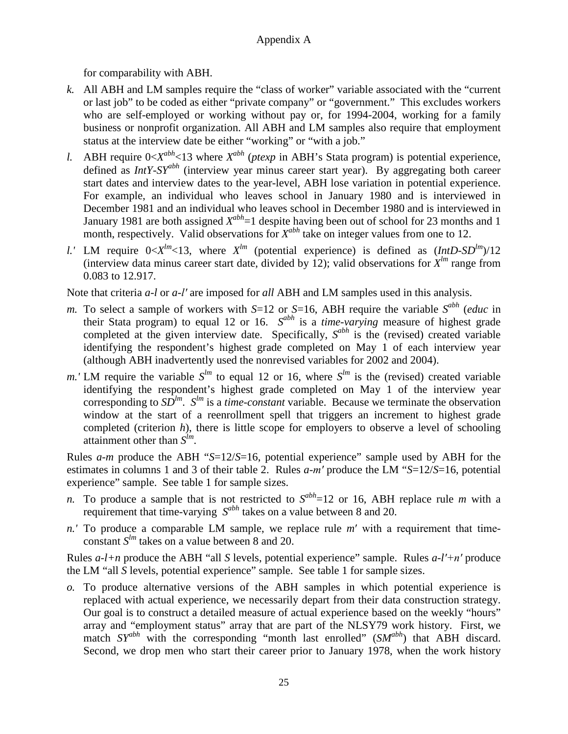for comparability with ABH.

*k.* All ABH and LM samples require the "class of worker" variable associated with the "current or last job" to be coded as either "private company" or "government." This excludes workers who are self-employed or working without pay or, for 1994-2004, working for a family business or nonprofit organization. All ABH and LM samples also require that employment status at the interview date be either "working" or "with a job."

*l.* ABH require $0<X^{abh}<13$ where $X^{abh}$ (*ptexp* in ABH's Stata program) is potential experience, defined as $IntY\text{-}SY^{abh}$ (interview year minus career start year). By aggregating both career start dates and interview dates to the year-level, ABH lose variation in potential experience. For example, an individual who leaves school in January 1980 and is interviewed in December 1981 and an individual who leaves school in December 1980 and is interviewed in January 1981 are both assigned $X^{abh}=1$ despite having been out of school for 23 months and 1 month, respectively. Valid observations for $X^{abh}$ take on integer values from one to 12.

*l.′* LM require $0<X^{lm}<13$, where $X^{lm}$ (potential experience) is defined as $(IntD\text{-}SD^{lm})/12$ (interview data minus career start date, divided by 12); valid observations for $X^{lm}$ range from 0.083 to 12.917.

Note that criteria *a-l* or *a-l′* are imposed for *all* ABH and LM samples used in this analysis.

*m.* To select a sample of workers with $S$=12 or $S$=16, ABH require the variable $S^{abh}$ (*educ* in their Stata program) to equal 12 or 16. $S^{abh}$ is a *time-varying* measure of highest grade completed at the given interview date. Specifically, $S^{abh}$ is the (revised) created variable identifying the respondent's highest grade completed on May 1 of each interview year (although ABH inadvertently used the nonrevised variables for 2002 and 2004).

*m.′* LM require the variable $S^{lm}$ to equal 12 or 16, where $S^{lm}$ is the (revised) created variable identifying the respondent's highest grade completed on May 1 of the interview year corresponding to $SD^{lm}$. $S^{lm}$ is a *time-constant* variable. Because we terminate the observation window at the start of a reenrollment spell that triggers an increment to highest grade completed (criterion *h*), there is little scope for employers to observe a level of schooling attainment other than $S^{lm}$.

Rules *a-m* produce the ABH "$S$=12/$S$=16, potential experience" sample used by ABH for the estimates in columns 1 and 3 of their table 2. Rules *a-m′* produce the LM "$S$=12/$S$=16, potential experience" sample. See table 1 for sample sizes.

*n.* To produce a sample that is not restricted to $S^{abh}$=12 or 16, ABH replace rule *m* with a requirement that time-varying $S^{abh}$ takes on a value between 8 and 20.

*n.′* To produce a comparable LM sample, we replace rule *m′* with a requirement that time-constant $S^{lm}$ takes on a value between 8 and 20.

Rules *a-l+n* produce the ABH "all *S* levels, potential experience" sample. Rules *a-l′+n′* produce the LM "all *S* levels, potential experience" sample. See table 1 for sample sizes.

*o.* To produce alternative versions of the ABH samples in which potential experience is replaced with actual experience, we necessarily depart from their data construction strategy. Our goal is to construct a detailed measure of actual experience based on the weekly "hours" array and "employment status" array that are part of the NLSY79 work history. First, we match $SY^{abh}$ with the corresponding "month last enrolled" ($SM^{abh}$) that ABH discard. Second, we drop men who start their career prior to January 1978, when the work history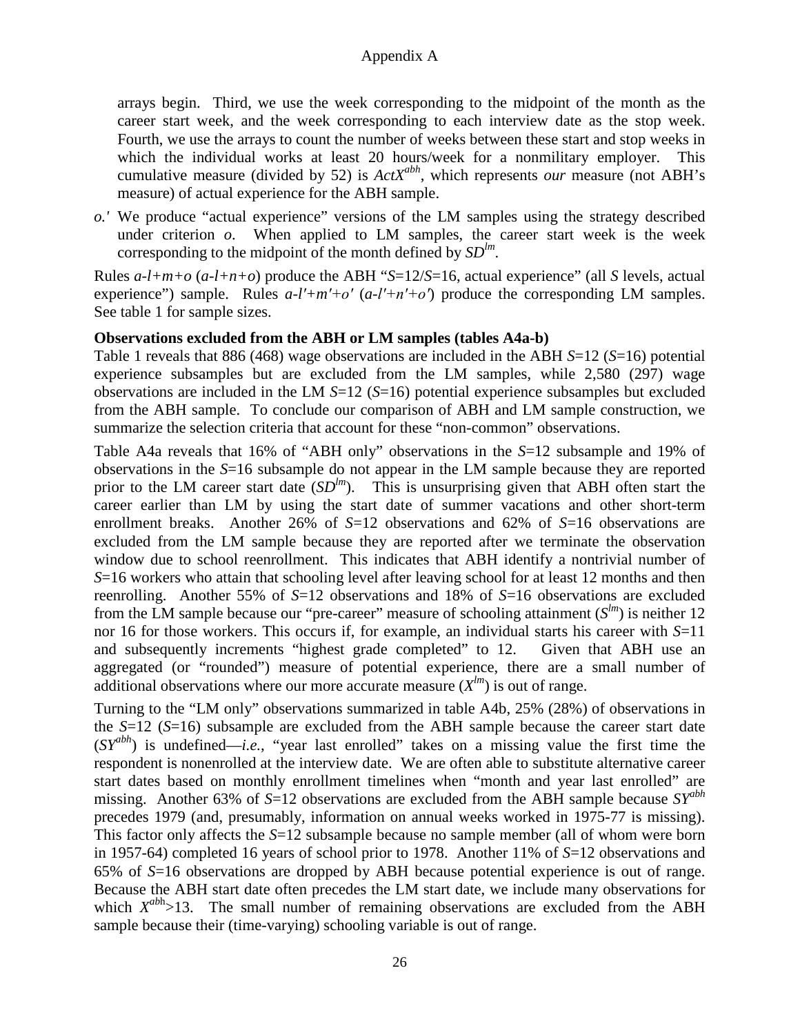arrays begin. Third, we use the week corresponding to the midpoint of the month as the career start week, and the week corresponding to each interview date as the stop week. Fourth, we use the arrays to count the number of weeks between these start and stop weeks in which the individual works at least 20 hours/week for a nonmilitary employer. This cumulative measure (divided by 52) is $ActX^{abh}$, which represents *our* measure (not ABH's measure) of actual experience for the ABH sample.

*o.′* We produce "actual experience" versions of the LM samples using the strategy described under criterion *o*. When applied to LM samples, the career start week is the week corresponding to the midpoint of the month defined by $SD^{lm}$.

Rules *a*-*l*+*m*+*o* (*a*-*l*+*n*+*o*) produce the ABH "*S*=12/*S*=16, actual experience" (all *S* levels, actual experience") sample. Rules *a*-*l′*+*m′*+*o′* (*a*-*l′*+*n′*+*o′*) produce the corresponding LM samples. See table 1 for sample sizes.

**Observations excluded from the ABH or LM samples (tables A4a-b)**

Table 1 reveals that 886 (468) wage observations are included in the ABH *S*=12 (*S*=16) potential experience subsamples but are excluded from the LM samples, while 2,580 (297) wage observations are included in the LM *S*=12 (*S*=16) potential experience subsamples but excluded from the ABH sample. To conclude our comparison of ABH and LM sample construction, we summarize the selection criteria that account for these "non-common" observations.

Table A4a reveals that 16% of "ABH only" observations in the *S*=12 subsample and 19% of observations in the *S*=16 subsample do not appear in the LM sample because they are reported prior to the LM career start date ($SD^{lm}$). This is unsurprising given that ABH often start the career earlier than LM by using the start date of summer vacations and other short-term enrollment breaks. Another 26% of *S*=12 observations and 62% of *S*=16 observations are excluded from the LM sample because they are reported after we terminate the observation window due to school reenrollment. This indicates that ABH identify a nontrivial number of *S*=16 workers who attain that schooling level after leaving school for at least 12 months and then reenrolling. Another 55% of *S*=12 observations and 18% of *S*=16 observations are excluded from the LM sample because our "pre-career" measure of schooling attainment ($S^{lm}$) is neither 12 nor 16 for those workers. This occurs if, for example, an individual starts his career with *S*=11 and subsequently increments "highest grade completed" to 12. Given that ABH use an aggregated (or "rounded") measure of potential experience, there are a small number of additional observations where our more accurate measure ($X^{lm}$) is out of range.

Turning to the "LM only" observations summarized in table A4b, 25% (28%) of observations in the *S*=12 (*S*=16) subsample are excluded from the ABH sample because the career start date ($SY^{abh}$) is undefined—*i.e.,* "year last enrolled" takes on a missing value the first time the respondent is nonenrolled at the interview date. We are often able to substitute alternative career start dates based on monthly enrollment timelines when "month and year last enrolled" are missing. Another 63% of *S*=12 observations are excluded from the ABH sample because $SY^{abh}$ precedes 1979 (and, presumably, information on annual weeks worked in 1975-77 is missing). This factor only affects the *S*=12 subsample because no sample member (all of whom were born in 1957-64) completed 16 years of school prior to 1978. Another 11% of *S*=12 observations and 65% of *S*=16 observations are dropped by ABH because potential experience is out of range. Because the ABH start date often precedes the LM start date, we include many observations for which $X^{abh}$>13. The small number of remaining observations are excluded from the ABH sample because their (time-varying) schooling variable is out of range.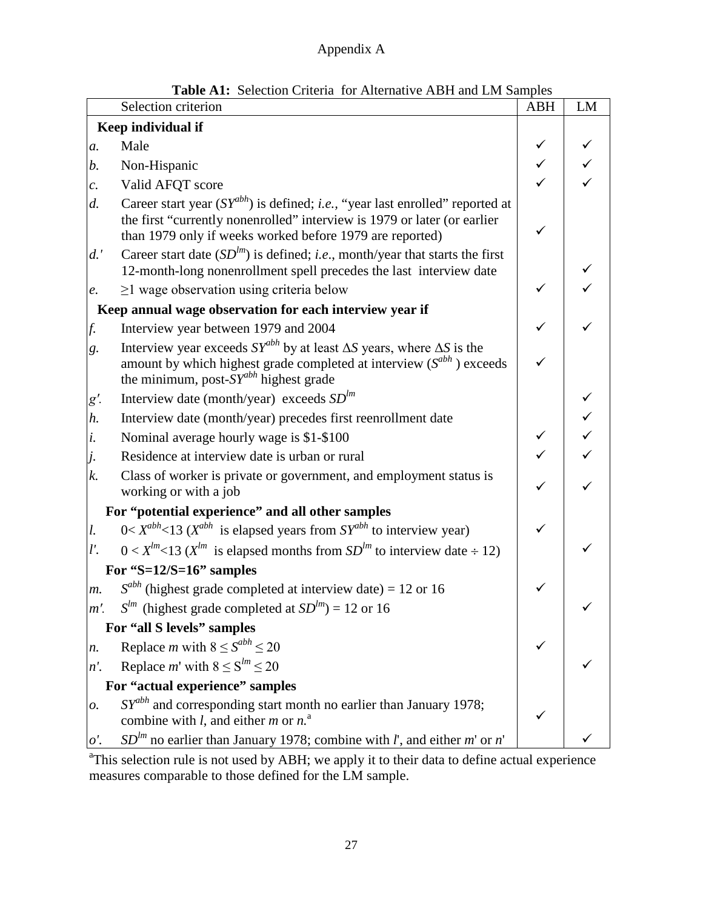Appendix A

**Table A1:** Selection Criteria for Alternative ABH and LM Samples

| | Selection criterion | ABH | LM |
|---|---|---|---|
| | **Keep individual if** | | |
| *a.* | Male | ✓ | ✓ |
| *b.* | Non-Hispanic | ✓ | ✓ |
| *c.* | Valid AFQT score | ✓ | ✓ |
| *d.* | Career start year ($SY^{abh}$) is defined; *i.e.*, "year last enrolled" reported at the first "currently nonenrolled" interview is 1979 or later (or earlier than 1979 only if weeks worked before 1979 are reported) | ✓ | |
| *d.'* | Career start date ($SD^{lm}$) is defined; *i.e.*, month/year that starts the first 12-month-long nonenrollment spell precedes the last interview date | | ✓ |
| *e.* | ≥1 wage observation using criteria below | ✓ | ✓ |
| | **Keep annual wage observation for each interview year if** | | |
| *f.* | Interview year between 1979 and 2004 | ✓ | ✓ |
| *g.* | Interview year exceeds $SY^{abh}$ by at least $\Delta S$ years, where $\Delta S$ is the amount by which highest grade completed at interview ($S^{abh}$) exceeds the minimum, post-$SY^{abh}$ highest grade | ✓ | |
| *g′.* | Interview date (month/year) exceeds $SD^{lm}$ | | ✓ |
| *h.* | Interview date (month/year) precedes first reenrollment date | | ✓ |
| *i.* | Nominal average hourly wage is \$1-\$100 | ✓ | ✓ |
| *j.* | Residence at interview date is urban or rural | ✓ | ✓ |
| *k.* | Class of worker is private or government, and employment status is working or with a job | ✓ | ✓ |
| | **For "potential experience" and all other samples** | | |
| *l.* | $0< X^{abh}<13$ ($X^{abh}$ is elapsed years from $SY^{abh}$ to interview year) | ✓ | |
| *l'.* | $0 < X^{lm}<13$ ($X^{lm}$ is elapsed months from $SD^{lm}$ to interview date ÷ 12) | | ✓ |
| | **For "S=12/S=16" samples** | | |
| *m.* | $S^{abh}$ (highest grade completed at interview date) = 12 or 16 | ✓ | |
| *m'.* | $S^{lm}$ (highest grade completed at $SD^{lm}$) = 12 or 16 | | ✓ |
| | **For "all S levels" samples** | | |
| *n.* | Replace *m* with $8 \leq S^{abh} \leq 20$ | ✓ | |
| *n'.* | Replace *m*' with $8 \leq S^{lm} \leq 20$ | | ✓ |
| | **For "actual experience" samples** | | |
| *o.* | $SY^{abh}$ and corresponding start month no earlier than January 1978; combine with *l*, and either *m* or *n*.[a] | ✓ | |
| *o'.* | $SD^{lm}$ no earlier than January 1978; combine with *l'*, and either *m'* or *n'* | | ✓ |

[a]This selection rule is not used by ABH; we apply it to their data to define actual experience measures comparable to those defined for the LM sample.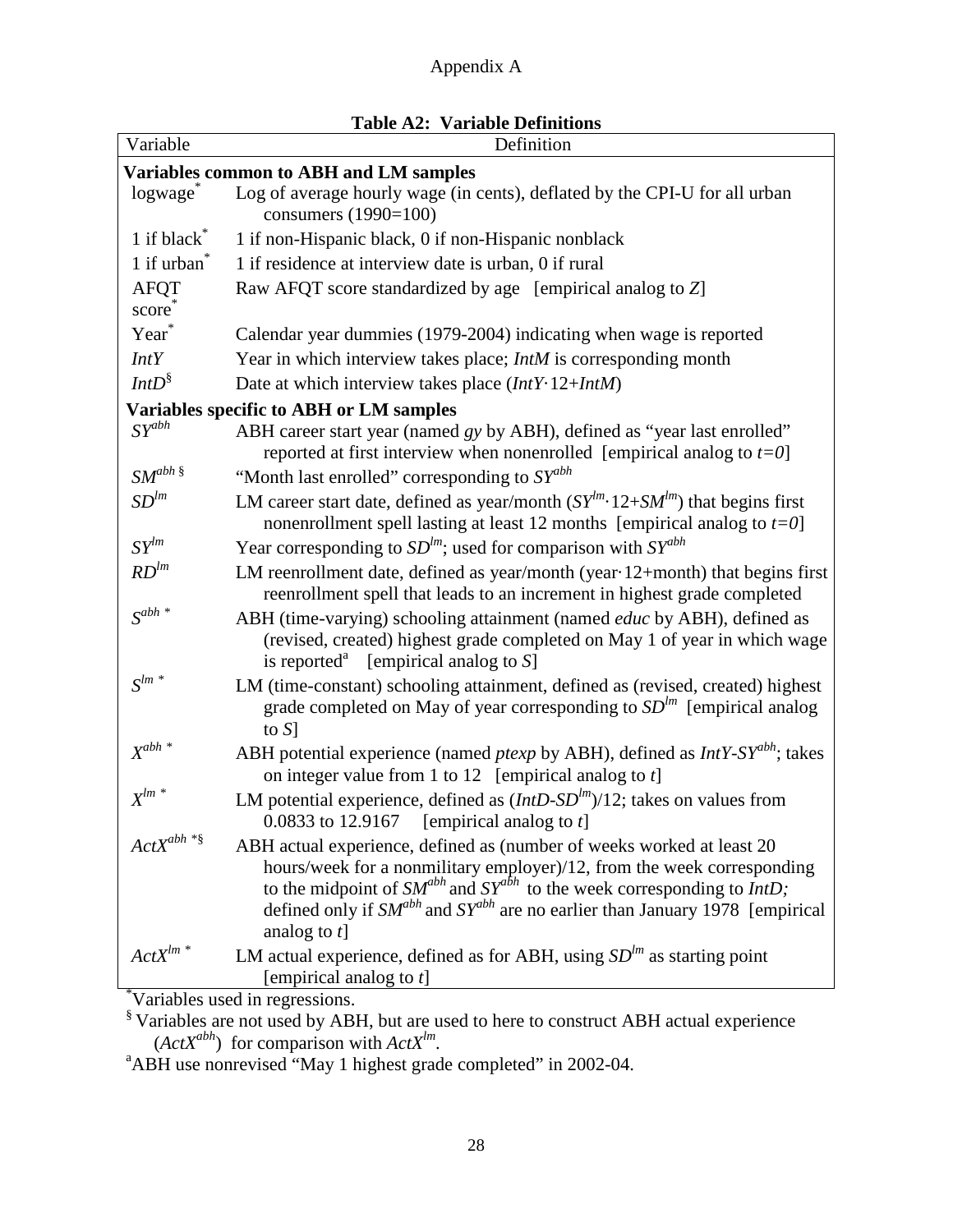Appendix A

**Table A2: Variable Definitions**

| Variable | Definition |
|---|---|
| **Variables common to ABH and LM samples** | |
| logwage* | Log of average hourly wage (in cents), deflated by the CPI-U for all urban consumers (1990=100) |
| 1 if black* | 1 if non-Hispanic black, 0 if non-Hispanic nonblack |
| 1 if urban* | 1 if residence at interview date is urban, 0 if rural |
| AFQT score* | Raw AFQT score standardized by age [empirical analog to $Z$] |
| Year* | Calendar year dummies (1979-2004) indicating when wage is reported |
| *IntY* | Year in which interview takes place; *IntM* is corresponding month |
| *IntD*§ | Date at which interview takes place ($IntY \cdot 12 + IntM$) |
| **Variables specific to ABH or LM samples** | |
| $SY^{abh}$ | ABH career start year (named *gy* by ABH), defined as "year last enrolled" reported at first interview when nonenrolled [empirical analog to $t=0$] |
| $SM^{abh}$ § | "Month last enrolled" corresponding to $SY^{abh}$ |
| $SD^{lm}$ | LM career start date, defined as year/month ($SY^{lm} \cdot 12 + SM^{lm}$) that begins first nonenrollment spell lasting at least 12 months [empirical analog to $t=0$] |
| $SY^{lm}$ | Year corresponding to $SD^{lm}$; used for comparison with $SY^{abh}$ |
| $RD^{lm}$ | LM reenrollment date, defined as year/month (year·12+month) that begins first reenrollment spell that leads to an increment in highest grade completed |
| $S^{abh}$ * | ABH (time-varying) schooling attainment (named *educ* by ABH), defined as (revised, created) highest grade completed on May 1 of year in which wage is reported[a] [empirical analog to $S$] |
| $S^{lm}$ * | LM (time-constant) schooling attainment, defined as (revised, created) highest grade completed on May of year corresponding to $SD^{lm}$ [empirical analog to $S$] |
| $X^{abh}$ * | ABH potential experience (named *ptexp* by ABH), defined as $IntY\text{-}SY^{abh}$; takes on integer value from 1 to 12 [empirical analog to $t$] |
| $X^{lm}$ * | LM potential experience, defined as $(IntD\text{-}SD^{lm})/12$; takes on values from 0.0833 to 12.9167 [empirical analog to $t$] |
| $ActX^{abh}$ *§ | ABH actual experience, defined as (number of weeks worked at least 20 hours/week for a nonmilitary employer)/12, from the week corresponding to the midpoint of $SM^{abh}$ and $SY^{abh}$ to the week corresponding to *IntD;* defined only if $SM^{abh}$ and $SY^{abh}$ are no earlier than January 1978 [empirical analog to $t$] |
| $ActX^{lm}$ * | LM actual experience, defined as for ABH, using $SD^{lm}$ as starting point [empirical analog to $t$] |

*Variables used in regressions.

§ Variables are not used by ABH, but are used to here to construct ABH actual experience ($ActX^{abh}$) for comparison with $ActX^{lm}$.

[a] ABH use nonrevised "May 1 highest grade completed" in 2002-04.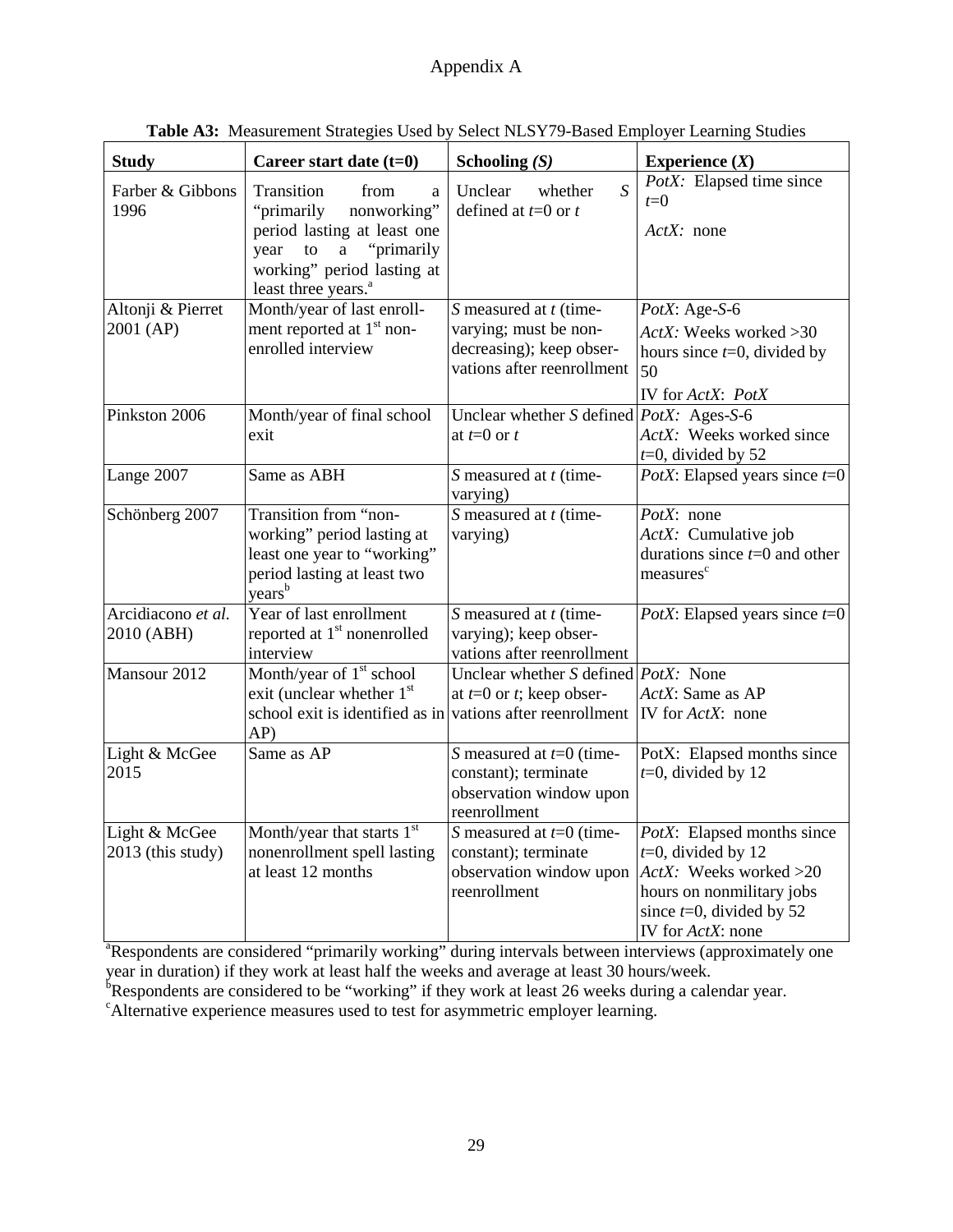Appendix A

**Table A3:** Measurement Strategies Used by Select NLSY79-Based Employer Learning Studies

| **Study** | **Career start date ($t$=0)** | **Schooling *(S)*** | **Experience (*X*)** |
|---|---|---|---|
| Farber & Gibbons 1996 | Transition from a "primarily nonworking" period lasting at least one year to a "primarily working" period lasting at least three years.[a] | Unclear whether *S* defined at $t$=0 or $t$ | *PotX:* Elapsed time since $t$=0<br>*ActX:* none |
| Altonji & Pierret 2001 (AP) | Month/year of last enrollment reported at 1st non-enrolled interview | *S* measured at $t$ (time-varying; must be non-decreasing); keep observations after reenrollment | *PotX*: Age-*S*-6<br>*ActX:* Weeks worked >30 hours since $t$=0, divided by 50<br>IV for *ActX*: *PotX* |
| Pinkston 2006 | Month/year of final school exit | Unclear whether *S* defined at $t$=0 or $t$ | *PotX:* Ages-*S*-6<br>*ActX*: Weeks worked since $t$=0, divided by 52 |
| Lange 2007 | Same as ABH | *S* measured at $t$ (time-varying) | *PotX*: Elapsed years since $t$=0 |
| Schönberg 2007 | Transition from "non-working" period lasting at least one year to "working" period lasting at least two years[b] | *S* measured at $t$ (time-varying) | *PotX*: none<br>*ActX:* Cumulative job durations since $t$=0 and other measures[c] |
| Arcidiacono *et al.* 2010 (ABH) | Year of last enrollment reported at 1st nonenrolled interview | *S* measured at $t$ (time-varying); keep observations after reenrollment | *PotX*: Elapsed years since $t$=0 |
| Mansour 2012 | Month/year of 1st school exit (unclear whether 1st school exit is identified as in AP) | Unclear whether *S* defined at $t$=0 or $t$; keep observations after reenrollment | *PotX:* None<br>*ActX*: Same as AP<br>IV for *ActX*: none |
| Light & McGee 2015 | Same as AP | *S* measured at $t$=0 (time-constant); terminate observation window upon reenrollment | PotX: Elapsed months since $t$=0, divided by 12 |
| Light & McGee 2013 (this study) | Month/year that starts 1st nonenrollment spell lasting at least 12 months | *S* measured at $t$=0 (time-constant); terminate observation window upon reenrollment | *PotX*: Elapsed months since $t$=0, divided by 12<br>*ActX*: Weeks worked >20 hours on nonmilitary jobs since $t$=0, divided by 52<br>IV for *ActX*: none |

[a]Respondents are considered "primarily working" during intervals between interviews (approximately one year in duration) if they work at least half the weeks and average at least 30 hours/week.
[b]Respondents are considered to be "working" if they work at least 26 weeks during a calendar year.
[c]Alternative experience measures used to test for asymmetric employer learning.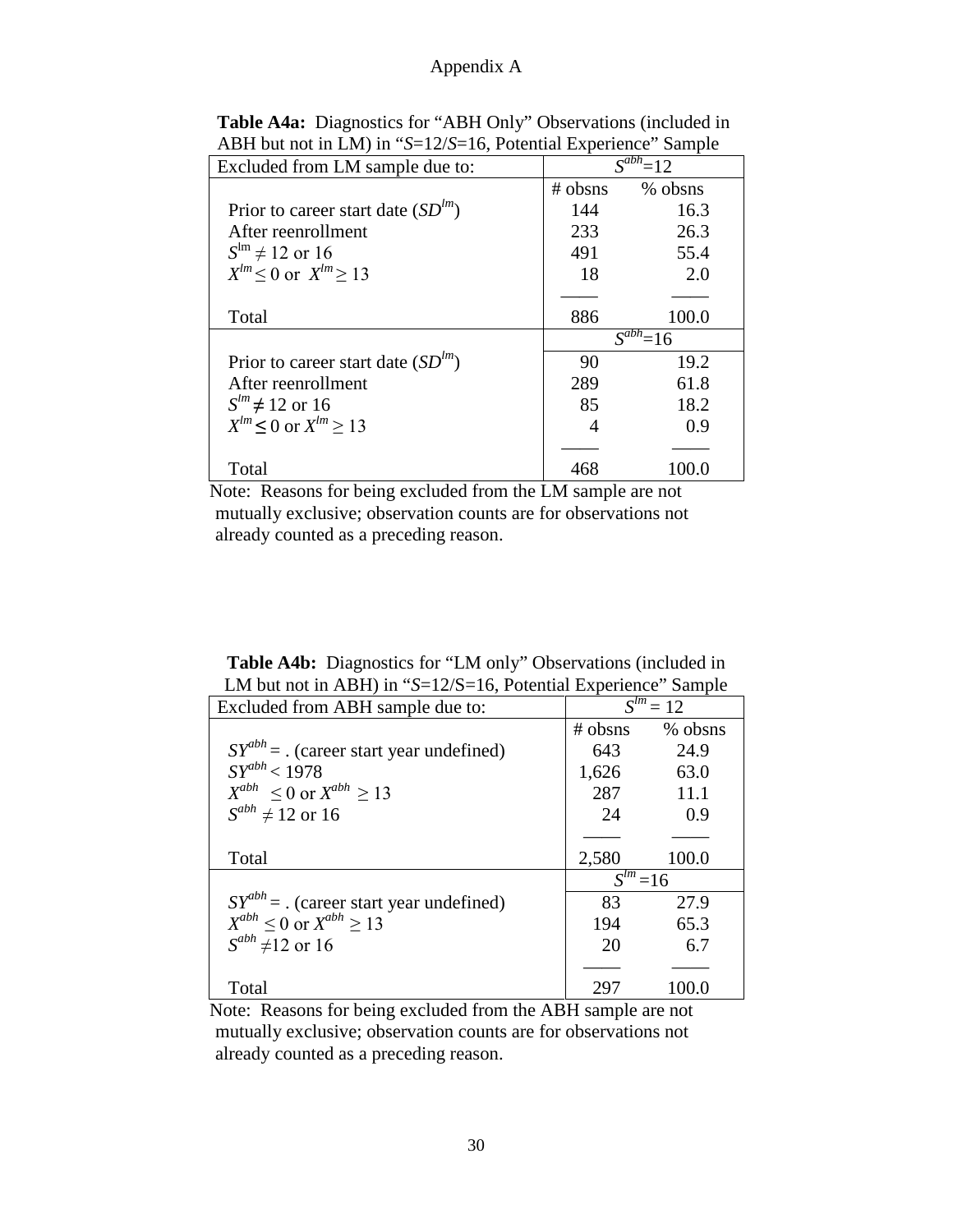Appendix A

**Table A4a:** Diagnostics for "ABH Only" Observations (included in ABH but not in LM) in "$S$=12/$S$=16, Potential Experience" Sample

| Excluded from LM sample due to: | $S^{abh}$=12 | |
|---|---|---|
| | # obsns | % obsns |
| Prior to career start date ($SD^{lm}$) | 144 | 16.3 |
| After reenrollment | 233 | 26.3 |
| $S^{lm} \neq 12$ or 16 | 491 | 55.4 |
| $X^{lm} \leq 0$ or $X^{lm} \geq 13$ | 18 | 2.0 |
| Total | 886 | 100.0 |
| | $S^{abh}$=16 | |
| Prior to career start date ($SD^{lm}$) | 90 | 19.2 |
| After reenrollment | 289 | 61.8 |
| $S^{lm} \neq 12$ or 16 | 85 | 18.2 |
| $X^{lm} \leq 0$ or $X^{lm} \geq 13$ | 4 | 0.9 |
| Total | 468 | 100.0 |

Note: Reasons for being excluded from the LM sample are not mutually exclusive; observation counts are for observations not already counted as a preceding reason.

**Table A4b:** Diagnostics for "LM only" Observations (included in LM but not in ABH) in "$S$=12/S=16, Potential Experience" Sample

| Excluded from ABH sample due to: | $S^{lm}$ = 12 | |
|---|---|---|
| | # obsns | % obsns |
| $SY^{abh}$ = . (career start year undefined) | 643 | 24.9 |
| $SY^{abh} < 1978$ | 1,626 | 63.0 |
| $X^{abh} \leq 0$ or $X^{abh} \geq 13$ | 287 | 11.1 |
| $S^{abh} \neq 12$ or 16 | 24 | 0.9 |
| Total | 2,580 | 100.0 |
| | $S^{lm}$ =16 | |
| $SY^{abh}$ = . (career start year undefined) | 83 | 27.9 |
| $X^{abh} \leq 0$ or $X^{abh} \geq 13$ | 194 | 65.3 |
| $S^{abh} \neq 12$ or 16 | 20 | 6.7 |
| Total | 297 | 100.0 |

Note: Reasons for being excluded from the ABH sample are not mutually exclusive; observation counts are for observations not already counted as a preceding reason.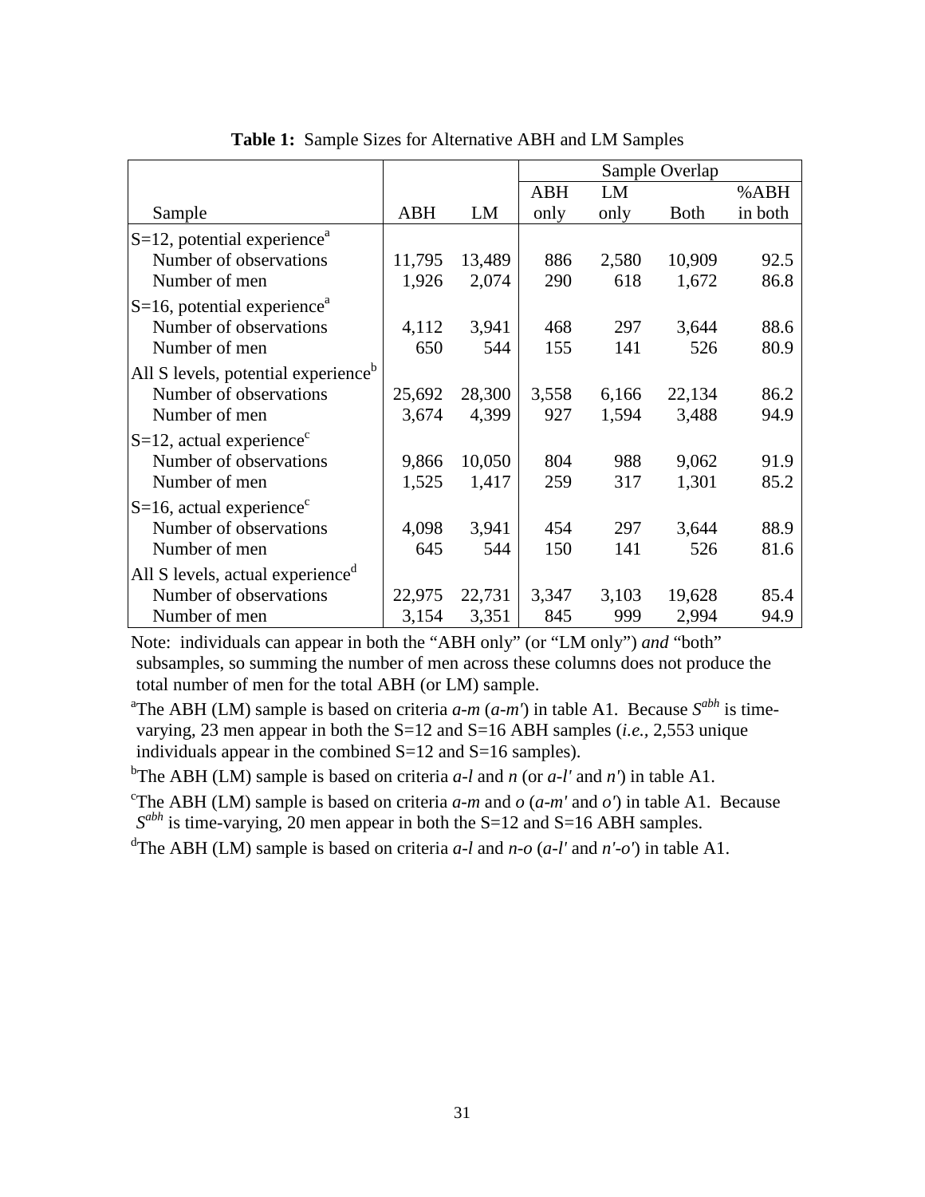**Table 1:** Sample Sizes for Alternative ABH and LM Samples

| Sample | ABH | LM | Sample Overlap: ABH only | LM only | Both | %ABH in both |
|---|---|---|---|---|---|---|
| S=12, potential experience[a] | | | | | | |
| Number of observations | 11,795 | 13,489 | 886 | 2,580 | 10,909 | 92.5 |
| Number of men | 1,926 | 2,074 | 290 | 618 | 1,672 | 86.8 |
| S=16, potential experience[a] | | | | | | |
| Number of observations | 4,112 | 3,941 | 468 | 297 | 3,644 | 88.6 |
| Number of men | 650 | 544 | 155 | 141 | 526 | 80.9 |
| All S levels, potential experience[b] | | | | | | |
| Number of observations | 25,692 | 28,300 | 3,558 | 6,166 | 22,134 | 86.2 |
| Number of men | 3,674 | 4,399 | 927 | 1,594 | 3,488 | 94.9 |
| S=12, actual experience[c] | | | | | | |
| Number of observations | 9,866 | 10,050 | 804 | 988 | 9,062 | 91.9 |
| Number of men | 1,525 | 1,417 | 259 | 317 | 1,301 | 85.2 |
| S=16, actual experience[c] | | | | | | |
| Number of observations | 4,098 | 3,941 | 454 | 297 | 3,644 | 88.9 |
| Number of men | 645 | 544 | 150 | 141 | 526 | 81.6 |
| All S levels, actual experience[d] | | | | | | |
| Number of observations | 22,975 | 22,731 | 3,347 | 3,103 | 19,628 | 85.4 |
| Number of men | 3,154 | 3,351 | 845 | 999 | 2,994 | 94.9 |

Note: individuals can appear in both the "ABH only" (or "LM only") *and* "both" subsamples, so summing the number of men across these columns does not produce the total number of men for the total ABH (or LM) sample.

[a]The ABH (LM) sample is based on criteria *a-m* (*a-m'*) in table A1. Because $S^{abh}$ is time-varying, 23 men appear in both the S=12 and S=16 ABH samples (*i.e.*, 2,553 unique individuals appear in the combined S=12 and S=16 samples).

[b]The ABH (LM) sample is based on criteria *a-l* and *n* (or *a-l'* and *n'*) in table A1.

[c]The ABH (LM) sample is based on criteria *a-m* and *o* (*a-m'* and *o'*) in table A1. Because $S^{abh}$ is time-varying, 20 men appear in both the S=12 and S=16 ABH samples.

[d]The ABH (LM) sample is based on criteria *a-l* and *n-o* (*a-l'* and *n'-o'*) in table A1.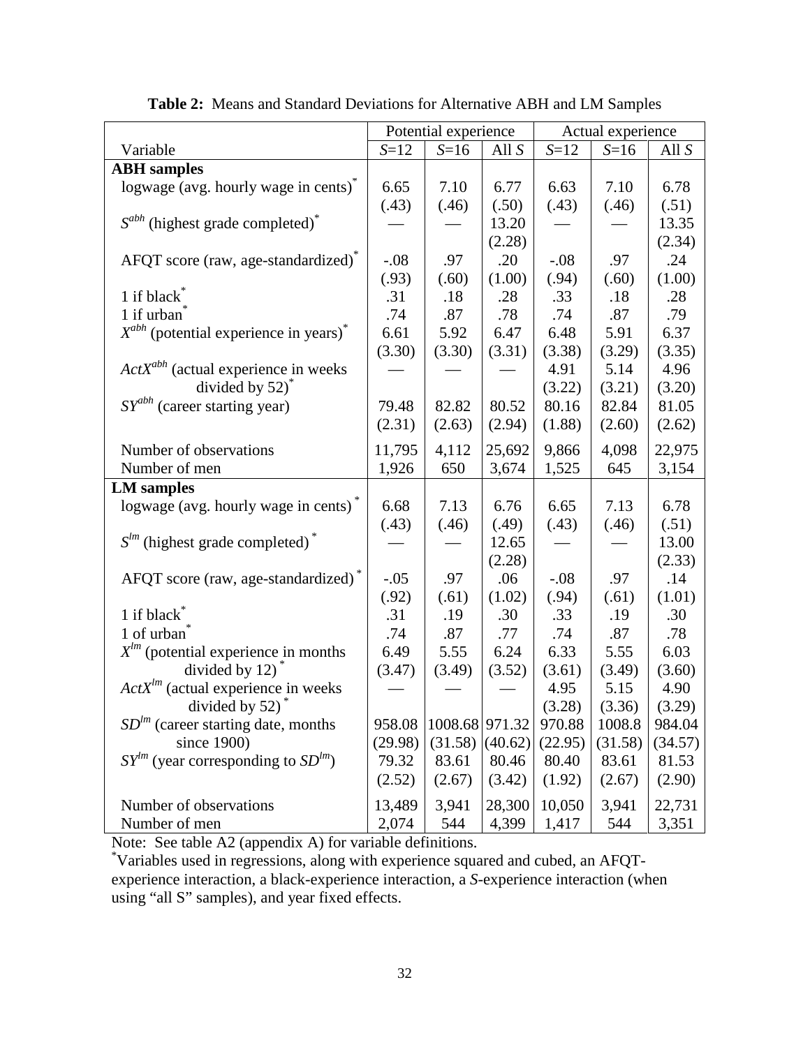**Table 2:** Means and Standard Deviations for Alternative ABH and LM Samples

| Variable | Potential experience | | | Actual experience | | |
|---|---|---|---|---|---|---|
| | $S$=12 | $S$=16 | All $S$ | $S$=12 | $S$=16 | All $S$ |
| **ABH samples** | | | | | | |
| logwage (avg. hourly wage in cents)* | 6.65 | 7.10 | 6.77 | 6.63 | 7.10 | 6.78 |
| | (.43) | (.46) | (.50) | (.43) | (.46) | (.51) |
| $S^{abh}$ (highest grade completed)* | — | — | 13.20 | — | — | 13.35 |
| | | | (2.28) | | | (2.34) |
| AFQT score (raw, age-standardized)* | -.08 | .97 | .20 | -.08 | .97 | .24 |
| | (.93) | (.60) | (1.00) | (.94) | (.60) | (1.00) |
| 1 if black* | .31 | .18 | .28 | .33 | .18 | .28 |
| 1 if urban* | .74 | .87 | .78 | .74 | .87 | .79 |
| $X^{abh}$ (potential experience in years)* | 6.61 | 5.92 | 6.47 | 6.48 | 5.91 | 6.37 |
| | (3.30) | (3.30) | (3.31) | (3.38) | (3.29) | (3.35) |
| $ActX^{abh}$ (actual experience in weeks divided by 52)* | — | — | — | 4.91 | 5.14 | 4.96 |
| | | | | (3.22) | (3.21) | (3.20) |
| $SY^{abh}$ (career starting year) | 79.48 | 82.82 | 80.52 | 80.16 | 82.84 | 81.05 |
| | (2.31) | (2.63) | (2.94) | (1.88) | (2.60) | (2.62) |
| Number of observations | 11,795 | 4,112 | 25,692 | 9,866 | 4,098 | 22,975 |
| Number of men | 1,926 | 650 | 3,674 | 1,525 | 645 | 3,154 |
| **LM samples** | | | | | | |
| logwage (avg. hourly wage in cents)* | 6.68 | 7.13 | 6.76 | 6.65 | 7.13 | 6.78 |
| | (.43) | (.46) | (.49) | (.43) | (.46) | (.51) |
| $S^{lm}$ (highest grade completed)* | — | — | 12.65 | — | — | 13.00 |
| | | | (2.28) | | | (2.33) |
| AFQT score (raw, age-standardized)* | -.05 | .97 | .06 | -.08 | .97 | .14 |
| | (.92) | (.61) | (1.02) | (.94) | (.61) | (1.01) |
| 1 if black* | .31 | .19 | .30 | .33 | .19 | .30 |
| 1 of urban* | .74 | .87 | .77 | .74 | .87 | .78 |
| $X^{lm}$ (potential experience in months divided by 12)* | 6.49 | 5.55 | 6.24 | 6.33 | 5.55 | 6.03 |
| | (3.47) | (3.49) | (3.52) | (3.61) | (3.49) | (3.60) |
| $ActX^{lm}$ (actual experience in weeks divided by 52)* | — | — | — | 4.95 | 5.15 | 4.90 |
| | | | | (3.28) | (3.36) | (3.29) |
| $SD^{lm}$ (career starting date, months since 1900) | 958.08 | 1008.68 | 971.32 | 970.88 | 1008.8 | 984.04 |
| | (29.98) | (31.58) | (40.62) | (22.95) | (31.58) | (34.57) |
| $SY^{lm}$ (year corresponding to $SD^{lm}$) | 79.32 | 83.61 | 80.46 | 80.40 | 83.61 | 81.53 |
| | (2.52) | (2.67) | (3.42) | (1.92) | (2.67) | (2.90) |
| Number of observations | 13,489 | 3,941 | 28,300 | 10,050 | 3,941 | 22,731 |
| Number of men | 2,074 | 544 | 4,399 | 1,417 | 544 | 3,351 |

Note: See table A2 (appendix A) for variable definitions.

*Variables used in regressions, along with experience squared and cubed, an AFQT-experience interaction, a black-experience interaction, a $S$-experience interaction (when using "all S" samples), and year fixed effects.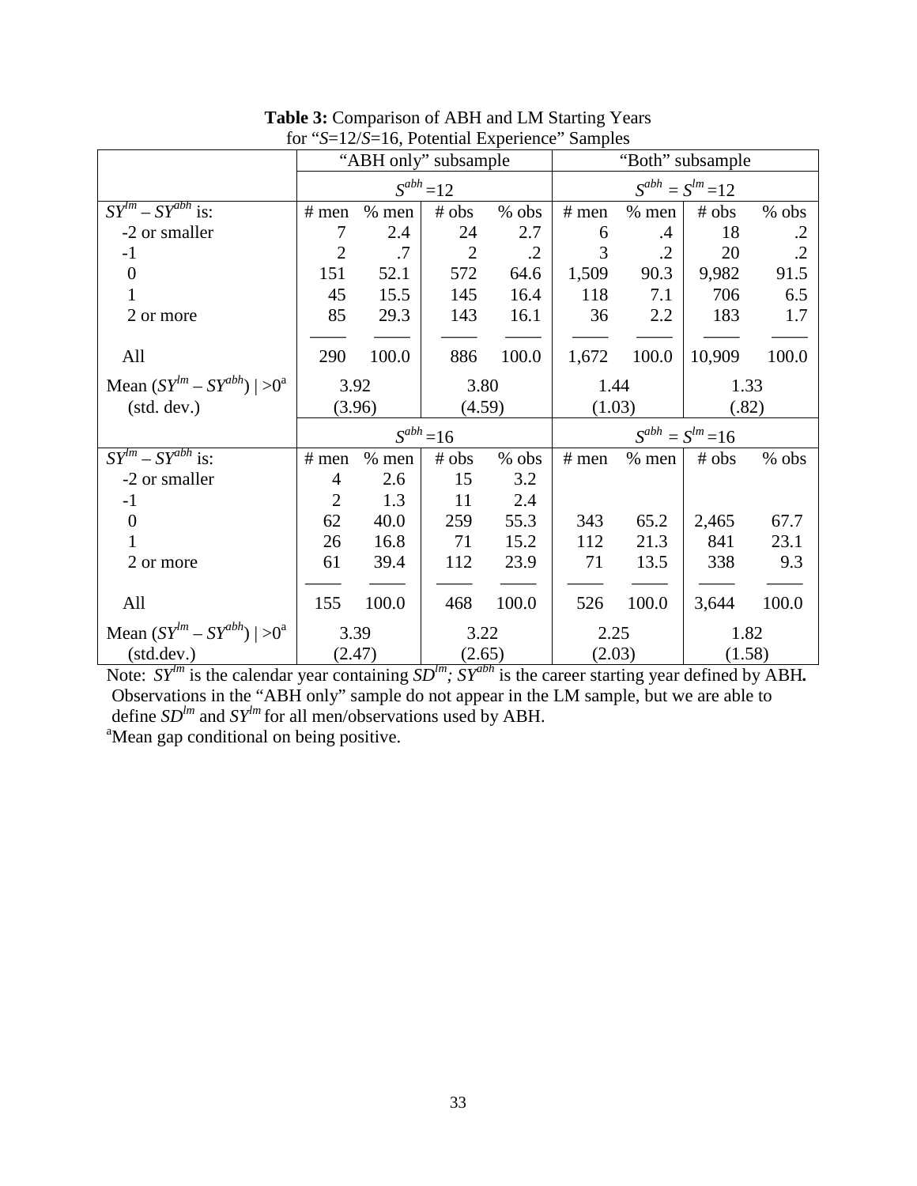**Table 3:** Comparison of ABH and LM Starting Years for "$S$=12/$S$=16, Potential Experience" Samples

| | "ABH only" subsample | | | | "Both" subsample | | | |
|---|---|---|---|---|---|---|---|---|
| | $S^{abh}$ =12 | | | | $S^{abh}$ = $S^{lm}$ =12 | | | |
| $SY^{lm} – SY^{abh}$ is: | # men | % men | # obs | % obs | # men | % men | # obs | % obs |
| -2 or smaller | 7 | 2.4 | 24 | 2.7 | 6 | .4 | 18 | .2 |
| -1 | 2 | .7 | 2 | .2 | 3 | .2 | 20 | .2 |
| 0 | 151 | 52.1 | 572 | 64.6 | 1,509 | 90.3 | 9,982 | 91.5 |
| 1 | 45 | 15.5 | 145 | 16.4 | 118 | 7.1 | 706 | 6.5 |
| 2 or more | 85 | 29.3 | 143 | 16.1 | 36 | 2.2 | 183 | 1.7 |
| All | 290 | 100.0 | 886 | 100.0 | 1,672 | 100.0 | 10,909 | 100.0 |
| Mean ($SY^{lm} – SY^{abh}$) \| >0[a] | 3.92 | | 3.80 | | 1.44 | | 1.33 | |
| (std. dev.) | (3.96) | | (4.59) | | (1.03) | | (.82) | |
| | $S^{abh}$ =16 | | | | $S^{abh}$ = $S^{lm}$ =16 | | | |
| $SY^{lm} – SY^{abh}$ is: | # men | % men | # obs | % obs | # men | % men | # obs | % obs |
| -2 or smaller | 4 | 2.6 | 15 | 3.2 | | | | |
| -1 | 2 | 1.3 | 11 | 2.4 | | | | |
| 0 | 62 | 40.0 | 259 | 55.3 | 343 | 65.2 | 2,465 | 67.7 |
| 1 | 26 | 16.8 | 71 | 15.2 | 112 | 21.3 | 841 | 23.1 |
| 2 or more | 61 | 39.4 | 112 | 23.9 | 71 | 13.5 | 338 | 9.3 |
| All | 155 | 100.0 | 468 | 100.0 | 526 | 100.0 | 3,644 | 100.0 |
| Mean ($SY^{lm} – SY^{abh}$) \| >0[a] | 3.39 | | 3.22 | | 2.25 | | 1.82 | |
| (std.dev.) | (2.47) | | (2.65) | | (2.03) | | (1.58) | |

Note: $SY^{lm}$ is the calendar year containing $SD^{lm}$; $SY^{abh}$ is the career starting year defined by ABH. Observations in the "ABH only" sample do not appear in the LM sample, but we are able to define $SD^{lm}$ and $SY^{lm}$ for all men/observations used by ABH.

[a]Mean gap conditional on being positive.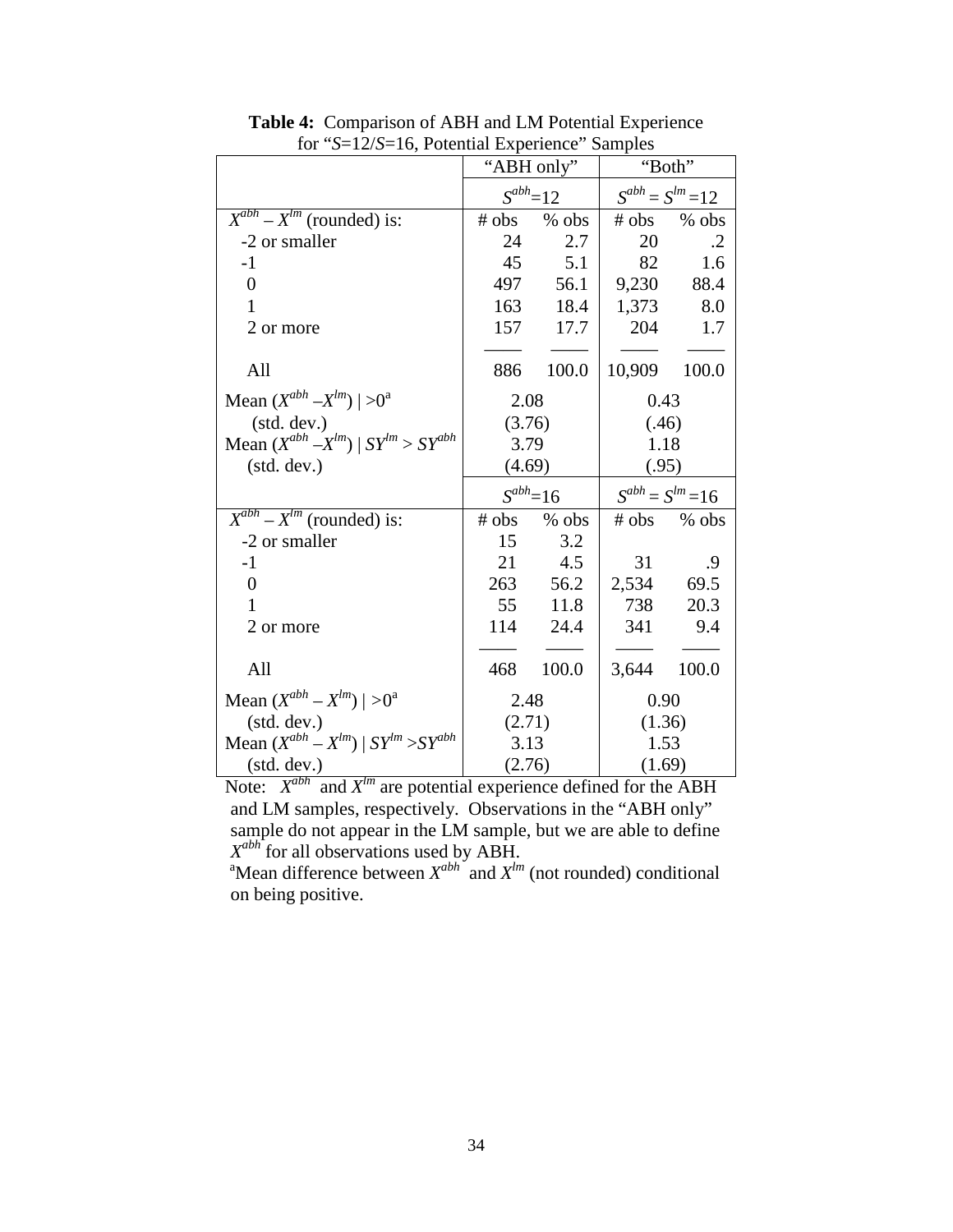**Table 4:** Comparison of ABH and LM Potential Experience for "$S$=12/$S$=16, Potential Experience" Samples

| | "ABH only" | | "Both" | |
|---|---|---|---|---|
| | $S^{abh}$=12 | | $S^{abh} = S^{lm}$ =12 | |
| $X^{abh} - X^{lm}$ (rounded) is: | # obs | % obs | # obs | % obs |
| -2 or smaller | 24 | 2.7 | 20 | .2 |
| -1 | 45 | 5.1 | 82 | 1.6 |
| 0 | 497 | 56.1 | 9,230 | 88.4 |
| 1 | 163 | 18.4 | 1,373 | 8.0 |
| 2 or more | 157 | 17.7 | 204 | 1.7 |
| All | 886 | 100.0 | 10,909 | 100.0 |
| Mean $(X^{abh} - X^{lm}) \mid >0$[a] | 2.08 | | 0.43 | |
| (std. dev.) | (3.76) | | (.46) | |
| Mean $(X^{abh} - X^{lm}) \mid SY^{lm} > SY^{abh}$ | 3.79 | | 1.18 | |
| (std. dev.) | (4.69) | | (.95) | |
| | $S^{abh}$=16 | | $S^{abh} = S^{lm}$ =16 | |
| $X^{abh} - X^{lm}$ (rounded) is: | # obs | % obs | # obs | % obs |
| -2 or smaller | 15 | 3.2 | | |
| -1 | 21 | 4.5 | 31 | .9 |
| 0 | 263 | 56.2 | 2,534 | 69.5 |
| 1 | 55 | 11.8 | 738 | 20.3 |
| 2 or more | 114 | 24.4 | 341 | 9.4 |
| All | 468 | 100.0 | 3,644 | 100.0 |
| Mean $(X^{abh} - X^{lm}) \mid >0$[a] | 2.48 | | 0.90 | |
| (std. dev.) | (2.71) | | (1.36) | |
| Mean $(X^{abh} - X^{lm}) \mid SY^{lm} > SY^{abh}$ | 3.13 | | 1.53 | |
| (std. dev.) | (2.76) | | (1.69) | |

Note: $X^{abh}$ and $X^{lm}$ are potential experience defined for the ABH and LM samples, respectively. Observations in the "ABH only" sample do not appear in the LM sample, but we are able to define $X^{abh}$ for all observations used by ABH.

[a]Mean difference between $X^{abh}$ and $X^{lm}$ (not rounded) conditional on being positive.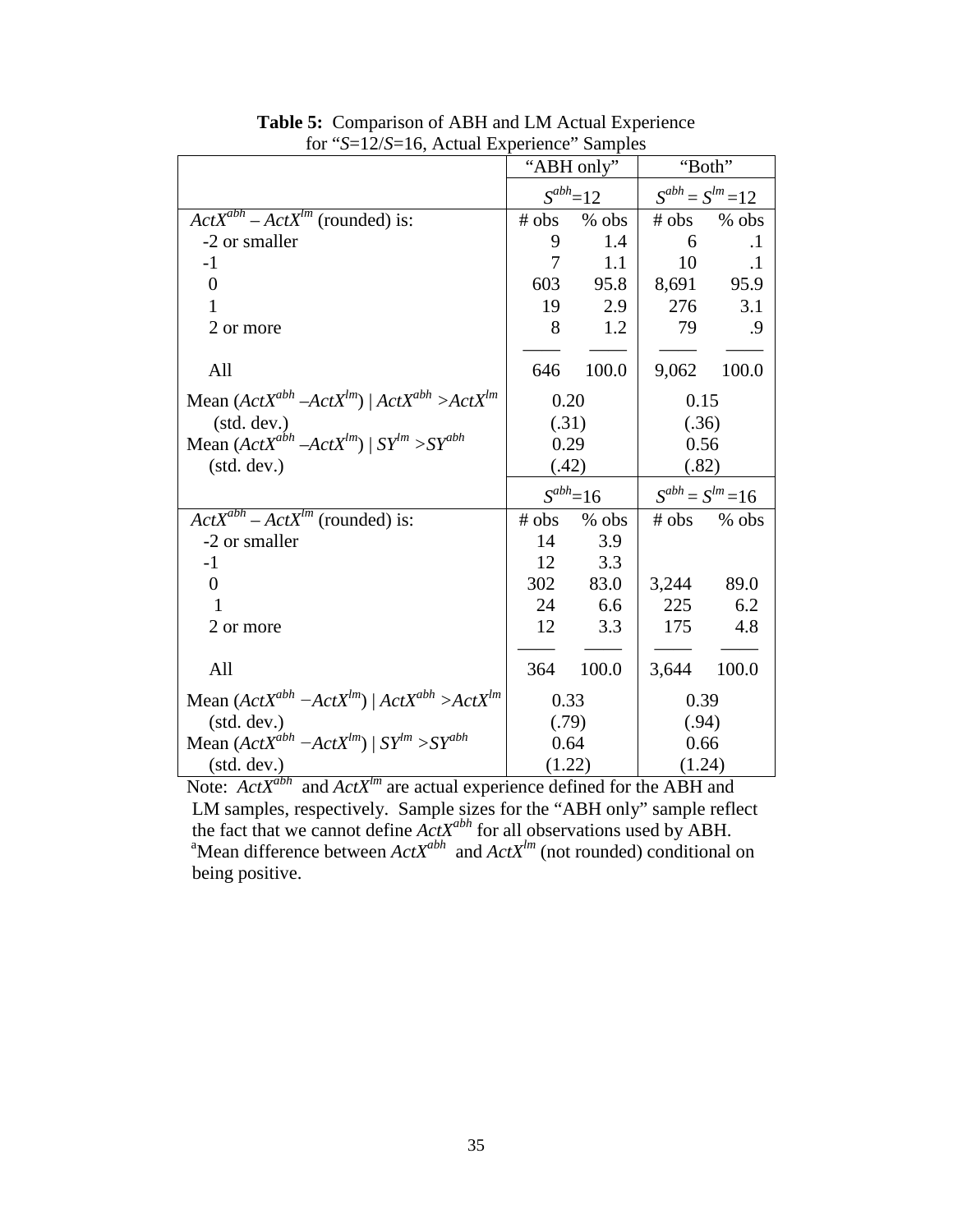**Table 5:** Comparison of ABH and LM Actual Experience for "*S*=12/*S*=16, Actual Experience" Samples

| | "ABH only" | | "Both" | |
|---|---|---|---|---|
| | $S^{abh}$=12 | | $S^{abh} = S^{lm}$ =12 | |
| $ActX^{abh} – ActX^{lm}$ (rounded) is: | # obs | % obs | # obs | % obs |
| -2 or smaller | 9 | 1.4 | 6 | .1 |
| -1 | 7 | 1.1 | 10 | .1 |
| 0 | 603 | 95.8 | 8,691 | 95.9 |
| 1 | 19 | 2.9 | 276 | 3.1 |
| 2 or more | 8 | 1.2 | 79 | .9 |
| All | 646 | 100.0 | 9,062 | 100.0 |
| Mean ($ActX^{abh} – ActX^{lm}$) \| $ActX^{abh} > ActX^{lm}$ | 0.20 | | 0.15 | |
| (std. dev.) | (.31) | | (.36) | |
| Mean ($ActX^{abh} – ActX^{lm}$) \| $SY^{lm} > SY^{abh}$ | 0.29 | | 0.56 | |
| (std. dev.) | (.42) | | (.82) | |
| | $S^{abh}$=16 | | $S^{abh} = S^{lm}$ =16 | |
| $ActX^{abh} – ActX^{lm}$ (rounded) is: | # obs | % obs | # obs | % obs |
| -2 or smaller | 14 | 3.9 | | |
| -1 | 12 | 3.3 | | |
| 0 | 302 | 83.0 | 3,244 | 89.0 |
| 1 | 24 | 6.6 | 225 | 6.2 |
| 2 or more | 12 | 3.3 | 175 | 4.8 |
| All | 364 | 100.0 | 3,644 | 100.0 |
| Mean ($ActX^{abh} – ActX^{lm}$) \| $ActX^{abh} > ActX^{lm}$ | 0.33 | | 0.39 | |
| (std. dev.) | (.79) | | (.94) | |
| Mean ($ActX^{abh} – ActX^{lm}$) \| $SY^{lm} > SY^{abh}$ | 0.64 | | 0.66 | |
| (std. dev.) | (1.22) | | (1.24) | |

Note: $ActX^{abh}$ and $ActX^{lm}$ are actual experience defined for the ABH and LM samples, respectively. Sample sizes for the "ABH only" sample reflect the fact that we cannot define $ActX^{abh}$ for all observations used by ABH.
[a]Mean difference between $ActX^{abh}$ and $ActX^{lm}$ (not rounded) conditional on being positive.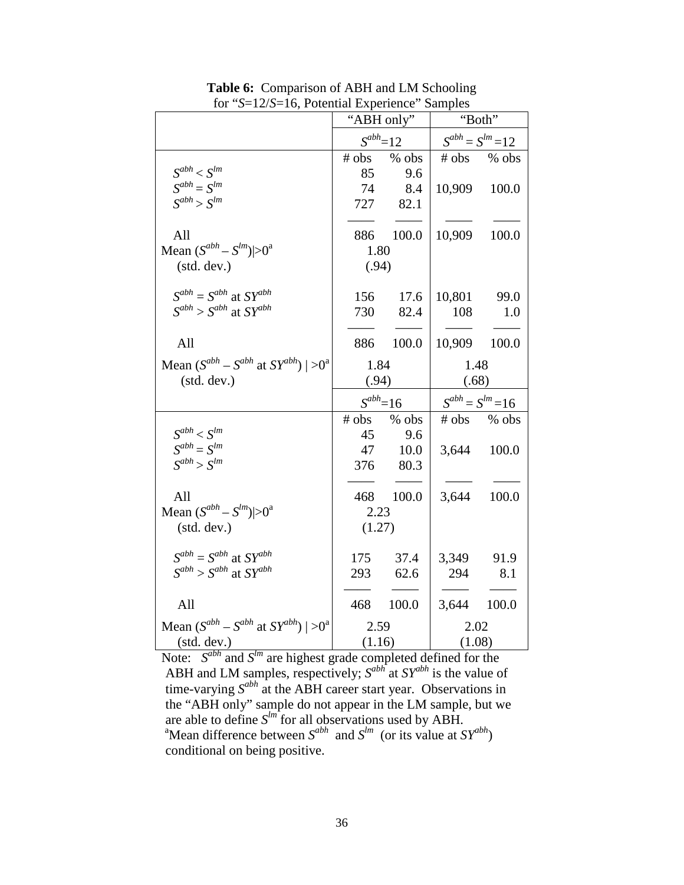**Table 6:** Comparison of ABH and LM Schooling for "$S$=12/$S$=16, Potential Experience" Samples

| | "ABH only" | | "Both" | |
|---|---|---|---|---|
| | $S^{abh}$=12 | | $S^{abh} = S^{lm}$ =12 | |
| | # obs | % obs | # obs | % obs |
| $S^{abh} < S^{lm}$ | 85 | 9.6 | | |
| $S^{abh} = S^{lm}$ | 74 | 8.4 | 10,909 | 100.0 |
| $S^{abh} > S^{lm}$ | 727 | 82.1 | | |
| All | 886 | 100.0 | 10,909 | 100.0 |
| Mean $(S^{abh} - S^{lm})\|>0$[a] | 1.80 | | | |
| (std. dev.) | (.94) | | | |
| $S^{abh} = S^{abh}$ at $SY^{abh}$ | 156 | 17.6 | 10,801 | 99.0 |
| $S^{abh} > S^{abh}$ at $SY^{abh}$ | 730 | 82.4 | 108 | 1.0 |
| All | 886 | 100.0 | 10,909 | 100.0 |
| Mean $(S^{abh} - S^{abh}$ at $SY^{abh})\ \| >0$[a] | 1.84 | | 1.48 | |
| (std. dev.) | (.94) | | (.68) | |
| | $S^{abh}$=16 | | $S^{abh} = S^{lm}$ =16 | |
| | # obs | % obs | # obs | % obs |
| $S^{abh} < S^{lm}$ | 45 | 9.6 | | |
| $S^{abh} = S^{lm}$ | 47 | 10.0 | 3,644 | 100.0 |
| $S^{abh} > S^{lm}$ | 376 | 80.3 | | |
| All | 468 | 100.0 | 3,644 | 100.0 |
| Mean $(S^{abh} - S^{lm})\|>0$[a] | 2.23 | | | |
| (std. dev.) | (1.27) | | | |
| $S^{abh} = S^{abh}$ at $SY^{abh}$ | 175 | 37.4 | 3,349 | 91.9 |
| $S^{abh} > S^{abh}$ at $SY^{abh}$ | 293 | 62.6 | 294 | 8.1 |
| All | 468 | 100.0 | 3,644 | 100.0 |
| Mean $(S^{abh} - S^{abh}$ at $SY^{abh})\ \| >0$[a] | 2.59 | | 2.02 | |
| (std. dev.) | (1.16) | | (1.08) | |

Note: $S^{abh}$ and $S^{lm}$ are highest grade completed defined for the ABH and LM samples, respectively; $S^{abh}$ at $SY^{abh}$ is the value of time-varying $S^{abh}$ at the ABH career start year. Observations in the "ABH only" sample do not appear in the LM sample, but we are able to define $S^{lm}$ for all observations used by ABH.

[a]Mean difference between $S^{abh}$ and $S^{lm}$ (or its value at $SY^{abh}$) conditional on being positive.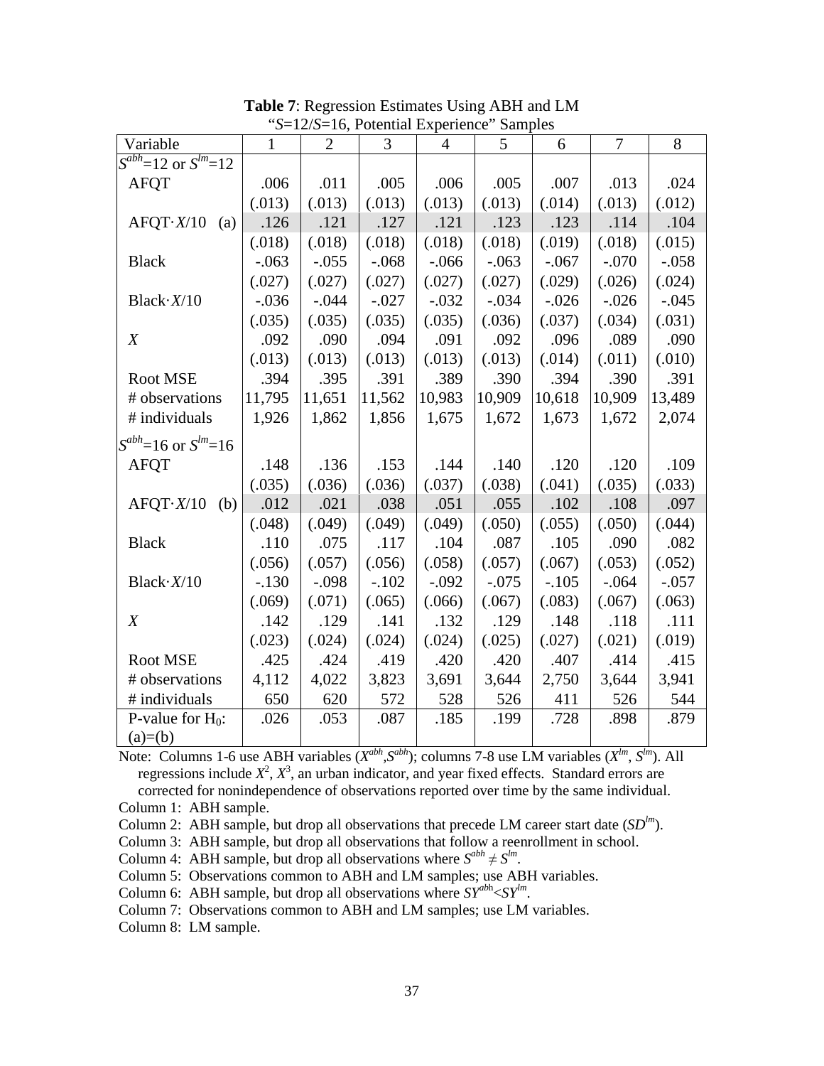**Table 7**: Regression Estimates Using ABH and LM "$S$=12/$S$=16, Potential Experience" Samples

| Variable | 1 | 2 | 3 | 4 | 5 | 6 | 7 | 8 |
|---|---|---|---|---|---|---|---|---|
| $S^{abh}$=12 or $S^{lm}$=12 | | | | | | | | |
| AFQT | .006 | .011 | .005 | .006 | .005 | .007 | .013 | .024 |
| | (.013) | (.013) | (.013) | (.013) | (.013) | (.014) | (.013) | (.012) |
| AFQT·$X$/10 (a) | .126 | .121 | .127 | .121 | .123 | .123 | .114 | .104 |
| | (.018) | (.018) | (.018) | (.018) | (.018) | (.019) | (.018) | (.015) |
| Black | -.063 | -.055 | -.068 | -.066 | -.063 | -.067 | -.070 | -.058 |
| | (.027) | (.027) | (.027) | (.027) | (.027) | (.029) | (.026) | (.024) |
| Black·$X$/10 | -.036 | -.044 | -.027 | -.032 | -.034 | -.026 | -.026 | -.045 |
| | (.035) | (.035) | (.035) | (.035) | (.036) | (.037) | (.034) | (.031) |
| $X$ | .092 | .090 | .094 | .091 | .092 | .096 | .089 | .090 |
| | (.013) | (.013) | (.013) | (.013) | (.013) | (.014) | (.011) | (.010) |
| Root MSE | .394 | .395 | .391 | .389 | .390 | .394 | .390 | .391 |
| # observations | 11,795 | 11,651 | 11,562 | 10,983 | 10,909 | 10,618 | 10,909 | 13,489 |
| # individuals | 1,926 | 1,862 | 1,856 | 1,675 | 1,672 | 1,673 | 1,672 | 2,074 |
| $S^{abh}$=16 or $S^{lm}$=16 | | | | | | | | |
| AFQT | .148 | .136 | .153 | .144 | .140 | .120 | .120 | .109 |
| | (.035) | (.036) | (.036) | (.037) | (.038) | (.041) | (.035) | (.033) |
| AFQT·$X$/10 (b) | .012 | .021 | .038 | .051 | .055 | .102 | .108 | .097 |
| | (.048) | (.049) | (.049) | (.049) | (.050) | (.055) | (.050) | (.044) |
| Black | .110 | .075 | .117 | .104 | .087 | .105 | .090 | .082 |
| | (.056) | (.057) | (.056) | (.058) | (.057) | (.067) | (.053) | (.052) |
| Black·$X$/10 | -.130 | -.098 | -.102 | -.092 | -.075 | -.105 | -.064 | -.057 |
| | (.069) | (.071) | (.065) | (.066) | (.067) | (.083) | (.067) | (.063) |
| $X$ | .142 | .129 | .141 | .132 | .129 | .148 | .118 | .111 |
| | (.023) | (.024) | (.024) | (.024) | (.025) | (.027) | (.021) | (.019) |
| Root MSE | .425 | .424 | .419 | .420 | .420 | .407 | .414 | .415 |
| # observations | 4,112 | 4,022 | 3,823 | 3,691 | 3,644 | 2,750 | 3,644 | 3,941 |
| # individuals | 650 | 620 | 572 | 528 | 526 | 411 | 526 | 544 |
| P-value for $H_0$: (a)=(b) | .026 | .053 | .087 | .185 | .199 | .728 | .898 | .879 |

Note: Columns 1-6 use ABH variables ($X^{abh}$,$S^{abh}$); columns 7-8 use LM variables ($X^{lm}$, $S^{lm}$). All regressions include $X^2$, $X^3$, an urban indicator, and year fixed effects. Standard errors are corrected for nonindependence of observations reported over time by the same individual.

Column 1: ABH sample.

Column 2: ABH sample, but drop all observations that precede LM career start date ($SD^{lm}$).

Column 3: ABH sample, but drop all observations that follow a reenrollment in school.

Column 4: ABH sample, but drop all observations where $S^{abh} \neq S^{lm}$.

Column 5: Observations common to ABH and LM samples; use ABH variables.

Column 6: ABH sample, but drop all observations where $SY^{abh} < SY^{lm}$.

Column 7: Observations common to ABH and LM samples; use LM variables.

Column 8: LM sample.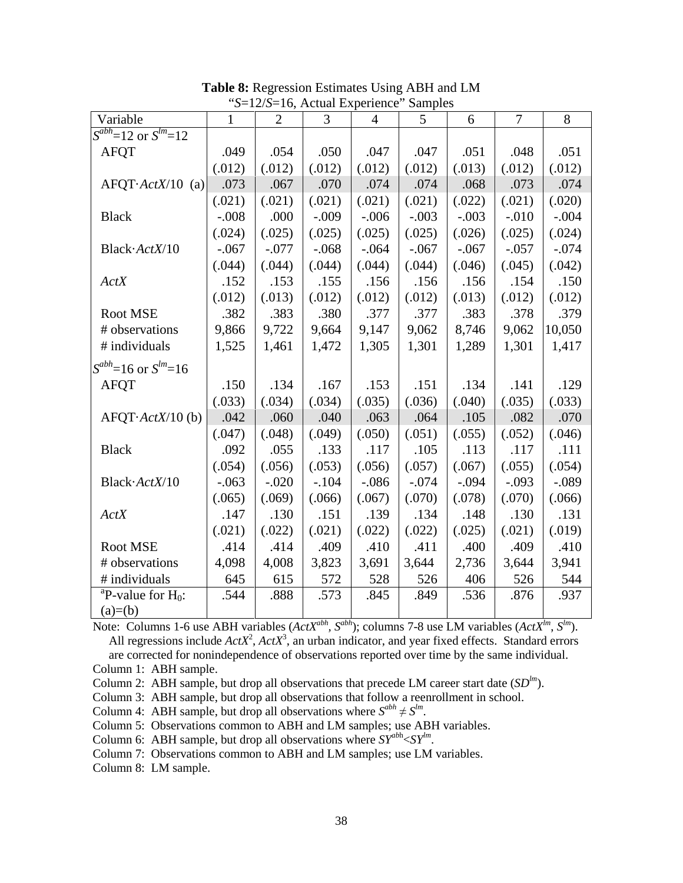**Table 8:** Regression Estimates Using ABH and LM "$S$=12/$S$=16, Actual Experience" Samples

| Variable | 1 | 2 | 3 | 4 | 5 | 6 | 7 | 8 |
|---|---|---|---|---|---|---|---|---|
| $S^{abh}$=12 or $S^{lm}$=12 | | | | | | | | |
| AFQT | .049 | .054 | .050 | .047 | .047 | .051 | .048 | .051 |
| | (.012) | (.012) | (.012) | (.012) | (.012) | (.013) | (.012) | (.012) |
| AFQT·$ActX$/10 (a) | .073 | .067 | .070 | .074 | .074 | .068 | .073 | .074 |
| | (.021) | (.021) | (.021) | (.021) | (.021) | (.022) | (.021) | (.020) |
| Black | -.008 | .000 | -.009 | -.006 | -.003 | -.003 | -.010 | -.004 |
| | (.024) | (.025) | (.025) | (.025) | (.025) | (.026) | (.025) | (.024) |
| Black·$ActX$/10 | -.067 | -.077 | -.068 | -.064 | -.067 | -.067 | -.057 | -.074 |
| | (.044) | (.044) | (.044) | (.044) | (.044) | (.046) | (.045) | (.042) |
| $ActX$ | .152 | .153 | .155 | .156 | .156 | .156 | .154 | .150 |
| | (.012) | (.013) | (.012) | (.012) | (.012) | (.013) | (.012) | (.012) |
| Root MSE | .382 | .383 | .380 | .377 | .377 | .383 | .378 | .379 |
| # observations | 9,866 | 9,722 | 9,664 | 9,147 | 9,062 | 8,746 | 9,062 | 10,050 |
| # individuals | 1,525 | 1,461 | 1,472 | 1,305 | 1,301 | 1,289 | 1,301 | 1,417 |
| $S^{abh}$=16 or $S^{lm}$=16 | | | | | | | | |
| AFQT | .150 | .134 | .167 | .153 | .151 | .134 | .141 | .129 |
| | (.033) | (.034) | (.034) | (.035) | (.036) | (.040) | (.035) | (.033) |
| AFQT·$ActX$/10 (b) | .042 | .060 | .040 | .063 | .064 | .105 | .082 | .070 |
| | (.047) | (.048) | (.049) | (.050) | (.051) | (.055) | (.052) | (.046) |
| Black | .092 | .055 | .133 | .117 | .105 | .113 | .117 | .111 |
| | (.054) | (.056) | (.053) | (.056) | (.057) | (.067) | (.055) | (.054) |
| Black·$ActX$/10 | -.063 | -.020 | -.104 | -.086 | -.074 | -.094 | -.093 | -.089 |
| | (.065) | (.069) | (.066) | (.067) | (.070) | (.078) | (.070) | (.066) |
| $ActX$ | .147 | .130 | .151 | .139 | .134 | .148 | .130 | .131 |
| | (.021) | (.022) | (.021) | (.022) | (.022) | (.025) | (.021) | (.019) |
| Root MSE | .414 | .414 | .409 | .410 | .411 | .400 | .409 | .410 |
| # observations | 4,098 | 4,008 | 3,823 | 3,691 | 3,644 | 2,736 | 3,644 | 3,941 |
| # individuals | 645 | 615 | 572 | 528 | 526 | 406 | 526 | 544 |
| [a]P-value for $H_0$: (a)=(b) | .544 | .888 | .573 | .845 | .849 | .536 | .876 | .937 |

Note: Columns 1-6 use ABH variables ($ActX^{abh}$, $S^{abh}$); columns 7-8 use LM variables ($ActX^{lm}$, $S^{lm}$). All regressions include $ActX^2$, $ActX^3$, an urban indicator, and year fixed effects. Standard errors are corrected for nonindependence of observations reported over time by the same individual.

Column 1: ABH sample.

Column 2: ABH sample, but drop all observations that precede LM career start date ($SD^{lm}$).

Column 3: ABH sample, but drop all observations that follow a reenrollment in school.

Column 4: ABH sample, but drop all observations where $S^{abh} \neq S^{lm}$.

Column 5: Observations common to ABH and LM samples; use ABH variables.

Column 6: ABH sample, but drop all observations where $SY^{abh} < SY^{lm}$.

Column 7: Observations common to ABH and LM samples; use LM variables.

Column 8: LM sample.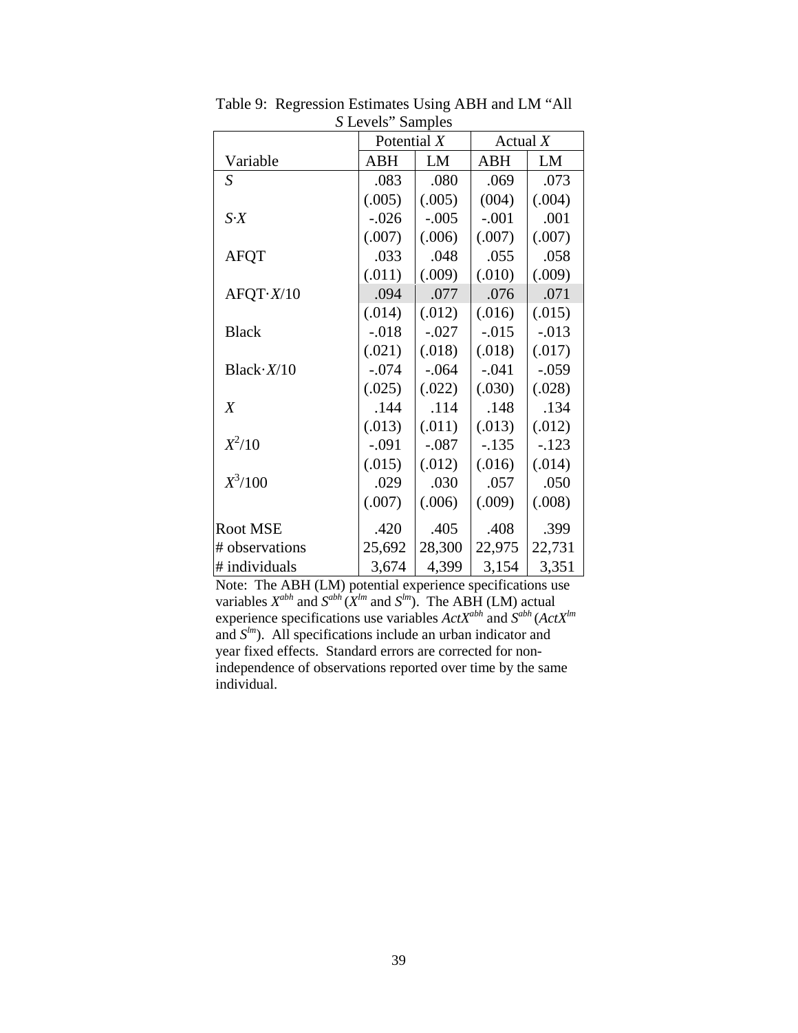Table 9: Regression Estimates Using ABH and LM "All $S$ Levels" Samples

| | Potential $X$ | | Actual $X$ | |
|---|---|---|---|---|
| Variable | ABH | LM | ABH | LM |
| $S$ | .083 | .080 | .069 | .073 |
| | (.005) | (.005) | (004) | (.004) |
| $S{\cdot}X$ | -.026 | -.005 | -.001 | .001 |
| | (.007) | (.006) | (.007) | (.007) |
| AFQT | .033 | .048 | .055 | .058 |
| | (.011) | (.009) | (.010) | (.009) |
| AFQT$\cdot X/10$ | .094 | .077 | .076 | .071 |
| | (.014) | (.012) | (.016) | (.015) |
| Black | -.018 | -.027 | -.015 | -.013 |
| | (.021) | (.018) | (.018) | (.017) |
| Black$\cdot X/10$ | -.074 | -.064 | -.041 | -.059 |
| | (.025) | (.022) | (.030) | (.028) |
| $X$ | .144 | .114 | .148 | .134 |
| | (.013) | (.011) | (.013) | (.012) |
| $X^2/10$ | -.091 | -.087 | -.135 | -.123 |
| | (.015) | (.012) | (.016) | (.014) |
| $X^3/100$ | .029 | .030 | .057 | .050 |
| | (.007) | (.006) | (.009) | (.008) |
| Root MSE | .420 | .405 | .408 | .399 |
| # observations | 25,692 | 28,300 | 22,975 | 22,731 |
| # individuals | 3,674 | 4,399 | 3,154 | 3,351 |

Note: The ABH (LM) potential experience specifications use variables $X^{abh}$ and $S^{abh}$ ($X^{lm}$ and $S^{lm}$). The ABH (LM) actual experience specifications use variables $ActX^{abh}$ and $S^{abh}$ ($ActX^{lm}$ and $S^{lm}$). All specifications include an urban indicator and year fixed effects. Standard errors are corrected for non-independence of observations reported over time by the same individual.